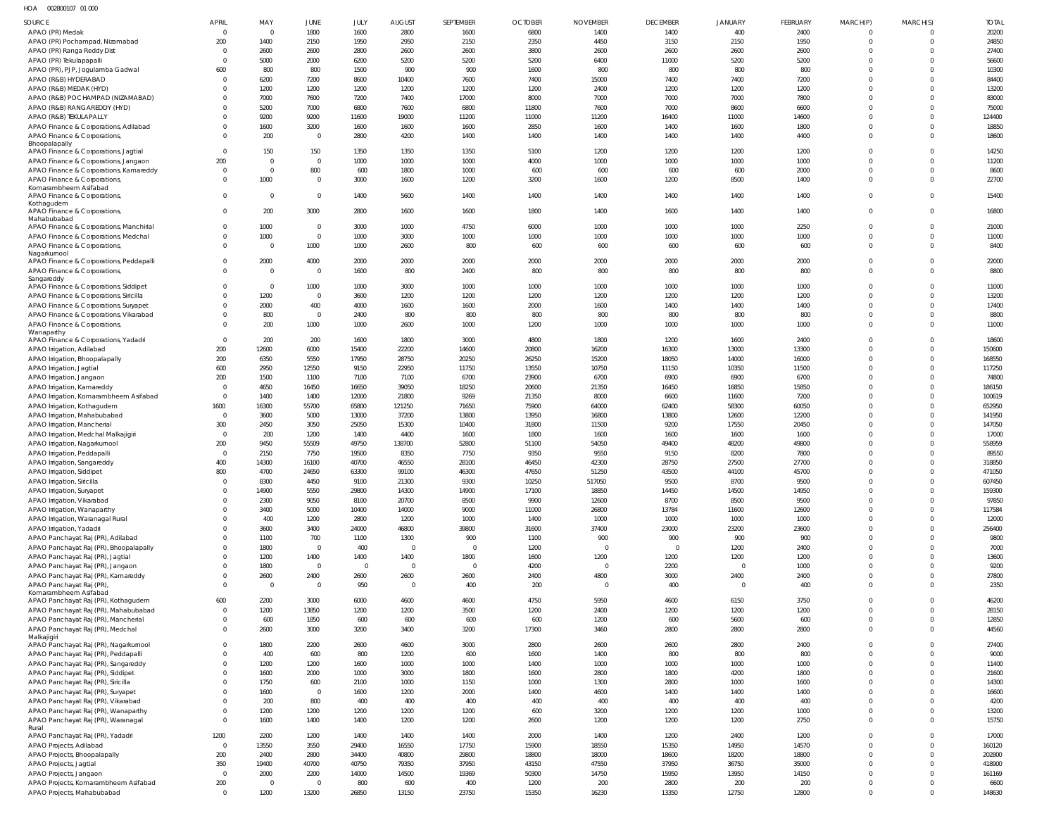HOA 002800107 01 000

| SOURCE | APRIL | MAY | JUNE | JULY | AUGUST | SEPTEMBER | OCTOBER | NOVEMBER | DECEMBER | JANUARY | FEBRUARY | MARCH(P) | MARCH(S) | TOTAL |
|---|---|---|---|---|---|---|---|---|---|---|---|---|---|---|
| APAO (PR) Medak | 0 | 0 | 1800 | 1600 | 2800 | 1600 | 6800 | 1400 | 1400 | 400 | 2400 | 0 | 0 | 20200 |
| APAO (PR) Pochampad, Nizamabad | 200 | 1400 | 2150 | 1950 | 2950 | 2150 | 2350 | 4450 | 3150 | 2150 | 1950 | 0 | 0 | 24850 |
| APAO (PR) Ranga Reddy Dist | 0 | 2600 | 2600 | 2800 | 2600 | 2600 | 3800 | 2600 | 2600 | 2600 | 2600 | 0 | 0 | 27400 |
| APAO (PR) Tekulapapalli | 0 | 5000 | 2000 | 6200 | 5200 | 5200 | 5200 | 6400 | 11000 | 5200 | 5200 | 0 | 0 | 56600 |
| APAO (PR), PJP, Jogulamba Gadwal | 600 | 800 | 800 | 1500 | 900 | 900 | 1600 | 800 | 800 | 800 | 800 | 0 | 0 | 10300 |
| APAO (R&B) HYDERABAD | 0 | 6200 | 7200 | 8600 | 10400 | 7600 | 7400 | 15000 | 7400 | 7400 | 7200 | 0 | 0 | 84400 |
| APAO (R&B) MEDAK (HYD) | 0 | 1200 | 1200 | 1200 | 1200 | 1200 | 1200 | 2400 | 1200 | 1200 | 1200 | 0 | 0 | 13200 |
| APAO (R&B) POCHAMPAD (NIZAMABAD) | 0 | 7000 | 7600 | 7200 | 7400 | 17000 | 8000 | 7000 | 7000 | 7000 | 7800 | 0 | 0 | 83000 |
| APAO (R&B) RANGAREDDY (HYD) | 0 | 5200 | 7000 | 6800 | 7600 | 6800 | 11800 | 7600 | 7000 | 8600 | 6600 | 0 | 0 | 75000 |
| APAO (R&B) TEKULAPALLY | 0 | 9200 | 9200 | 11600 | 19000 | 11200 | 11000 | 11200 | 16400 | 11000 | 14600 | 0 | 0 | 124400 |
| APAO Finance & Corporations, Adilabad | 0 | 1600 | 3200 | 1600 | 1600 | 1600 | 2850 | 1600 | 1400 | 1600 | 1800 | 0 | 0 | 18850 |
| APAO Finance & Corporations, Bhoopalapally | 0 | 200 | 0 | 2800 | 4200 | 1400 | 1400 | 1400 | 1400 | 1400 | 4400 | 0 | 0 | 18600 |
| APAO Finance & Corporations, Jagtial | 0 | 150 | 150 | 1350 | 1350 | 1350 | 5100 | 1200 | 1200 | 1200 | 1200 | 0 | 0 | 14250 |
| APAO Finance & Corporations, Jangaon | 200 | 0 | 0 | 1000 | 1000 | 1000 | 4000 | 1000 | 1000 | 1000 | 1000 | 0 | 0 | 11200 |
| APAO Finance & Corporations, Kamareddy | 0 | 0 | 800 | 600 | 1800 | 1000 | 600 | 600 | 600 | 600 | 2000 | 0 | 0 | 8600 |
| APAO Finance & Corporations, Komarambheem Asifabad | 0 | 1000 | 0 | 3000 | 1600 | 1200 | 3200 | 1600 | 1200 | 8500 | 1400 | 0 | 0 | 22700 |
| APAO Finance & Corporations, Kothagudem | 0 | 0 | 0 | 1400 | 5600 | 1400 | 1400 | 1400 | 1400 | 1400 | 1400 | 0 | 0 | 15400 |
| APAO Finance & Corporations, Mahabubabad | 0 | 200 | 3000 | 2800 | 1600 | 1600 | 1800 | 1400 | 1600 | 1400 | 1400 | 0 | 0 | 16800 |
| APAO Finance & Corporations, Manchirial | 0 | 1000 | 0 | 3000 | 1000 | 4750 | 6000 | 1000 | 1000 | 1000 | 2250 | 0 | 0 | 21000 |
| APAO Finance & Corporations, Medchal | 0 | 1000 | 0 | 1000 | 3000 | 1000 | 1000 | 1000 | 1000 | 1000 | 1000 | 0 | 0 | 11000 |
| APAO Finance & Corporations, Nagarkurnool | 0 | 0 | 1000 | 1000 | 2600 | 800 | 600 | 600 | 600 | 600 | 600 | 0 | 0 | 8400 |
| APAO Finance & Corporations, Peddapalli | 0 | 2000 | 4000 | 2000 | 2000 | 2000 | 2000 | 2000 | 2000 | 2000 | 2000 | 0 | 0 | 22000 |
| APAO Finance & Corporations, Sangareddy | 0 | 0 | 0 | 1600 | 800 | 2400 | 800 | 800 | 800 | 800 | 800 | 0 | 0 | 8800 |
| APAO Finance & Corporations, Siddipet | 0 | 0 | 1000 | 1000 | 3000 | 1000 | 1000 | 1000 | 1000 | 1000 | 1000 | 0 | 0 | 11000 |
| APAO Finance & Corporations, Siricilla | 0 | 1200 | 0 | 3600 | 1200 | 1200 | 1200 | 1200 | 1200 | 1200 | 1200 | 0 | 0 | 13200 |
| APAO Finance & Corporations, Suryapet | 0 | 2000 | 400 | 4000 | 1600 | 1600 | 2000 | 1600 | 1400 | 1400 | 1400 | 0 | 0 | 17400 |
| APAO Finance & Corporations, Vikarabad | 0 | 800 | 0 | 2400 | 800 | 800 | 800 | 800 | 800 | 800 | 800 | 0 | 0 | 8800 |
| APAO Finance & Corporations, Wanaparthy | 0 | 200 | 1000 | 1000 | 2600 | 1000 | 1200 | 1000 | 1000 | 1000 | 1000 | 0 | 0 | 11000 |
| APAO Finance & Corporations, Yadadri | 0 | 200 | 200 | 1600 | 1800 | 3000 | 4800 | 1800 | 1200 | 1600 | 2400 | 0 | 0 | 18600 |
| APAO Irrigation, Adilabad | 200 | 12600 | 6000 | 15400 | 22200 | 14600 | 20800 | 16200 | 16300 | 13000 | 13300 | 0 | 0 | 150600 |
| APAO Irrigation, Bhoopalapally | 200 | 6350 | 5550 | 17950 | 28750 | 20250 | 26250 | 15200 | 18050 | 14000 | 16000 | 0 | 0 | 168550 |
| APAO Irrigation, Jagtial | 600 | 2950 | 12550 | 9150 | 22950 | 11750 | 13550 | 10750 | 11150 | 10350 | 11500 | 0 | 0 | 117250 |
| APAO Irrigation, Jangaon | 200 | 1500 | 1100 | 7100 | 7100 | 6700 | 23900 | 6700 | 6900 | 6900 | 6700 | 0 | 0 | 74800 |
| APAO Irrigation, Kamareddy | 0 | 4650 | 16450 | 16650 | 39050 | 18250 | 20600 | 21350 | 16450 | 16850 | 15850 | 0 | 0 | 186150 |
| APAO Irrigation, Komarambheem Asifabad | 0 | 1400 | 1400 | 12000 | 21800 | 9269 | 21350 | 8000 | 6600 | 11600 | 7200 | 0 | 0 | 100619 |
| APAO Irrigation, Kothagudem | 1600 | 16300 | 55700 | 65800 | 121250 | 71650 | 75900 | 64000 | 62400 | 58300 | 60050 | 0 | 0 | 652950 |
| APAO Irrigation, Mahabubabad | 0 | 3600 | 5000 | 13000 | 37200 | 13800 | 13950 | 16800 | 13800 | 12600 | 12200 | 0 | 0 | 141950 |
| APAO Irrigation, Mancherial | 300 | 2450 | 3050 | 25050 | 15300 | 10400 | 31800 | 11500 | 9200 | 17550 | 20450 | 0 | 0 | 147050 |
| APAO Irrigation, Medchal Malkajigiri | 0 | 200 | 1200 | 1400 | 4400 | 1600 | 1800 | 1600 | 1600 | 1600 | 1600 | 0 | 0 | 17000 |
| APAO Irrigation, Nagarkurnool | 200 | 9450 | 55509 | 49750 | 138700 | 52800 | 51100 | 54050 | 49400 | 48200 | 49800 | 0 | 0 | 558959 |
| APAO Irrigation, Peddapalli | 0 | 2150 | 7750 | 19500 | 8350 | 7750 | 9350 | 9550 | 9150 | 8200 | 7800 | 0 | 0 | 89550 |
| APAO Irrigation, Sangareddy | 400 | 14300 | 16100 | 40700 | 46550 | 28100 | 46450 | 42300 | 28750 | 27500 | 27700 | 0 | 0 | 318850 |
| APAO Irrigation, Siddipet | 800 | 4700 | 24650 | 63300 | 99100 | 46300 | 47650 | 51250 | 43500 | 44100 | 45700 | 0 | 0 | 471050 |
| APAO Irrigation, Siricilla | 0 | 8300 | 4450 | 9100 | 21300 | 9300 | 10250 | 517050 | 9500 | 8700 | 9500 | 0 | 0 | 607450 |
| APAO Irrigation, Suryapet | 0 | 14900 | 5550 | 29800 | 14300 | 14900 | 17100 | 18850 | 14450 | 14500 | 14950 | 0 | 0 | 159300 |
| APAO Irrigation, Vikarabad | 0 | 2300 | 9050 | 8100 | 20700 | 8500 | 9900 | 12600 | 8700 | 8500 | 9500 | 0 | 0 | 97850 |
| APAO Irrigation, Wanaparthy | 0 | 3400 | 5000 | 10400 | 14000 | 9000 | 11000 | 26800 | 13784 | 11600 | 12600 | 0 | 0 | 117584 |
| APAO Irrigation, Waranagal Rural | 0 | 400 | 1200 | 2800 | 1200 | 1000 | 1400 | 1000 | 1000 | 1000 | 1000 | 0 | 0 | 12000 |
| APAO Irrigation, Yadadri | 0 | 3600 | 3400 | 24000 | 46800 | 39800 | 31600 | 37400 | 23000 | 23200 | 23600 | 0 | 0 | 256400 |
| APAO Panchayat Raj (PR), Adilabad | 0 | 1100 | 700 | 1100 | 1300 | 900 | 1100 | 900 | 900 | 900 | 900 | 0 | 0 | 9800 |
| APAO Panchayat Raj (PR), Bhoopalapally | 0 | 1800 | 0 | 400 | 0 | 0 | 1200 | 0 | 0 | 1200 | 2400 | 0 | 0 | 7000 |
| APAO Panchayat Raj (PR), Jagtial | 0 | 1200 | 1400 | 1400 | 1400 | 1800 | 1600 | 1200 | 1200 | 1200 | 1200 | 0 | 0 | 13600 |
| APAO Panchayat Raj (PR), Jangaon | 0 | 1800 | 0 | 0 | 0 | 0 | 4200 | 0 | 2200 | 0 | 1000 | 0 | 0 | 9200 |
| APAO Panchayat Raj (PR), Kamareddy | 0 | 2600 | 2400 | 2600 | 2600 | 2600 | 2400 | 4800 | 3000 | 2400 | 2400 | 0 | 0 | 27800 |
| APAO Panchayat Raj (PR), Komarambheem Asifabad | 0 | 0 | 0 | 950 | 0 | 400 | 200 | 0 | 400 | 0 | 400 | 0 | 0 | 2350 |
| APAO Panchayat Raj (PR), Kothagudem | 600 | 2200 | 3000 | 6000 | 4600 | 4600 | 4750 | 5950 | 4600 | 6150 | 3750 | 0 | 0 | 46200 |
| APAO Panchayat Raj (PR), Mahabubabad | 0 | 1200 | 13850 | 1200 | 1200 | 3500 | 1200 | 2400 | 1200 | 1200 | 1200 | 0 | 0 | 28150 |
| APAO Panchayat Raj (PR), Mancherial | 0 | 600 | 1850 | 600 | 600 | 600 | 600 | 1200 | 600 | 5600 | 600 | 0 | 0 | 12850 |
| APAO Panchayat Raj (PR), Medchal Malkajigiri | 0 | 2600 | 3000 | 3200 | 3400 | 3200 | 17300 | 3460 | 2800 | 2800 | 2800 | 0 | 0 | 44560 |
| APAO Panchayat Raj (PR), Nagarkurnool | 0 | 1800 | 2200 | 2600 | 4600 | 3000 | 2800 | 2600 | 2600 | 2800 | 2400 | 0 | 0 | 27400 |
| APAO Panchayat Raj (PR), Peddapalli | 0 | 400 | 600 | 800 | 1200 | 600 | 1600 | 1400 | 800 | 800 | 800 | 0 | 0 | 9000 |
| APAO Panchayat Raj (PR), Sangareddy | 0 | 1200 | 1200 | 1600 | 1000 | 1000 | 1400 | 1000 | 1000 | 1000 | 1000 | 0 | 0 | 11400 |
| APAO Panchayat Raj (PR), Siddipet | 0 | 1600 | 2000 | 1000 | 3000 | 1800 | 1600 | 2800 | 1800 | 4200 | 1800 | 0 | 0 | 21600 |
| APAO Panchayat Raj (PR), Siricilla | 0 | 1750 | 600 | 2100 | 1000 | 1150 | 1000 | 1300 | 2800 | 1000 | 1600 | 0 | 0 | 14300 |
| APAO Panchayat Raj (PR), Suryapet | 0 | 1600 | 0 | 1600 | 1200 | 2000 | 1400 | 4600 | 1400 | 1400 | 1400 | 0 | 0 | 16600 |
| APAO Panchayat Raj (PR), Vikarabad | 0 | 200 | 800 | 400 | 400 | 400 | 400 | 400 | 400 | 400 | 400 | 0 | 0 | 4200 |
| APAO Panchayat Raj (PR), Wanaparthy | 0 | 1200 | 1200 | 1200 | 1200 | 1200 | 600 | 3200 | 1200 | 1200 | 1000 | 0 | 0 | 13200 |
| APAO Panchayat Raj (PR), Waranagal Rural | 0 | 1600 | 1400 | 1400 | 1200 | 1200 | 2600 | 1200 | 1200 | 1200 | 2750 | 0 | 0 | 15750 |
| APAO Panchayat Raj (PR), Yadadri | 1200 | 2200 | 1200 | 1400 | 1400 | 1400 | 2000 | 1400 | 1200 | 2400 | 1200 | 0 | 0 | 17000 |
| APAO Projects, Adilabad | 0 | 13550 | 3550 | 29400 | 16550 | 17750 | 15900 | 18550 | 15350 | 14950 | 14570 | 0 | 0 | 160120 |
| APAO Projects, Bhoopalapally | 200 | 2400 | 2800 | 34400 | 40800 | 29800 | 18800 | 18000 | 18600 | 18200 | 18800 | 0 | 0 | 202800 |
| APAO Projects, Jagtial | 350 | 19400 | 40700 | 40750 | 79350 | 37950 | 43150 | 47550 | 37950 | 36750 | 35000 | 0 | 0 | 418900 |
| APAO Projects, Jangaon | 0 | 2000 | 2200 | 14000 | 14500 | 19369 | 50300 | 14750 | 15950 | 13950 | 14150 | 0 | 0 | 161169 |
| APAO Projects, Komarambheem Asifabad | 200 | 0 | 0 | 800 | 600 | 400 | 1200 | 200 | 2800 | 200 | 200 | 0 | 0 | 6600 |
| APAO Projects, Mahabubabad | 0 | 1200 | 13200 | 26850 | 13150 | 23750 | 15350 | 16230 | 13350 | 12750 | 12800 | 0 | 0 | 148630 |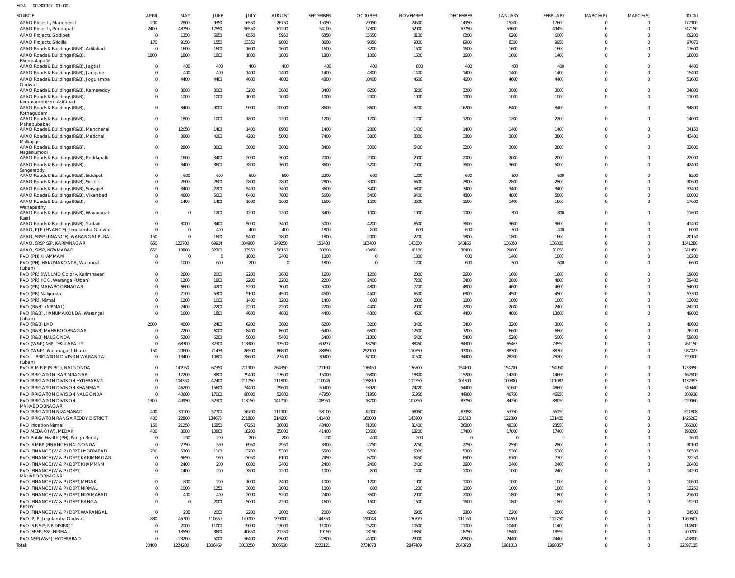HOA 002800107 01 000

| SOURCE | APRIL | MAY | JUNE | JULY | AUGUST | SEPTEMBER | OCTOBER | NOVEMBER | DECEMBER | JANUARY | FEBRUARY | MARCH(P) | MARCH(S) | TOTAL |
|---|---|---|---|---|---|---|---|---|---|---|---|---|---|---|
| APAO Projects, Mancherial | 200 | 2800 | 9350 | 16550 | 26750 | 15950 | 29050 | 24500 | 14950 | 15200 | 17600 | 0 | 0 | 172900 |
| APAO Projects, Peddapalli | 2400 | 48750 | 17550 | 96550 | 61200 | 54100 | 57800 | 52000 | 53750 | 53600 | 49450 | 0 | 0 | 547150 |
| APAO Projects, Siddipet | 0 | 1350 | 6950 | 6550 | 5950 | 6350 | 15550 | 8100 | 6200 | 6200 | 6000 | 0 | 0 | 69200 |
| APAO Projects, Siricilla | 170 | 9150 | 1550 | 23350 | 9000 | 8600 | 9050 | 9000 | 8900 | 8350 | 9950 | 0 | 0 | 97070 |
| APAO Roads & Buildings (R&B), Adilabad | 0 | 1600 | 1600 | 1600 | 1600 | 1600 | 3200 | 1600 | 1600 | 1600 | 1600 | 0 | 0 | 17600 |
| APAO Roads & Buildings (R&B), Bhoopalapally | 1800 | 1800 | 1800 | 1800 | 1800 | 1800 | 1800 | 1600 | 1600 | 1600 | 1400 | 0 | 0 | 18800 |
| APAO Roads & Buildings (R&B), Jagtial | 0 | 400 | 400 | 400 | 400 | 400 | 400 | 800 | 400 | 400 | 400 | 0 | 0 | 4400 |
| APAO Roads & Buildings (R&B), Jangaon | 0 | 400 | 400 | 1400 | 1400 | 1400 | 4800 | 1400 | 1400 | 1400 | 1400 | 0 | 0 | 15400 |
| APAO Roads & Buildings (R&B), Jogulamba Gadwal | 0 | 4400 | 4400 | 4600 | 4800 | 4800 | 10400 | 4600 | 4600 | 4600 | 4400 | 0 | 0 | 51600 |
| APAO Roads & Buildings (R&B), Kamareddy | 0 | 3000 | 3000 | 3200 | 3600 | 3400 | 6200 | 3200 | 3200 | 3000 | 3000 | 0 | 0 | 34800 |
| APAO Roads & Buildings (R&B), Komarambheem Asifabad | 0 | 1000 | 1000 | 1000 | 1000 | 1000 | 2000 | 1000 | 1000 | 1000 | 1000 | 0 | 0 | 11000 |
| APAO Roads & Buildings (R&B), Kothagudem | 0 | 8400 | 9000 | 9000 | 10000 | 8600 | 8600 | 8200 | 16200 | 8400 | 8400 | 0 | 0 | 94800 |
| APAO Roads & Buildings (R&B), Mahabubabad | 0 | 1800 | 1000 | 1800 | 1200 | 1200 | 1200 | 1200 | 1200 | 1200 | 2200 | 0 | 0 | 14000 |
| APAO Roads & Buildings (R&B), Mancherial | 0 | 12650 | 1400 | 1400 | 8900 | 1400 | 2800 | 1400 | 1400 | 1400 | 1400 | 0 | 0 | 34150 |
| APAO Roads & Buildings (R&B), Medchal Malkajigiri | 0 | 3600 | 4200 | 4200 | 5000 | 7400 | 3800 | 3800 | 3800 | 3800 | 3800 | 0 | 0 | 43400 |
| APAO Roads & Buildings (R&B), Nagarkurnool | 0 | 2800 | 3000 | 3000 | 3000 | 3400 | 3000 | 5400 | 3200 | 3000 | 2800 | 0 | 0 | 32600 |
| APAO Roads & Buildings (R&B), Peddapalli | 0 | 1600 | 3400 | 2000 | 3000 | 2000 | 2000 | 2000 | 2000 | 2000 | 2000 | 0 | 0 | 22000 |
| APAO Roads & Buildings (R&B), Sangareddy | 0 | 3400 | 3600 | 3800 | 3600 | 3600 | 5200 | 7000 | 3600 | 3600 | 5000 | 0 | 0 | 42400 |
| APAO Roads & Buildings (R&B), Siddipet | 0 | 600 | 600 | 600 | 600 | 2200 | 600 | 1200 | 600 | 600 | 600 | 0 | 0 | 8200 |
| APAO Roads & Buildings (R&B), Siricilla | 0 | 2600 | 2600 | 2800 | 2800 | 2800 | 3000 | 5600 | 2800 | 2800 | 2800 | 0 | 0 | 30600 |
| APAO Roads & Buildings (R&B), Suryapet | 0 | 3400 | 2200 | 5400 | 3400 | 3600 | 3400 | 5800 | 3400 | 3400 | 3400 | 0 | 0 | 37400 |
| APAO Roads & Buildings (R&B), Vikarabad | 0 | 4600 | 5600 | 6400 | 7800 | 5600 | 5400 | 9400 | 4800 | 4800 | 5600 | 0 | 0 | 60000 |
| APAO Roads & Buildings (R&B), Wanaparthy | 0 | 1400 | 1400 | 1600 | 1600 | 1600 | 1600 | 3600 | 1600 | 1400 | 1800 | 0 | 0 | 17600 |
| APAO Roads & Buildings (R&B), Waranagal Rural | 0 | 0 | 1200 | 1200 | 1200 | 3400 | 1000 | 1000 | 1000 | 800 | 800 | 0 | 0 | 11600 |
| APAO Roads & Buildings (R&B), Yadadri | 0 | 3000 | 3400 | 5000 | 3400 | 5000 | 4200 | 6600 | 3600 | 3600 | 3600 | 0 | 0 | 41400 |
| APAO, PJP (FINANCE), Jogulamba Gadwal | 0 | 0 | 400 | 400 | 400 | 1800 | 800 | 600 | 600 | 600 | 400 | 0 | 0 | 6000 |
| APAO, SRSP (FINANCE), WARANGAL RURAL | 150 | 0 | 1600 | 5400 | 1800 | 1800 | 2000 | 2200 | 1800 | 1800 | 1600 | 0 | 0 | 20150 |
| APAO, SRSP SSP, KARIMNAGAR | 650 | 122700 | 69914 | 304900 | 149250 | 151400 | 183400 | 143550 | 143166 | 136050 | 136300 | 0 | 0 | 1541280 |
| APAO, SRSP, NIZAMABAD | 650 | 13800 | 32300 | 33550 | 56150 | 30000 | 43450 | 41100 | 30400 | 29000 | 31050 | 0 | 0 | 341450 |
| PAO (PH) KHAMMAM | 0 | 0 | 0 | 1800 | 2400 | 1000 | 0 | 1800 | 800 | 1400 | 1000 | 0 | 0 | 10200 |
| PAO (PH), HANUMAKONDA, Warangal (Urban) | 0 | 1000 | 600 | 200 | 0 | 1800 | 0 | 1200 | 600 | 600 | 600 | 0 | 0 | 6600 |
| PAO (PR) (IW), LMD Colony, Karimnagar | 0 | 2600 | 2000 | 2200 | 1600 | 1600 | 1200 | 2000 | 2600 | 1600 | 1600 | 0 | 0 | 19000 |
| PAO (PR) KCC, Warangal (Urban) | 0 | 1200 | 1800 | 2200 | 2200 | 2200 | 2400 | 7200 | 3400 | 2000 | 4800 | 0 | 0 | 29400 |
| PAO (PR) MAHABOOBNAGAR | 0 | 6600 | 4200 | 5200 | 7000 | 5000 | 4800 | 7200 | 4800 | 4600 | 4600 | 0 | 0 | 54000 |
| PAO (PR) Nalgonda | 0 | 7100 | 5300 | 5100 | 4500 | 4500 | 4500 | 6500 | 6800 | 4500 | 4500 | 0 | 0 | 53300 |
| PAO (PR), Nirmal | 0 | 1200 | 1000 | 1400 | 1200 | 1400 | 800 | 2000 | 1000 | 1000 | 1000 | 0 | 0 | 12000 |
| PAO (R&B) (NIRMAL) | 0 | 2400 | 2200 | 2200 | 2200 | 2200 | 4400 | 2000 | 2200 | 2000 | 2400 | 0 | 0 | 24200 |
| PAO (R&B) , HANUMAKONDA, Warangal (Urban) | 0 | 1600 | 1800 | 4600 | 4600 | 4400 | 4800 | 4600 | 4400 | 4600 | 13600 | 0 | 0 | 49000 |
| PAO (R&B) LMD | 2000 | 4000 | 2400 | 6200 | 3600 | 6200 | 3200 | 3400 | 3400 | 3200 | 3000 | 0 | 0 | 40600 |
| PAO (R&B) MAHABOOBNAGAR | 0 | 7200 | 6000 | 8400 | 8600 | 6400 | 6600 | 12600 | 7200 | 6600 | 6600 | 0 | 0 | 76200 |
| PAO (R&B) NALGONDA | 0 | 5200 | 5200 | 5800 | 5400 | 5400 | 11800 | 5400 | 5400 | 5200 | 5000 | 0 | 0 | 59800 |
| PAO (W&P) NSP, TEKULAPALLY | 0 | 68300 | 32300 | 118300 | 97500 | 69237 | 63750 | 88450 | 84300 | 65463 | 73550 | 0 | 0 | 761150 |
| PAO (W&P), Waranagal (Urban) | 150 | 20600 | 71473 | 86500 | 86800 | 88850 | 252100 | 110550 | 93000 | 88300 | 88700 | 0 | 0 | 987023 |
| PAO - IRRIGATION DIVISION WARANGAL (Urban) | 0 | 13400 | 10800 | 28600 | 27400 | 30400 | 87000 | 41500 | 34400 | 28200 | 28200 | 0 | 0 | 329900 |
| PAO A M R P (SLBC), NALGONDA | 0 | 141950 | 67350 | 271900 | 264350 | 171100 | 176450 | 176500 | 154100 | 154700 | 154950 | 0 | 0 | 1733350 |
| PAO IRRIGATION KARIMNAGAR | 0 | 12200 | 8800 | 29400 | 17600 | 15000 | 16800 | 18800 | 15200 | 14200 | 14600 | 0 | 0 | 162600 |
| PAO IRRIGATION DIVISION HYDERABAD | 0 | 104350 | 42400 | 211750 | 111800 | 110046 | 135810 | 112550 | 101800 | 100800 | 101087 | 0 | 0 | 1132393 |
| PAO IRRIGATION DIVISION KHAMMAM | 0 | 46200 | 15600 | 74400 | 79600 | 50400 | 53920 | 74720 | 54400 | 51600 | 48600 | 0 | 0 | 549440 |
| PAO IRRIGATION DIVISION NALGONDA | 0 | 40600 | 17000 | 88000 | 52800 | 47950 | 71950 | 51950 | 44960 | 46750 | 46950 | 0 | 0 | 508910 |
| PAO IRRIGATION DIVISION, MAHABOOBNAGAR | 1300 | 49950 | 52300 | 113150 | 141710 | 108950 | 98700 | 107850 | 83750 | 84250 | 88050 | 0 | 0 | 929960 |
| PAO IRRIGATION NIZAMABAD | 400 | 30100 | 57700 | 56700 | 111900 | 58100 | 62000 | 68050 | 67958 | 53750 | 55150 | 0 | 0 | 621808 |
| PAO IRRIGATION RANGA REDDY DISTRICT | 400 | 22800 | 134673 | 221800 | 214600 | 141400 | 160000 | 143800 | 131610 | 122800 | 131400 | 0 | 0 | 1425283 |
| PAO Irrigation Nirmal | 150 | 21250 | 16850 | 67250 | 36000 | 43400 | 51000 | 31400 | 26800 | 48350 | 23550 | 0 | 0 | 366000 |
| PAO MEDAK(IW), MEDAK | 400 | 8000 | 10800 | 18200 | 25800 | 41400 | 23600 | 18200 | 17400 | 17000 | 17400 | 0 | 0 | 198200 |
| PAO Public Health (PH), Ranga Reddy | 0 | 200 | 200 | 200 | 200 | 200 | 400 | 200 | 0 | 0 | 0 | 0 | 0 | 1600 |
| PAO, AMRP (FINANCE) NALGONDA | 0 | 2750 | 550 | 6950 | 2950 | 3300 | 2750 | 2750 | 2750 | 2550 | 2800 | 0 | 0 | 30100 |
| PAO, FINANCE (W & P) DEPT, HYDERABAD | 700 | 5300 | 1100 | 13700 | 5300 | 5500 | 5700 | 5300 | 5300 | 5300 | 5300 | 0 | 0 | 58500 |
| PAO, FINANCE (W & P) DEPT, KARIMNAGAR | 0 | 6650 | 950 | 17050 | 6100 | 7450 | 6700 | 6450 | 6500 | 6700 | 7700 | 0 | 0 | 72250 |
| PAO, FINANCE (W & P) DEPT, KHAMMAM | 0 | 2400 | 200 | 6800 | 2400 | 2400 | 2400 | 2400 | 2600 | 2400 | 2400 | 0 | 0 | 26400 |
| PAO, FINANCE (W & P) DEPT, MAHABOOBNAGAR | 0 | 1400 | 200 | 3800 | 1200 | 1000 | 800 | 1400 | 1000 | 1000 | 2400 | 0 | 0 | 14200 |
| PAO, FINANCE (W & P) DEPT, MEDAK | 0 | 800 | 200 | 1000 | 2400 | 1000 | 1200 | 1000 | 1000 | 1000 | 1000 | 0 | 0 | 10600 |
| PAO, FINANCE (W & P) DEPT, NIRMAL | 0 | 1000 | 1250 | 3000 | 1000 | 1000 | 800 | 1200 | 1000 | 1000 | 1000 | 0 | 0 | 12250 |
| PAO, FINANCE (W & P) DEPT, NIZAMABAD | 0 | 400 | 400 | 2000 | 5200 | 2400 | 3600 | 2000 | 2000 | 1800 | 1800 | 0 | 0 | 21600 |
| PAO, FINANCE (W & P) DEPT, RANGA REDDY | 0 | 0 | 2000 | 5000 | 2200 | 1600 | 1600 | 1600 | 1600 | 1800 | 1800 | 0 | 0 | 19200 |
| PAO, FINANCE (W & P) DEPT, WARANGAL | 0 | 200 | 2000 | 2200 | 2000 | 2000 | 6200 | 2900 | 2800 | 2200 | 2000 | 0 | 0 | 24500 |
| PAO, PJP, Jogulamba Gadwal | 830 | 45700 | 110650 | 149700 | 199000 | 144350 | 150048 | 130779 | 111050 | 114650 | 112750 | 0 | 0 | 1269507 |
| PAO, S R S P, R R DISTRICT | 0 | 2000 | 11000 | 19000 | 13000 | 11000 | 15200 | 10600 | 11000 | 10400 | 11400 | 0 | 0 | 114600 |
| PAO, SRSP, SSP, NIRMAL | 0 | 18550 | 8600 | 40850 | 21350 | 19150 | 18150 | 18350 | 18750 | 18400 | 18550 | 0 | 0 | 200700 |
| PAO,NSP(W&P), HYDERABAD | 0 | 23200 | 5000 | 56400 | 23000 | 22800 | 24000 | 23000 | 22600 | 24400 | 24400 | 0 | 0 | 248800 |
| Total: | 20400 | 1224200 | 1306469 | 3013250 | 3005510 | 2222121 | 2734078 | 2847489 | 2043728 | 1981013 | 1998857 | 0 | 0 | 22397115 |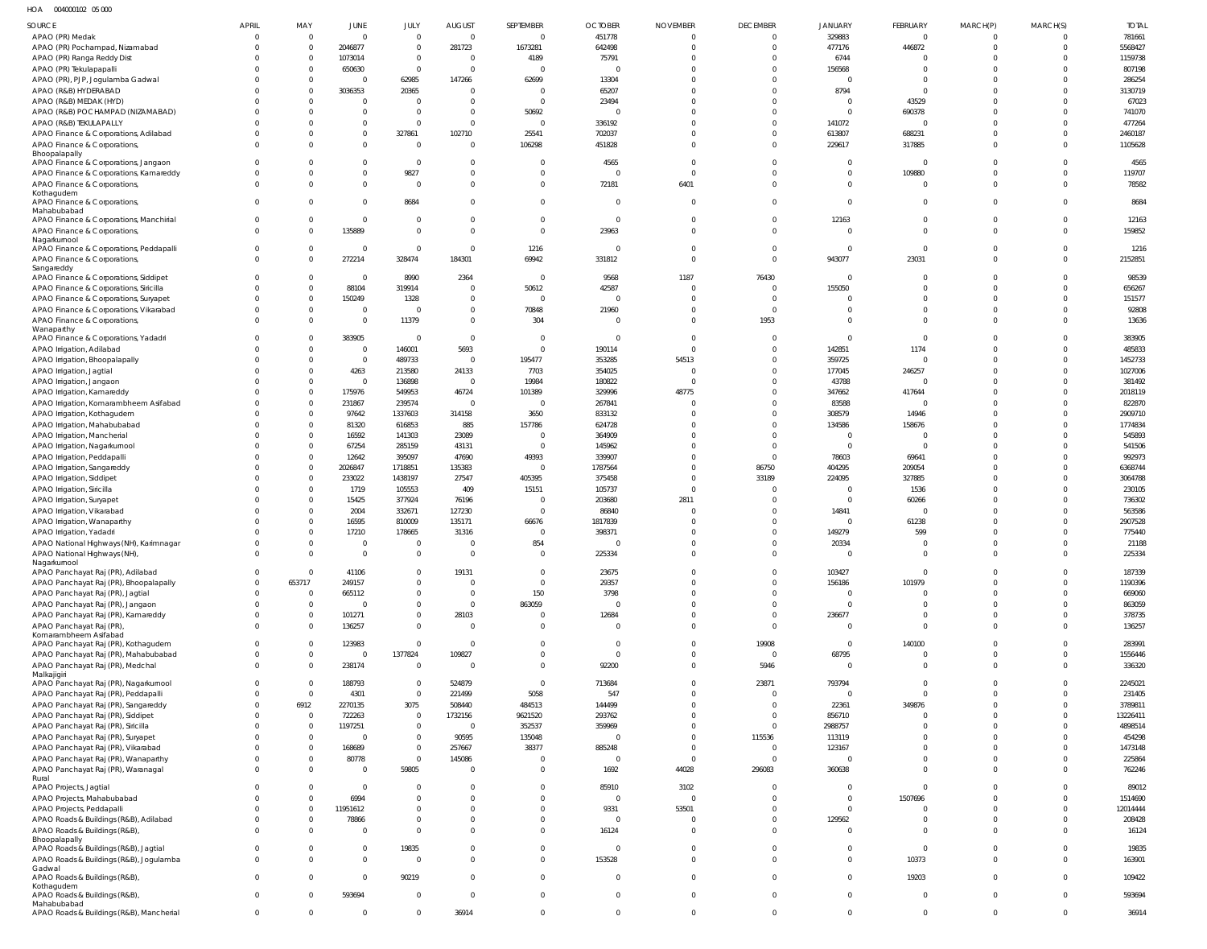HOA 004000102 05 000

| SOURCE | APRIL | MAY | JUNE | JULY | AUGUST | SEPTEMBER | OCTOBER | NOVEMBER | DECEMBER | JANUARY | FEBRUARY | MARCH(P) | MARCH(S) | TOTAL |
|---|---|---|---|---|---|---|---|---|---|---|---|---|---|---|
| APAO (PR) Medak | 0 | 0 | 0 | 0 | 0 | 0 | 451778 | 0 | 0 | 329883 | 0 | 0 | 0 | 781661 |
| APAO (PR) Pochampad, Nizamabad | 0 | 0 | 2046877 | 0 | 281723 | 1673281 | 642498 | 0 | 0 | 477176 | 446872 | 0 | 0 | 5568427 |
| APAO (PR) Ranga Reddy Dist | 0 | 0 | 1073014 | 0 | 0 | 4189 | 75791 | 0 | 0 | 6744 | 0 | 0 | 0 | 1159738 |
| APAO (PR) Tekulapapalli | 0 | 0 | 650630 | 0 | 0 | 0 | 0 | 0 | 0 | 156568 | 0 | 0 | 0 | 807198 |
| APAO (PR), PJP, Jogulamba Gadwal | 0 | 0 | 0 | 62985 | 147266 | 62699 | 13304 | 0 | 0 | 0 | 0 | 0 | 0 | 286254 |
| APAO (R&B) HYDERABAD | 0 | 0 | 3036353 | 20365 | 0 | 0 | 65207 | 0 | 0 | 8794 | 0 | 0 | 0 | 3130719 |
| APAO (R&B) MEDAK (HYD) | 0 | 0 | 0 | 0 | 0 | 0 | 23494 | 0 | 0 | 0 | 43529 | 0 | 0 | 67023 |
| APAO (R&B) POCHAMPAD (NIZAMABAD) | 0 | 0 | 0 | 0 | 0 | 50692 | 0 | 0 | 0 | 0 | 690378 | 0 | 0 | 741070 |
| APAO (R&B) TEKULAPALLY | 0 | 0 | 0 | 0 | 0 | 0 | 336192 | 0 | 0 | 141072 | 0 | 0 | 0 | 477264 |
| APAO Finance & Corporations, Adilabad | 0 | 0 | 0 | 327861 | 102710 | 25541 | 702037 | 0 | 0 | 613807 | 688231 | 0 | 0 | 2460187 |
| APAO Finance & Corporations, Bhoopalapally | 0 | 0 | 0 | 0 | 0 | 106298 | 451828 | 0 | 0 | 229617 | 317885 | 0 | 0 | 1105628 |
| APAO Finance & Corporations, Jangaon | 0 | 0 | 0 | 0 | 0 | 0 | 4565 | 0 | 0 | 0 | 0 | 0 | 0 | 4565 |
| APAO Finance & Corporations, Kamareddy | 0 | 0 | 0 | 9827 | 0 | 0 | 0 | 0 | 0 | 0 | 109880 | 0 | 0 | 119707 |
| APAO Finance & Corporations, Kothagudem | 0 | 0 | 0 | 0 | 0 | 0 | 72181 | 6401 | 0 | 0 | 0 | 0 | 0 | 78582 |
| APAO Finance & Corporations, Mahabubabad | 0 | 0 | 0 | 8684 | 0 | 0 | 0 | 0 | 0 | 0 | 0 | 0 | 0 | 8684 |
| APAO Finance & Corporations, Manchirial | 0 | 0 | 0 | 0 | 0 | 0 | 0 | 0 | 0 | 12163 | 0 | 0 | 0 | 12163 |
| APAO Finance & Corporations, Nagarkurnool | 0 | 0 | 135889 | 0 | 0 | 0 | 23963 | 0 | 0 | 0 | 0 | 0 | 0 | 159852 |
| APAO Finance & Corporations, Peddapalli | 0 | 0 | 0 | 0 | 0 | 1216 | 0 | 0 | 0 | 0 | 0 | 0 | 0 | 1216 |
| APAO Finance & Corporations, Sangareddy | 0 | 0 | 272214 | 328474 | 184301 | 69942 | 331812 | 0 | 0 | 943077 | 23031 | 0 | 0 | 2152851 |
| APAO Finance & Corporations, Siddipet | 0 | 0 | 0 | 8990 | 2364 | 0 | 9568 | 1187 | 76430 | 0 | 0 | 0 | 0 | 98539 |
| APAO Finance & Corporations, Siricilla | 0 | 0 | 88104 | 319914 | 0 | 50612 | 42587 | 0 | 0 | 155050 | 0 | 0 | 0 | 656267 |
| APAO Finance & Corporations, Suryapet | 0 | 0 | 150249 | 1328 | 0 | 0 | 0 | 0 | 0 | 0 | 0 | 0 | 0 | 151577 |
| APAO Finance & Corporations, Vikarabad | 0 | 0 | 0 | 0 | 0 | 70848 | 21960 | 0 | 0 | 0 | 0 | 0 | 0 | 92808 |
| APAO Finance & Corporations, Wanaparthy | 0 | 0 | 0 | 11379 | 0 | 304 | 0 | 0 | 1953 | 0 | 0 | 0 | 0 | 13636 |
| APAO Finance & Corporations, Yadadri | 0 | 0 | 383905 | 0 | 0 | 0 | 0 | 0 | 0 | 0 | 0 | 0 | 0 | 383905 |
| APAO Irrigation, Adilabad | 0 | 0 | 0 | 146001 | 5693 | 0 | 190114 | 0 | 0 | 142851 | 1174 | 0 | 0 | 485833 |
| APAO Irrigation, Bhoopalapally | 0 | 0 | 0 | 489733 | 0 | 195477 | 353285 | 54513 | 0 | 359725 | 0 | 0 | 0 | 1452733 |
| APAO Irrigation, Jagtial | 0 | 0 | 4263 | 213580 | 24133 | 7703 | 354025 | 0 | 0 | 177045 | 246257 | 0 | 0 | 1027006 |
| APAO Irrigation, Jangaon | 0 | 0 | 0 | 136898 | 0 | 19984 | 180822 | 0 | 0 | 43788 | 0 | 0 | 0 | 381492 |
| APAO Irrigation, Kamareddy | 0 | 0 | 175976 | 549953 | 46724 | 101389 | 329996 | 48775 | 0 | 347662 | 417644 | 0 | 0 | 2018119 |
| APAO Irrigation, Komarambheem Asifabad | 0 | 0 | 231867 | 239574 | 0 | 0 | 267841 | 0 | 0 | 83588 | 0 | 0 | 0 | 822870 |
| APAO Irrigation, Kothagudem | 0 | 0 | 97642 | 1337603 | 314158 | 3650 | 833132 | 0 | 0 | 308579 | 14946 | 0 | 0 | 2909710 |
| APAO Irrigation, Mahabubabad | 0 | 0 | 81320 | 616853 | 885 | 157786 | 624728 | 0 | 0 | 134586 | 158676 | 0 | 0 | 1774834 |
| APAO Irrigation, Mancherial | 0 | 0 | 16592 | 141303 | 23089 | 0 | 364909 | 0 | 0 | 0 | 0 | 0 | 0 | 545893 |
| APAO Irrigation, Nagarkurnool | 0 | 0 | 67254 | 285159 | 43131 | 0 | 145962 | 0 | 0 | 0 | 0 | 0 | 0 | 541506 |
| APAO Irrigation, Peddapalli | 0 | 0 | 12642 | 395097 | 47690 | 49393 | 339907 | 0 | 0 | 78603 | 69641 | 0 | 0 | 992973 |
| APAO Irrigation, Sangareddy | 0 | 0 | 2026847 | 1718851 | 135383 | 0 | 1787564 | 0 | 86750 | 404295 | 209054 | 0 | 0 | 6368744 |
| APAO Irrigation, Siddipet | 0 | 0 | 233022 | 1438197 | 27547 | 405395 | 375458 | 0 | 33189 | 224095 | 327885 | 0 | 0 | 3064788 |
| APAO Irrigation, Siricilla | 0 | 0 | 1719 | 105553 | 409 | 15151 | 105737 | 0 | 0 | 0 | 1536 | 0 | 0 | 230105 |
| APAO Irrigation, Suryapet | 0 | 0 | 15425 | 377924 | 76196 | 0 | 203680 | 2811 | 0 | 0 | 60266 | 0 | 0 | 736302 |
| APAO Irrigation, Vikarabad | 0 | 0 | 2004 | 332671 | 127230 | 0 | 86840 | 0 | 0 | 14841 | 0 | 0 | 0 | 563586 |
| APAO Irrigation, Wanaparthy | 0 | 0 | 16595 | 810009 | 135171 | 66676 | 1817839 | 0 | 0 | 0 | 61238 | 0 | 0 | 2907528 |
| APAO Irrigation, Yadadri | 0 | 0 | 17210 | 178665 | 31316 | 0 | 398371 | 0 | 0 | 149279 | 599 | 0 | 0 | 775440 |
| APAO National Highways (NH), Karimnagar | 0 | 0 | 0 | 0 | 0 | 854 | 0 | 0 | 0 | 20334 | 0 | 0 | 0 | 21188 |
| APAO National Highways (NH), Nagarkurnool | 0 | 0 | 0 | 0 | 0 | 0 | 225334 | 0 | 0 | 0 | 0 | 0 | 0 | 225334 |
| APAO Panchayat Raj (PR), Adilabad | 0 | 0 | 41106 | 0 | 19131 | 0 | 23675 | 0 | 0 | 103427 | 0 | 0 | 0 | 187339 |
| APAO Panchayat Raj (PR), Bhoopalapally | 0 | 653717 | 249157 | 0 | 0 | 0 | 29357 | 0 | 0 | 156186 | 101979 | 0 | 0 | 1190396 |
| APAO Panchayat Raj (PR), Jagtial | 0 | 0 | 665112 | 0 | 0 | 150 | 3798 | 0 | 0 | 0 | 0 | 0 | 0 | 669060 |
| APAO Panchayat Raj (PR), Jangaon | 0 | 0 | 0 | 0 | 0 | 863059 | 0 | 0 | 0 | 0 | 0 | 0 | 0 | 863059 |
| APAO Panchayat Raj (PR), Kamareddy | 0 | 0 | 101271 | 0 | 28103 | 0 | 12684 | 0 | 0 | 236677 | 0 | 0 | 0 | 378735 |
| APAO Panchayat Raj (PR), Komarambheem Asifabad | 0 | 0 | 136257 | 0 | 0 | 0 | 0 | 0 | 0 | 0 | 0 | 0 | 0 | 136257 |
| APAO Panchayat Raj (PR), Kothagudem | 0 | 0 | 123983 | 0 | 0 | 0 | 0 | 0 | 19908 | 0 | 140100 | 0 | 0 | 283991 |
| APAO Panchayat Raj (PR), Mahabubabad | 0 | 0 | 0 | 1377824 | 109827 | 0 | 0 | 0 | 0 | 68795 | 0 | 0 | 0 | 1556446 |
| APAO Panchayat Raj (PR), Medchal Malkajigiri | 0 | 0 | 238174 | 0 | 0 | 0 | 92200 | 0 | 5946 | 0 | 0 | 0 | 0 | 336320 |
| APAO Panchayat Raj (PR), Nagarkurnool | 0 | 0 | 188793 | 0 | 524879 | 0 | 713684 | 0 | 23871 | 793794 | 0 | 0 | 0 | 2245021 |
| APAO Panchayat Raj (PR), Peddapalli | 0 | 0 | 4301 | 0 | 221499 | 5058 | 547 | 0 | 0 | 0 | 0 | 0 | 0 | 231405 |
| APAO Panchayat Raj (PR), Sangareddy | 0 | 6912 | 2270135 | 3075 | 508440 | 484513 | 144499 | 0 | 0 | 22361 | 349876 | 0 | 0 | 3789811 |
| APAO Panchayat Raj (PR), Siddipet | 0 | 0 | 722263 | 0 | 1732156 | 9621520 | 293762 | 0 | 0 | 856710 | 0 | 0 | 0 | 13226411 |
| APAO Panchayat Raj (PR), Siricilla | 0 | 0 | 1197251 | 0 | 0 | 352537 | 359969 | 0 | 0 | 2988757 | 0 | 0 | 0 | 4898514 |
| APAO Panchayat Raj (PR), Suryapet | 0 | 0 | 0 | 0 | 90595 | 135048 | 0 | 0 | 115536 | 113119 | 0 | 0 | 0 | 454298 |
| APAO Panchayat Raj (PR), Vikarabad | 0 | 0 | 168689 | 0 | 257667 | 38377 | 885248 | 0 | 0 | 123167 | 0 | 0 | 0 | 1473148 |
| APAO Panchayat Raj (PR), Wanaparthy | 0 | 0 | 80778 | 0 | 145086 | 0 | 0 | 0 | 0 | 0 | 0 | 0 | 0 | 225864 |
| APAO Panchayat Raj (PR), Waranagal Rural | 0 | 0 | 0 | 59805 | 0 | 0 | 1692 | 44028 | 296083 | 360638 | 0 | 0 | 0 | 762246 |
| APAO Projects, Jagtial | 0 | 0 | 0 | 0 | 0 | 0 | 85910 | 3102 | 0 | 0 | 0 | 0 | 0 | 89012 |
| APAO Projects, Mahabubabad | 0 | 0 | 6994 | 0 | 0 | 0 | 0 | 0 | 0 | 0 | 1507696 | 0 | 0 | 1514690 |
| APAO Projects, Peddapalli | 0 | 0 | 11951612 | 0 | 0 | 0 | 9331 | 53501 | 0 | 0 | 0 | 0 | 0 | 12014444 |
| APAO Roads & Buildings (R&B), Adilabad | 0 | 0 | 78866 | 0 | 0 | 0 | 0 | 0 | 0 | 129562 | 0 | 0 | 0 | 208428 |
| APAO Roads & Buildings (R&B), Bhoopalapally | 0 | 0 | 0 | 0 | 0 | 0 | 16124 | 0 | 0 | 0 | 0 | 0 | 0 | 16124 |
| APAO Roads & Buildings (R&B), Jagtial | 0 | 0 | 0 | 19835 | 0 | 0 | 0 | 0 | 0 | 0 | 0 | 0 | 0 | 19835 |
| APAO Roads & Buildings (R&B), Jogulamba Gadwal | 0 | 0 | 0 | 0 | 0 | 0 | 153528 | 0 | 0 | 0 | 10373 | 0 | 0 | 163901 |
| APAO Roads & Buildings (R&B), Kothagudem | 0 | 0 | 0 | 90219 | 0 | 0 | 0 | 0 | 0 | 0 | 19203 | 0 | 0 | 109422 |
| APAO Roads & Buildings (R&B), Mahabubabad | 0 | 0 | 593694 | 0 | 0 | 0 | 0 | 0 | 0 | 0 | 0 | 0 | 0 | 593694 |
| APAO Roads & Buildings (R&B), Mancherial | 0 | 0 | 0 | 0 | 36914 | 0 | 0 | 0 | 0 | 0 | 0 | 0 | 0 | 36914 |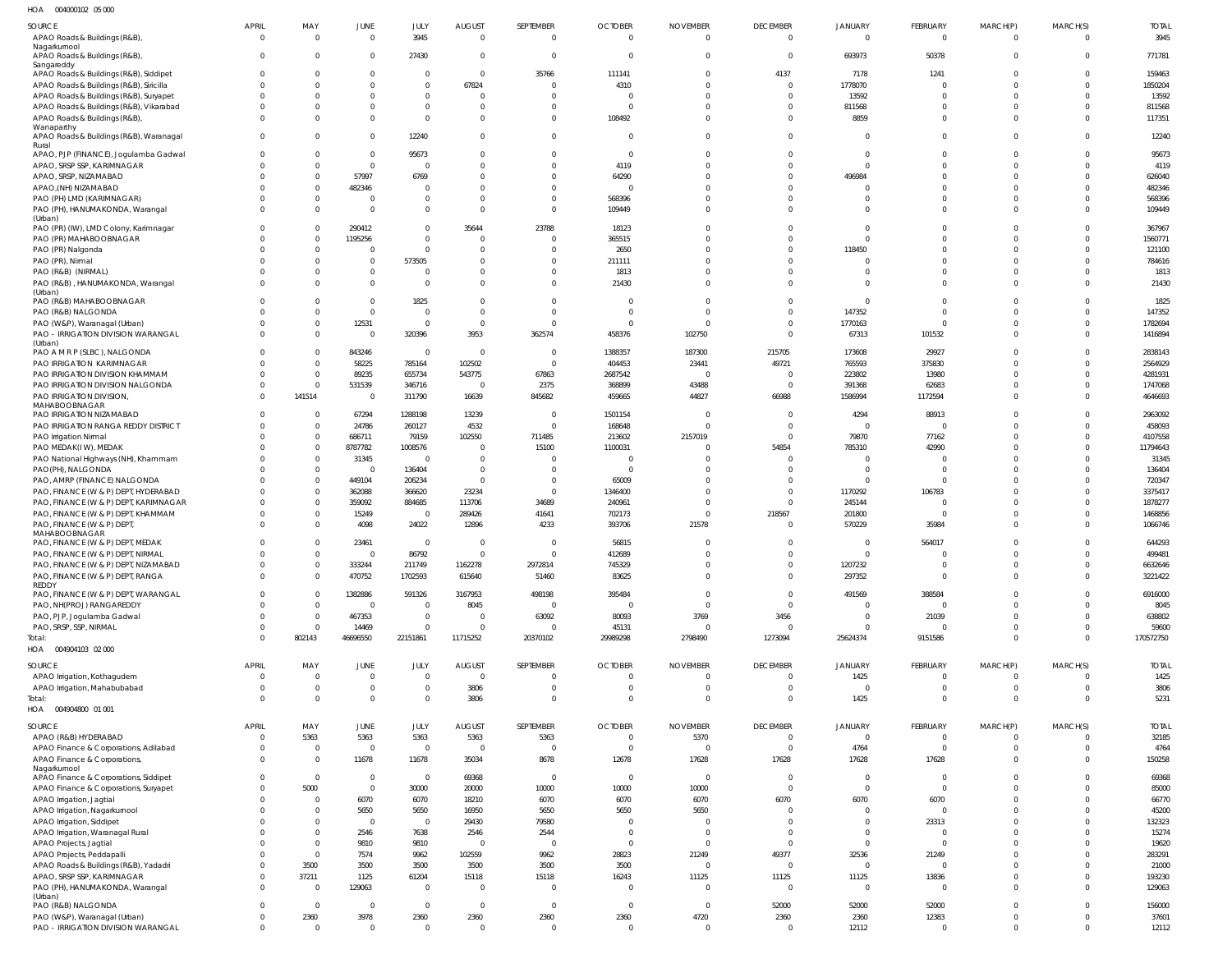HOA 004000102 05 000

| SOURCE | APRIL | MAY | JUNE | JULY | AUGUST | SEPTEMBER | OCTOBER | NOVEMBER | DECEMBER | JANUARY | FEBRUARY | MARCH(P) | MARCH(S) | TOTAL |
|---|---|---|---|---|---|---|---|---|---|---|---|---|---|---|
| APAO Roads & Buildings (R&B), Nagarkurnool | 0 | 0 | 0 | 3945 | 0 | 0 | 0 | 0 | 0 | 0 | 0 | 0 | 0 | 3945 |
| APAO Roads & Buildings (R&B), Sangareddy | 0 | 0 | 0 | 27430 | 0 | 0 | 0 | 0 | 0 | 693973 | 50378 | 0 | 0 | 771781 |
| APAO Roads & Buildings (R&B), Siddipet | 0 | 0 | 0 | 0 | 0 | 35766 | 111141 | 0 | 4137 | 7178 | 1241 | 0 | 0 | 159463 |
| APAO Roads & Buildings (R&B), Siricilla | 0 | 0 | 0 | 0 | 67824 | 0 | 4310 | 0 | 0 | 1778070 | 0 | 0 | 0 | 1850204 |
| APAO Roads & Buildings (R&B), Suryapet | 0 | 0 | 0 | 0 | 0 | 0 | 0 | 0 | 0 | 13592 | 0 | 0 | 0 | 13592 |
| APAO Roads & Buildings (R&B), Vikarabad | 0 | 0 | 0 | 0 | 0 | 0 | 0 | 0 | 0 | 811568 | 0 | 0 | 0 | 811568 |
| APAO Roads & Buildings (R&B), Wanaparthy | 0 | 0 | 0 | 0 | 0 | 0 | 108492 | 0 | 0 | 8859 | 0 | 0 | 0 | 117351 |
| APAO Roads & Buildings (R&B), Waranagal Rural | 0 | 0 | 0 | 12240 | 0 | 0 | 0 | 0 | 0 | 0 | 0 | 0 | 0 | 12240 |
| APAO, PJP (FINANCE), Jogulamba Gadwal | 0 | 0 | 0 | 95673 | 0 | 0 | 0 | 0 | 0 | 0 | 0 | 0 | 0 | 95673 |
| APAO, SRSP SSP, KARIMNAGAR | 0 | 0 | 0 | 0 | 0 | 0 | 4119 | 0 | 0 | 0 | 0 | 0 | 0 | 4119 |
| APAO, SRSP, NIZAMABAD | 0 | 0 | 57997 | 6769 | 0 | 0 | 64290 | 0 | 0 | 496984 | 0 | 0 | 0 | 626040 |
| APAO,(NH) NIZAMABAD | 0 | 0 | 482346 | 0 | 0 | 0 | 0 | 0 | 0 | 0 | 0 | 0 | 0 | 482346 |
| PAO (PH) LMD (KARIMNAGAR) | 0 | 0 | 0 | 0 | 0 | 0 | 568396 | 0 | 0 | 0 | 0 | 0 | 0 | 568396 |
| PAO (PH), HANUMAKONDA, Warangal (Urban) | 0 | 0 | 0 | 0 | 0 | 0 | 109449 | 0 | 0 | 0 | 0 | 0 | 0 | 109449 |
| PAO (PR) (IW), LMD Colony, Karimnagar | 0 | 0 | 290412 | 0 | 35644 | 23788 | 18123 | 0 | 0 | 0 | 0 | 0 | 0 | 367967 |
| PAO (PR) MAHABOOBNAGAR | 0 | 0 | 1195256 | 0 | 0 | 0 | 365515 | 0 | 0 | 0 | 0 | 0 | 0 | 1560771 |
| PAO (PR) Nalgonda | 0 | 0 | 0 | 0 | 0 | 0 | 2650 | 0 | 0 | 118450 | 0 | 0 | 0 | 121100 |
| PAO (PR), Nirmal | 0 | 0 | 0 | 573505 | 0 | 0 | 211111 | 0 | 0 | 0 | 0 | 0 | 0 | 784616 |
| PAO (R&B) (NIRMAL) | 0 | 0 | 0 | 0 | 0 | 0 | 1813 | 0 | 0 | 0 | 0 | 0 | 0 | 1813 |
| PAO (R&B) , HANUMAKONDA, Warangal (Urban) | 0 | 0 | 0 | 0 | 0 | 0 | 21430 | 0 | 0 | 0 | 0 | 0 | 0 | 21430 |
| PAO (R&B) MAHABOOBNAGAR | 0 | 0 | 0 | 1825 | 0 | 0 | 0 | 0 | 0 | 0 | 0 | 0 | 0 | 1825 |
| PAO (R&B) NALGONDA | 0 | 0 | 0 | 0 | 0 | 0 | 0 | 0 | 0 | 147352 | 0 | 0 | 0 | 147352 |
| PAO (W&P), Waranagal (Urban) | 0 | 0 | 12531 | 0 | 0 | 0 | 0 | 0 | 0 | 1770163 | 0 | 0 | 0 | 1782694 |
| PAO - IRRIGATION DIVISION WARANGAL (Urban) | 0 | 0 | 0 | 320396 | 3953 | 362574 | 458376 | 102750 | 0 | 67313 | 101532 | 0 | 0 | 1416894 |
| PAO A M R P (SLBC), NALGONDA | 0 | 0 | 843246 | 0 | 0 | 0 | 1388357 | 187300 | 215705 | 173608 | 29927 | 0 | 0 | 2838143 |
| PAO IRRIGATION KARIMNAGAR | 0 | 0 | 58225 | 785164 | 102502 | 0 | 404453 | 23441 | 49721 | 765593 | 375830 | 0 | 0 | 2564929 |
| PAO IRRIGATION DIVISION KHAMMAM | 0 | 0 | 89235 | 655734 | 543775 | 67863 | 2687542 | 0 | 0 | 223802 | 13980 | 0 | 0 | 4281931 |
| PAO IRRIGATION DIVISION NALGONDA | 0 | 0 | 531539 | 346716 | 0 | 2375 | 368899 | 43488 | 0 | 391368 | 62683 | 0 | 0 | 1747068 |
| PAO IRRIGATION DIVISION, MAHABOOBNAGAR | 0 | 141514 | 0 | 311790 | 16639 | 845682 | 459665 | 44827 | 66988 | 1586994 | 1172594 | 0 | 0 | 4646693 |
| PAO IRRIGATION NIZAMABAD | 0 | 0 | 67294 | 1288198 | 13239 | 0 | 1501154 | 0 | 0 | 4294 | 88913 | 0 | 0 | 2963092 |
| PAO IRRIGATION RANGA REDDY DISTRICT | 0 | 0 | 24786 | 260127 | 4532 | 0 | 168648 | 0 | 0 | 0 | 0 | 0 | 0 | 458093 |
| PAO Irrigation Nirmal | 0 | 0 | 686711 | 79159 | 102550 | 711485 | 213602 | 2157019 | 0 | 79870 | 77162 | 0 | 0 | 4107558 |
| PAO MEDAK(IW), MEDAK | 0 | 0 | 8787782 | 1008576 | 0 | 15100 | 1100031 | 0 | 54854 | 785310 | 42990 | 0 | 0 | 11794643 |
| PAO National Highways (NH), Khammam | 0 | 0 | 31345 | 0 | 0 | 0 | 0 | 0 | 0 | 0 | 0 | 0 | 0 | 31345 |
| PAO(PH), NALGONDA | 0 | 0 | 0 | 136404 | 0 | 0 | 0 | 0 | 0 | 0 | 0 | 0 | 0 | 136404 |
| PAO, AMRP (FINANCE) NALGONDA | 0 | 0 | 449104 | 206234 | 0 | 0 | 65009 | 0 | 0 | 0 | 0 | 0 | 0 | 720347 |
| PAO, FINANCE (W & P) DEPT, HYDERABAD | 0 | 0 | 362088 | 366620 | 23234 | 0 | 1346400 | 0 | 0 | 1170292 | 106783 | 0 | 0 | 3375417 |
| PAO, FINANCE (W & P) DEPT, KARIMNAGAR | 0 | 0 | 359092 | 884685 | 113706 | 34689 | 240961 | 0 | 0 | 245144 | 0 | 0 | 0 | 1878277 |
| PAO, FINANCE (W & P) DEPT, KHAMMAM | 0 | 0 | 15249 | 0 | 289426 | 41641 | 702173 | 0 | 218567 | 201800 | 0 | 0 | 0 | 1468856 |
| PAO, FINANCE (W & P) DEPT, MAHABOOBNAGAR | 0 | 0 | 4098 | 24022 | 12896 | 4233 | 393706 | 21578 | 0 | 570229 | 35984 | 0 | 0 | 1066746 |
| PAO, FINANCE (W & P) DEPT, MEDAK | 0 | 0 | 23461 | 0 | 0 | 0 | 56815 | 0 | 0 | 0 | 564017 | 0 | 0 | 644293 |
| PAO, FINANCE (W & P) DEPT, NIRMAL | 0 | 0 | 0 | 86792 | 0 | 0 | 412689 | 0 | 0 | 0 | 0 | 0 | 0 | 499481 |
| PAO, FINANCE (W & P) DEPT, NIZAMABAD | 0 | 0 | 333244 | 211749 | 1162278 | 2972814 | 745329 | 0 | 0 | 1207232 | 0 | 0 | 0 | 6632646 |
| PAO, FINANCE (W & P) DEPT, RANGA REDDY | 0 | 0 | 470752 | 1702593 | 615640 | 51460 | 83625 | 0 | 0 | 297352 | 0 | 0 | 0 | 3221422 |
| PAO, FINANCE (W & P) DEPT, WARANGAL | 0 | 0 | 1382886 | 591326 | 3167953 | 498198 | 395484 | 0 | 0 | 491569 | 388584 | 0 | 0 | 6916000 |
| PAO, NH(PROJ) RANGAREDDY | 0 | 0 | 0 | 0 | 8045 | 0 | 0 | 0 | 0 | 0 | 0 | 0 | 0 | 8045 |
| PAO, PJP, Jogulamba Gadwal | 0 | 0 | 467353 | 0 | 0 | 63092 | 80093 | 3769 | 3456 | 0 | 21039 | 0 | 0 | 638802 |
| PAO, SRSP, SSP, NIRMAL | 0 | 0 | 14469 | 0 | 0 | 0 | 45131 | 0 | 0 | 0 | 0 | 0 | 0 | 59600 |
| Total: | 0 | 802143 | 46696550 | 22151861 | 11715252 | 20370102 | 29889298 | 2798490 | 1273094 | 25624374 | 9151586 | 0 | 0 | 170572750 |

HOA 004904103 02 000

| SOURCE | APRIL | MAY | JUNE | JULY | AUGUST | SEPTEMBER | OCTOBER | NOVEMBER | DECEMBER | JANUARY | FEBRUARY | MARCH(P) | MARCH(S) | TOTAL |
|---|---|---|---|---|---|---|---|---|---|---|---|---|---|---|
| APAO Irrigation, Kothagudem | 0 | 0 | 0 | 0 | 0 | 0 | 0 | 0 | 0 | 1425 | 0 | 0 | 0 | 1425 |
| APAO Irrigation, Mahabubabad | 0 | 0 | 0 | 0 | 3806 | 0 | 0 | 0 | 0 | 0 | 0 | 0 | 0 | 3806 |
| Total: | 0 | 0 | 0 | 0 | 3806 | 0 | 0 | 0 | 0 | 1425 | 0 | 0 | 0 | 5231 |

HOA 004904800 01 001

| SOURCE | APRIL | MAY | JUNE | JULY | AUGUST | SEPTEMBER | OCTOBER | NOVEMBER | DECEMBER | JANUARY | FEBRUARY | MARCH(P) | MARCH(S) | TOTAL |
|---|---|---|---|---|---|---|---|---|---|---|---|---|---|---|
| APAO (R&B) HYDERABAD | 0 | 5363 | 5363 | 5363 | 5363 | 5363 | 0 | 5370 | 0 | 0 | 0 | 0 | 0 | 32185 |
| APAO Finance & Corporations, Adilabad | 0 | 0 | 0 | 0 | 0 | 0 | 0 | 0 | 0 | 4764 | 0 | 0 | 0 | 4764 |
| APAO Finance & Corporations, Nagarkurnool | 0 | 0 | 11678 | 11678 | 35034 | 8678 | 12678 | 17628 | 17628 | 17628 | 17628 | 0 | 0 | 150258 |
| APAO Finance & Corporations, Siddipet | 0 | 0 | 0 | 0 | 69368 | 0 | 0 | 0 | 0 | 0 | 0 | 0 | 0 | 69368 |
| APAO Finance & Corporations, Suryapet | 0 | 5000 | 0 | 30000 | 20000 | 10000 | 10000 | 10000 | 0 | 0 | 0 | 0 | 0 | 85000 |
| APAO Irrigation, Jagtial | 0 | 0 | 6070 | 6070 | 18210 | 6070 | 6070 | 6070 | 6070 | 6070 | 6070 | 0 | 0 | 66770 |
| APAO Irrigation, Nagarkurnool | 0 | 0 | 5650 | 5650 | 16950 | 5650 | 5650 | 5650 | 0 | 0 | 0 | 0 | 0 | 45200 |
| APAO Irrigation, Siddipet | 0 | 0 | 0 | 0 | 29430 | 79580 | 0 | 0 | 0 | 0 | 23313 | 0 | 0 | 132323 |
| APAO Irrigation, Waranagal Rural | 0 | 0 | 2546 | 7638 | 2546 | 2544 | 0 | 0 | 0 | 0 | 0 | 0 | 0 | 15274 |
| APAO Projects, Jagtial | 0 | 0 | 9810 | 9810 | 0 | 0 | 0 | 0 | 0 | 0 | 0 | 0 | 0 | 19620 |
| APAO Projects, Peddapalli | 0 | 0 | 7574 | 9962 | 102559 | 9962 | 28823 | 21249 | 49377 | 32536 | 21249 | 0 | 0 | 283291 |
| APAO Roads & Buildings (R&B), Yadadri | 0 | 3500 | 3500 | 3500 | 3500 | 3500 | 3500 | 0 | 0 | 0 | 0 | 0 | 0 | 21000 |
| APAO, SRSP SSP, KARIMNAGAR | 0 | 37211 | 1125 | 61204 | 15118 | 15118 | 16243 | 11125 | 11125 | 11125 | 13836 | 0 | 0 | 193230 |
| PAO (PH), HANUMAKONDA, Warangal (Urban) | 0 | 0 | 129063 | 0 | 0 | 0 | 0 | 0 | 0 | 0 | 0 | 0 | 0 | 129063 |
| PAO (R&B) NALGONDA | 0 | 0 | 0 | 0 | 0 | 0 | 0 | 0 | 52000 | 52000 | 52000 | 0 | 0 | 156000 |
| PAO (W&P), Waranagal (Urban) | 0 | 2360 | 3978 | 2360 | 2360 | 2360 | 2360 | 4720 | 2360 | 2360 | 12383 | 0 | 0 | 37601 |
| PAO - IRRIGATION DIVISION WARANGAL | 0 | 0 | 0 | 0 | 0 | 0 | 0 | 0 | 0 | 12112 | 0 | 0 | 0 | 12112 |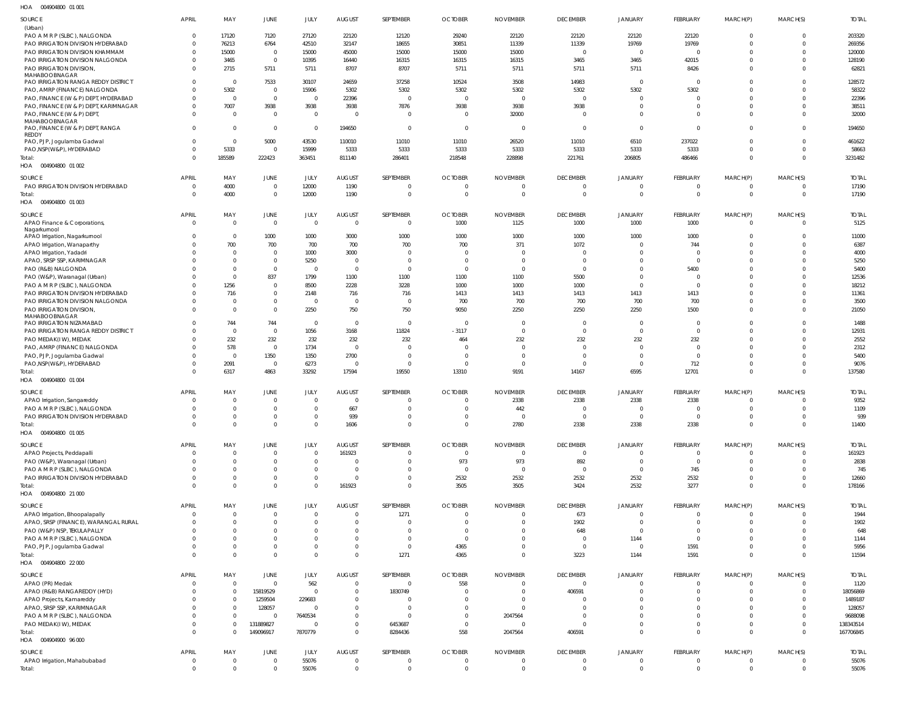HOA 004904800 01 001

| SOURCE | APRIL | MAY | JUNE | JULY | AUGUST | SEPTEMBER | OCTOBER | NOVEMBER | DECEMBER | JANUARY | FEBRUARY | MARCH(P) | MARCH(S) | TOTAL |
|---|---|---|---|---|---|---|---|---|---|---|---|---|---|---|
| (Urban) | | | | | | | | | | | | | | |
| PAO A M R P (SLBC), NALGONDA | 0 | 17120 | 7120 | 27120 | 22120 | 12120 | 29240 | 22120 | 22120 | 22120 | 22120 | 0 | 0 | 203320 |
| PAO IRRIGATION DIVISION HYDERABAD | 0 | 76213 | 6764 | 42510 | 32147 | 18655 | 30851 | 11339 | 11339 | 19769 | 19769 | 0 | 0 | 269356 |
| PAO IRRIGATION DIVISION KHAMMAM | 0 | 15000 | 0 | 15000 | 45000 | 15000 | 15000 | 15000 | 0 | 0 | 0 | 0 | 0 | 120000 |
| PAO IRRIGATION DIVISION NALGONDA | 0 | 3465 | 0 | 10395 | 16440 | 16315 | 16315 | 16315 | 3465 | 3465 | 42015 | 0 | 0 | 128190 |
| PAO IRRIGATION DIVISION, MAHABOOBNAGAR | 0 | 2715 | 5711 | 5711 | 8707 | 8707 | 5711 | 5711 | 5711 | 5711 | 8426 | 0 | 0 | 62821 |
| PAO IRRIGATION RANGA REDDY DISTRICT | 0 | 0 | 7533 | 30107 | 24659 | 37258 | 10524 | 3508 | 14983 | 0 | 0 | 0 | 0 | 128572 |
| PAO, AMRP (FINANCE) NALGONDA | 0 | 5302 | 0 | 15906 | 5302 | 5302 | 5302 | 5302 | 5302 | 5302 | 5302 | 0 | 0 | 58322 |
| PAO, FINANCE (W & P) DEPT, HYDERABAD | 0 | 0 | 0 | 0 | 22396 | 0 | 0 | 0 | 0 | 0 | 0 | 0 | 0 | 22396 |
| PAO, FINANCE (W & P) DEPT, KARIMNAGAR | 0 | 7007 | 3938 | 3938 | 3938 | 7876 | 3938 | 3938 | 3938 | 0 | 0 | 0 | 0 | 38511 |
| PAO, FINANCE (W & P) DEPT, MAHABOOBNAGAR | 0 | 0 | 0 | 0 | 0 | 0 | 0 | 32000 | 0 | 0 | 0 | 0 | 0 | 32000 |
| PAO, FINANCE (W & P) DEPT, RANGA REDDY | 0 | 0 | 0 | 0 | 194650 | 0 | 0 | 0 | 0 | 0 | 0 | 0 | 0 | 194650 |
| PAO, PJP, Jogulamba Gadwal | 0 | 0 | 5000 | 43530 | 110010 | 11010 | 11010 | 26520 | 11010 | 6510 | 237022 | 0 | 0 | 461622 |
| PAO,NSP(W&P), HYDERABAD | 0 | 5333 | 0 | 15999 | 5333 | 5333 | 5333 | 5333 | 5333 | 5333 | 5333 | 0 | 0 | 58663 |
| Total: | 0 | 185589 | 222423 | 363451 | 811140 | 286401 | 218548 | 228898 | 221761 | 206805 | 486466 | 0 | 0 | 3231482 |

HOA 004904800 01 002

| SOURCE | APRIL | MAY | JUNE | JULY | AUGUST | SEPTEMBER | OCTOBER | NOVEMBER | DECEMBER | JANUARY | FEBRUARY | MARCH(P) | MARCH(S) | TOTAL |
|---|---|---|---|---|---|---|---|---|---|---|---|---|---|---|
| PAO IRRIGATION DIVISION HYDERABAD | 0 | 4000 | 0 | 12000 | 1190 | 0 | 0 | 0 | 0 | 0 | 0 | 0 | 0 | 17190 |
| Total: | 0 | 4000 | 0 | 12000 | 1190 | 0 | 0 | 0 | 0 | 0 | 0 | 0 | 0 | 17190 |

HOA 004904800 01 003

| SOURCE | APRIL | MAY | JUNE | JULY | AUGUST | SEPTEMBER | OCTOBER | NOVEMBER | DECEMBER | JANUARY | FEBRUARY | MARCH(P) | MARCH(S) | TOTAL |
|---|---|---|---|---|---|---|---|---|---|---|---|---|---|---|
| APAO Finance & Corporations, Nagarkurnool | 0 | 0 | 0 | 0 | 0 | 0 | 1000 | 1125 | 1000 | 1000 | 1000 | 0 | 0 | 5125 |
| APAO Irrigation, Nagarkurnool | 0 | 0 | 1000 | 1000 | 3000 | 1000 | 1000 | 1000 | 1000 | 1000 | 1000 | 0 | 0 | 11000 |
| APAO Irrigation, Wanaparthy | 0 | 700 | 700 | 700 | 700 | 700 | 700 | 371 | 1072 | 0 | 744 | 0 | 0 | 6387 |
| APAO Irrigation, Yadadri | 0 | 0 | 0 | 1000 | 3000 | 0 | 0 | 0 | 0 | 0 | 0 | 0 | 0 | 4000 |
| APAO, SRSP SSP, KARIMNAGAR | 0 | 0 | 0 | 5250 | 0 | 0 | 0 | 0 | 0 | 0 | 0 | 0 | 0 | 5250 |
| PAO (R&B) NALGONDA | 0 | 0 | 0 | 0 | 0 | 0 | 0 | 0 | 0 | 0 | 5400 | 0 | 0 | 5400 |
| PAO (W&P), Waranagal (Urban) | 0 | 0 | 837 | 1799 | 1100 | 1100 | 1100 | 1100 | 5500 | 0 | 0 | 0 | 0 | 12536 |
| PAO A M R P (SLBC), NALGONDA | 0 | 1256 | 0 | 8500 | 2228 | 3228 | 1000 | 1000 | 1000 | 0 | 0 | 0 | 0 | 18212 |
| PAO IRRIGATION DIVISION HYDERABAD | 0 | 716 | 0 | 2148 | 716 | 716 | 1413 | 1413 | 1413 | 1413 | 1413 | 0 | 0 | 11361 |
| PAO IRRIGATION DIVISION NALGONDA | 0 | 0 | 0 | 0 | 0 | 0 | 700 | 700 | 700 | 700 | 700 | 0 | 0 | 3500 |
| PAO IRRIGATION DIVISION, MAHABOOBNAGAR | 0 | 0 | 0 | 2250 | 750 | 750 | 9050 | 2250 | 2250 | 2250 | 1500 | 0 | 0 | 21050 |
| PAO IRRIGATION NIZAMABAD | 0 | 744 | 744 | 0 | 0 | 0 | 0 | 0 | 0 | 0 | 0 | 0 | 0 | 1488 |
| PAO IRRIGATION RANGA REDDY DISTRICT | 0 | 0 | 0 | 1056 | 3168 | 11824 | -3117 | 0 | 0 | 0 | 0 | 0 | 0 | 12931 |
| PAO MEDAK(IW), MEDAK | 0 | 232 | 232 | 232 | 232 | 232 | 464 | 232 | 232 | 232 | 232 | 0 | 0 | 2552 |
| PAO, AMRP (FINANCE) NALGONDA | 0 | 578 | 0 | 1734 | 0 | 0 | 0 | 0 | 0 | 0 | 0 | 0 | 0 | 2312 |
| PAO, PJP, Jogulamba Gadwal | 0 | 0 | 1350 | 1350 | 2700 | 0 | 0 | 0 | 0 | 0 | 0 | 0 | 0 | 5400 |
| PAO,NSP(W&P), HYDERABAD | 0 | 2091 | 0 | 6273 | 0 | 0 | 0 | 0 | 0 | 0 | 712 | 0 | 0 | 9076 |
| Total: | 0 | 6317 | 4863 | 33292 | 17594 | 19550 | 13310 | 9191 | 14167 | 6595 | 12701 | 0 | 0 | 137580 |

HOA 004904800 01 004

| SOURCE | APRIL | MAY | JUNE | JULY | AUGUST | SEPTEMBER | OCTOBER | NOVEMBER | DECEMBER | JANUARY | FEBRUARY | MARCH(P) | MARCH(S) | TOTAL |
|---|---|---|---|---|---|---|---|---|---|---|---|---|---|---|
| APAO Irrigation, Sangareddy | 0 | 0 | 0 | 0 | 0 | 0 | 0 | 2338 | 2338 | 2338 | 2338 | 0 | 0 | 9352 |
| PAO A M R P (SLBC), NALGONDA | 0 | 0 | 0 | 0 | 667 | 0 | 0 | 442 | 0 | 0 | 0 | 0 | 0 | 1109 |
| PAO IRRIGATION DIVISION HYDERABAD | 0 | 0 | 0 | 0 | 939 | 0 | 0 | 0 | 0 | 0 | 0 | 0 | 0 | 939 |
| Total: | 0 | 0 | 0 | 0 | 1606 | 0 | 0 | 2780 | 2338 | 2338 | 2338 | 0 | 0 | 11400 |

HOA 004904800 01 005

| SOURCE | APRIL | MAY | JUNE | JULY | AUGUST | SEPTEMBER | OCTOBER | NOVEMBER | DECEMBER | JANUARY | FEBRUARY | MARCH(P) | MARCH(S) | TOTAL |
|---|---|---|---|---|---|---|---|---|---|---|---|---|---|---|
| APAO Projects, Peddapalli | 0 | 0 | 0 | 0 | 161923 | 0 | 0 | 0 | 0 | 0 | 0 | 0 | 0 | 161923 |
| PAO (W&P), Waranagal (Urban) | 0 | 0 | 0 | 0 | 0 | 0 | 973 | 973 | 892 | 0 | 0 | 0 | 0 | 2838 |
| PAO A M R P (SLBC), NALGONDA | 0 | 0 | 0 | 0 | 0 | 0 | 0 | 0 | 0 | 0 | 745 | 0 | 0 | 745 |
| PAO IRRIGATION DIVISION HYDERABAD | 0 | 0 | 0 | 0 | 0 | 0 | 2532 | 2532 | 2532 | 2532 | 2532 | 0 | 0 | 12660 |
| Total: | 0 | 0 | 0 | 0 | 161923 | 0 | 3505 | 3505 | 3424 | 2532 | 3277 | 0 | 0 | 178166 |

HOA 004904800 21 000

| SOURCE | APRIL | MAY | JUNE | JULY | AUGUST | SEPTEMBER | OCTOBER | NOVEMBER | DECEMBER | JANUARY | FEBRUARY | MARCH(P) | MARCH(S) | TOTAL |
|---|---|---|---|---|---|---|---|---|---|---|---|---|---|---|
| APAO Irrigation, Bhoopalapally | 0 | 0 | 0 | 0 | 0 | 1271 | 0 | 0 | 673 | 0 | 0 | 0 | 0 | 1944 |
| APAO, SRSP (FINANCE), WARANGAL RURAL | 0 | 0 | 0 | 0 | 0 | 0 | 0 | 0 | 1902 | 0 | 0 | 0 | 0 | 1902 |
| PAO (W&P) NSP, TEKULAPALLY | 0 | 0 | 0 | 0 | 0 | 0 | 0 | 0 | 648 | 0 | 0 | 0 | 0 | 648 |
| PAO A M R P (SLBC), NALGONDA | 0 | 0 | 0 | 0 | 0 | 0 | 0 | 0 | 0 | 1144 | 0 | 0 | 0 | 1144 |
| PAO, PJP, Jogulamba Gadwal | 0 | 0 | 0 | 0 | 0 | 0 | 4365 | 0 | 0 | 0 | 1591 | 0 | 0 | 5956 |
| Total: | 0 | 0 | 0 | 0 | 0 | 1271 | 4365 | 0 | 3223 | 1144 | 1591 | 0 | 0 | 11594 |

HOA 004904800 22 000

| SOURCE | APRIL | MAY | JUNE | JULY | AUGUST | SEPTEMBER | OCTOBER | NOVEMBER | DECEMBER | JANUARY | FEBRUARY | MARCH(P) | MARCH(S) | TOTAL |
|---|---|---|---|---|---|---|---|---|---|---|---|---|---|---|
| APAO (PR) Medak | 0 | 0 | 0 | 562 | 0 | 0 | 558 | 0 | 0 | 0 | 0 | 0 | 0 | 1120 |
| APAO (R&B) RANGAREDDY (HYD) | 0 | 0 | 15819529 | 0 | 0 | 1830749 | 0 | 0 | 406591 | 0 | 0 | 0 | 0 | 18056869 |
| APAO Projects, Kamareddy | 0 | 0 | 1259504 | 229683 | 0 | 0 | 0 | 0 | 0 | 0 | 0 | 0 | 0 | 1489187 |
| APAO, SRSP SSP, KARIMNAGAR | 0 | 0 | 128057 | 0 | 0 | 0 | 0 | 0 | 0 | 0 | 0 | 0 | 0 | 128057 |
| PAO A M R P (SLBC), NALGONDA | 0 | 0 | 0 | 7640534 | 0 | 0 | 0 | 2047564 | 0 | 0 | 0 | 0 | 0 | 9688098 |
| PAO MEDAK(IW), MEDAK | 0 | 0 | 131889827 | 0 | 0 | 6453687 | 0 | 0 | 0 | 0 | 0 | 0 | 0 | 138343514 |
| Total: | 0 | 0 | 149096917 | 7870779 | 0 | 8284436 | 558 | 2047564 | 406591 | 0 | 0 | 0 | 0 | 167706845 |

HOA 004904900 96 000

| SOURCE | APRIL | MAY | JUNE | JULY | AUGUST | SEPTEMBER | OCTOBER | NOVEMBER | DECEMBER | JANUARY | FEBRUARY | MARCH(P) | MARCH(S) | TOTAL |
|---|---|---|---|---|---|---|---|---|---|---|---|---|---|---|
| APAO Irrigation, Mahabubabad | 0 | 0 | 0 | 55076 | 0 | 0 | 0 | 0 | 0 | 0 | 0 | 0 | 0 | 55076 |
| Total: | 0 | 0 | 0 | 55076 | 0 | 0 | 0 | 0 | 0 | 0 | 0 | 0 | 0 | 55076 |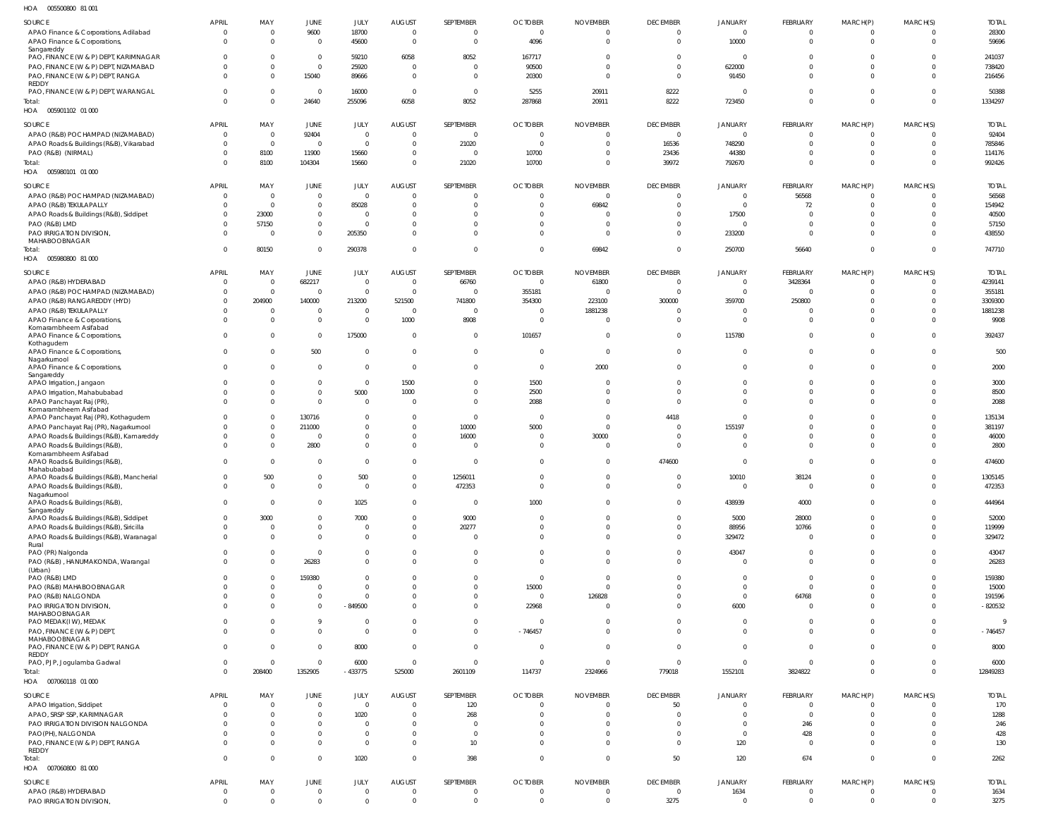HOA 005500800 81 001

| SOURCE | APRIL | MAY | JUNE | JULY | AUGUST | SEPTEMBER | OCTOBER | NOVEMBER | DECEMBER | JANUARY | FEBRUARY | MARCH(P) | MARCH(S) | TOTAL |
|---|---|---|---|---|---|---|---|---|---|---|---|---|---|---|
| APAO Finance & Corporations, Adilabad | 0 | 0 | 9600 | 18700 | 0 | 0 | 0 | 0 | 0 | 0 | 0 | 0 | 0 | 28300 |
| APAO Finance & Corporations, Sangareddy | 0 | 0 | 0 | 45600 | 0 | 0 | 4096 | 0 | 0 | 10000 | 0 | 0 | 0 | 59696 |
| PAO, FINANCE (W & P) DEPT, KARIMNAGAR | 0 | 0 | 0 | 59210 | 6058 | 8052 | 167717 | 0 | 0 | 0 | 0 | 0 | 0 | 241037 |
| PAO, FINANCE (W & P) DEPT, NIZAMABAD | 0 | 0 | 0 | 25920 | 0 | 0 | 90500 | 0 | 0 | 622000 | 0 | 0 | 0 | 738420 |
| PAO, FINANCE (W & P) DEPT, RANGA REDDY | 0 | 0 | 15040 | 89666 | 0 | 0 | 20300 | 0 | 0 | 91450 | 0 | 0 | 0 | 216456 |
| PAO, FINANCE (W & P) DEPT, WARANGAL | 0 | 0 | 0 | 16000 | 0 | 0 | 5255 | 20911 | 8222 | 0 | 0 | 0 | 0 | 50388 |
| Total: | 0 | 0 | 24640 | 255096 | 6058 | 8052 | 287868 | 20911 | 8222 | 723450 | 0 | 0 | 0 | 1334297 |

HOA 005901102 01 000

| SOURCE | APRIL | MAY | JUNE | JULY | AUGUST | SEPTEMBER | OCTOBER | NOVEMBER | DECEMBER | JANUARY | FEBRUARY | MARCH(P) | MARCH(S) | TOTAL |
|---|---|---|---|---|---|---|---|---|---|---|---|---|---|---|
| APAO (R&B) POCHAMPAD (NIZAMABAD) | 0 | 0 | 92404 | 0 | 0 | 0 | 0 | 0 | 0 | 0 | 0 | 0 | 0 | 92404 |
| APAO Roads & Buildings (R&B), Vikarabad | 0 | 0 | 0 | 0 | 0 | 21020 | 0 | 0 | 16536 | 748290 | 0 | 0 | 0 | 785846 |
| PAO (R&B) (NIRMAL) | 0 | 8100 | 11900 | 15660 | 0 | 0 | 10700 | 0 | 23436 | 44380 | 0 | 0 | 0 | 114176 |
| Total: | 0 | 8100 | 104304 | 15660 | 0 | 21020 | 10700 | 0 | 39972 | 792670 | 0 | 0 | 0 | 992426 |

HOA 005980101 01 000

| SOURCE | APRIL | MAY | JUNE | JULY | AUGUST | SEPTEMBER | OCTOBER | NOVEMBER | DECEMBER | JANUARY | FEBRUARY | MARCH(P) | MARCH(S) | TOTAL |
|---|---|---|---|---|---|---|---|---|---|---|---|---|---|---|
| APAO (R&B) POCHAMPAD (NIZAMABAD) | 0 | 0 | 0 | 0 | 0 | 0 | 0 | 0 | 0 | 0 | 56568 | 0 | 0 | 56568 |
| APAO (R&B) TEKULAPALLY | 0 | 0 | 0 | 85028 | 0 | 0 | 0 | 69842 | 0 | 0 | 72 | 0 | 0 | 154942 |
| APAO Roads & Buildings (R&B), Siddipet | 0 | 23000 | 0 | 0 | 0 | 0 | 0 | 0 | 0 | 17500 | 0 | 0 | 0 | 40500 |
| PAO (R&B) LMD | 0 | 57150 | 0 | 0 | 0 | 0 | 0 | 0 | 0 | 0 | 0 | 0 | 0 | 57150 |
| PAO IRRIGATION DIVISION, MAHABOOBNAGAR | 0 | 0 | 0 | 205350 | 0 | 0 | 0 | 0 | 0 | 233200 | 0 | 0 | 0 | 438550 |
| Total: | 0 | 80150 | 0 | 290378 | 0 | 0 | 0 | 69842 | 0 | 250700 | 56640 | 0 | 0 | 747710 |

HOA 005980800 81 000

| SOURCE | APRIL | MAY | JUNE | JULY | AUGUST | SEPTEMBER | OCTOBER | NOVEMBER | DECEMBER | JANUARY | FEBRUARY | MARCH(P) | MARCH(S) | TOTAL |
|---|---|---|---|---|---|---|---|---|---|---|---|---|---|---|
| APAO (R&B) HYDERABAD | 0 | 0 | 682217 | 0 | 0 | 66760 | 0 | 61800 | 0 | 0 | 3428364 | 0 | 0 | 4239141 |
| APAO (R&B) POCHAMPAD (NIZAMABAD) | 0 | 0 | 0 | 0 | 0 | 0 | 355181 | 0 | 0 | 0 | 0 | 0 | 0 | 355181 |
| APAO (R&B) RANGAREDDY (HYD) | 0 | 204900 | 140000 | 213200 | 521500 | 741800 | 354300 | 223100 | 300000 | 359700 | 250800 | 0 | 0 | 3309300 |
| APAO (R&B) TEKULAPALLY | 0 | 0 | 0 | 0 | 0 | 0 | 0 | 1881238 | 0 | 0 | 0 | 0 | 0 | 1881238 |
| APAO Finance & Corporations, Komarambheem Asifabad | 0 | 0 | 0 | 0 | 1000 | 8908 | 0 | 0 | 0 | 0 | 0 | 0 | 0 | 9908 |
| APAO Finance & Corporations, Kothagudem | 0 | 0 | 0 | 175000 | 0 | 0 | 101657 | 0 | 0 | 115780 | 0 | 0 | 0 | 392437 |
| APAO Finance & Corporations, Nagarkurnool | 0 | 0 | 500 | 0 | 0 | 0 | 0 | 0 | 0 | 0 | 0 | 0 | 0 | 500 |
| APAO Finance & Corporations, Sangareddy | 0 | 0 | 0 | 0 | 0 | 0 | 0 | 2000 | 0 | 0 | 0 | 0 | 0 | 2000 |
| APAO Irrigation, Jangaon | 0 | 0 | 0 | 0 | 1500 | 0 | 1500 | 0 | 0 | 0 | 0 | 0 | 0 | 3000 |
| APAO Irrigation, Mahabubabad | 0 | 0 | 0 | 5000 | 1000 | 0 | 2500 | 0 | 0 | 0 | 0 | 0 | 0 | 8500 |
| APAO Panchayat Raj (PR), Komarambheem Asifabad | 0 | 0 | 0 | 0 | 0 | 0 | 2088 | 0 | 0 | 0 | 0 | 0 | 0 | 2088 |
| APAO Panchayat Raj (PR), Kothagudem | 0 | 0 | 130716 | 0 | 0 | 0 | 0 | 0 | 4418 | 0 | 0 | 0 | 0 | 135134 |
| APAO Panchayat Raj (PR), Nagarkurnool | 0 | 0 | 211000 | 0 | 0 | 10000 | 5000 | 0 | 0 | 155197 | 0 | 0 | 0 | 381197 |
| APAO Roads & Buildings (R&B), Kamareddy | 0 | 0 | 0 | 0 | 0 | 16000 | 0 | 30000 | 0 | 0 | 0 | 0 | 0 | 46000 |
| APAO Roads & Buildings (R&B), Komarambheem Asifabad | 0 | 0 | 2800 | 0 | 0 | 0 | 0 | 0 | 0 | 0 | 0 | 0 | 0 | 2800 |
| APAO Roads & Buildings (R&B), Mahabubabad | 0 | 0 | 0 | 0 | 0 | 0 | 0 | 0 | 474600 | 0 | 0 | 0 | 0 | 474600 |
| APAO Roads & Buildings (R&B), Mancherial | 0 | 500 | 0 | 500 | 0 | 1256011 | 0 | 0 | 0 | 10010 | 38124 | 0 | 0 | 1305145 |
| APAO Roads & Buildings (R&B), Nagarkurnool | 0 | 0 | 0 | 0 | 0 | 472353 | 0 | 0 | 0 | 0 | 0 | 0 | 0 | 472353 |
| APAO Roads & Buildings (R&B), Sangareddy | 0 | 0 | 0 | 1025 | 0 | 0 | 1000 | 0 | 0 | 438939 | 4000 | 0 | 0 | 444964 |
| APAO Roads & Buildings (R&B), Siddipet | 0 | 3000 | 0 | 7000 | 0 | 9000 | 0 | 0 | 0 | 5000 | 28000 | 0 | 0 | 52000 |
| APAO Roads & Buildings (R&B), Siricilla | 0 | 0 | 0 | 0 | 0 | 20277 | 0 | 0 | 0 | 88956 | 10766 | 0 | 0 | 119999 |
| APAO Roads & Buildings (R&B), Waranagal Rural | 0 | 0 | 0 | 0 | 0 | 0 | 0 | 0 | 0 | 329472 | 0 | 0 | 0 | 329472 |
| PAO (PR) Nalgonda | 0 | 0 | 0 | 0 | 0 | 0 | 0 | 0 | 0 | 43047 | 0 | 0 | 0 | 43047 |
| PAO (R&B), HANUMAKONDA, Warangal (Urban) | 0 | 0 | 26283 | 0 | 0 | 0 | 0 | 0 | 0 | 0 | 0 | 0 | 0 | 26283 |
| PAO (R&B) LMD | 0 | 0 | 159380 | 0 | 0 | 0 | 0 | 0 | 0 | 0 | 0 | 0 | 0 | 159380 |
| PAO (R&B) MAHABOOBNAGAR | 0 | 0 | 0 | 0 | 0 | 0 | 15000 | 0 | 0 | 0 | 0 | 0 | 0 | 15000 |
| PAO (R&B) NALGONDA | 0 | 0 | 0 | 0 | 0 | 0 | 0 | 126828 | 0 | 0 | 64768 | 0 | 0 | 191596 |
| PAO IRRIGATION DIVISION, MAHABOOBNAGAR | 0 | 0 | 0 | -849500 | 0 | 0 | 22968 | 0 | 0 | 6000 | 0 | 0 | 0 | -820532 |
| PAO MEDAK(IW), MEDAK | 0 | 0 | 9 | 0 | 0 | 0 | 0 | 0 | 0 | 0 | 0 | 0 | 0 | 9 |
| PAO, FINANCE (W & P) DEPT, MAHABOOBNAGAR | 0 | 0 | 0 | 0 | 0 | 0 | -746457 | 0 | 0 | 0 | 0 | 0 | 0 | -746457 |
| PAO, FINANCE (W & P) DEPT, RANGA REDDY | 0 | 0 | 0 | 8000 | 0 | 0 | 0 | 0 | 0 | 0 | 0 | 0 | 0 | 8000 |
| PAO, PJP, Jogulamba Gadwal | 0 | 0 | 0 | 6000 | 0 | 0 | 0 | 0 | 0 | 0 | 0 | 0 | 0 | 6000 |
| Total: | 0 | 208400 | 1352905 | -433775 | 525000 | 2601109 | 114737 | 2324966 | 779018 | 1552101 | 3824822 | 0 | 0 | 12849283 |

HOA 007060118 01 000

| SOURCE | APRIL | MAY | JUNE | JULY | AUGUST | SEPTEMBER | OCTOBER | NOVEMBER | DECEMBER | JANUARY | FEBRUARY | MARCH(P) | MARCH(S) | TOTAL |
|---|---|---|---|---|---|---|---|---|---|---|---|---|---|---|
| APAO Irrigation, Siddipet | 0 | 0 | 0 | 0 | 0 | 120 | 0 | 0 | 50 | 0 | 0 | 0 | 0 | 170 |
| APAO, SRSP SSP, KARIMNAGAR | 0 | 0 | 0 | 1020 | 0 | 268 | 0 | 0 | 0 | 0 | 0 | 0 | 0 | 1288 |
| PAO IRRIGATION DIVISION NALGONDA | 0 | 0 | 0 | 0 | 0 | 0 | 0 | 0 | 0 | 0 | 246 | 0 | 0 | 246 |
| PAO(PH), NALGONDA | 0 | 0 | 0 | 0 | 0 | 0 | 0 | 0 | 0 | 0 | 428 | 0 | 0 | 428 |
| PAO, FINANCE (W & P) DEPT, RANGA REDDY | 0 | 0 | 0 | 0 | 0 | 10 | 0 | 0 | 0 | 120 | 0 | 0 | 0 | 130 |
| Total: | 0 | 0 | 0 | 1020 | 0 | 398 | 0 | 0 | 50 | 120 | 674 | 0 | 0 | 2262 |

HOA 007060800 81 000

| SOURCE | APRIL | MAY | JUNE | JULY | AUGUST | SEPTEMBER | OCTOBER | NOVEMBER | DECEMBER | JANUARY | FEBRUARY | MARCH(P) | MARCH(S) | TOTAL |
|---|---|---|---|---|---|---|---|---|---|---|---|---|---|---|
| APAO (R&B) HYDERABAD | 0 | 0 | 0 | 0 | 0 | 0 | 0 | 0 | 0 | 1634 | 0 | 0 | 0 | 1634 |
| PAO IRRIGATION DIVISION, | 0 | 0 | 0 | 0 | 0 | 0 | 0 | 0 | 3275 | 0 | 0 | 0 | 0 | 3275 |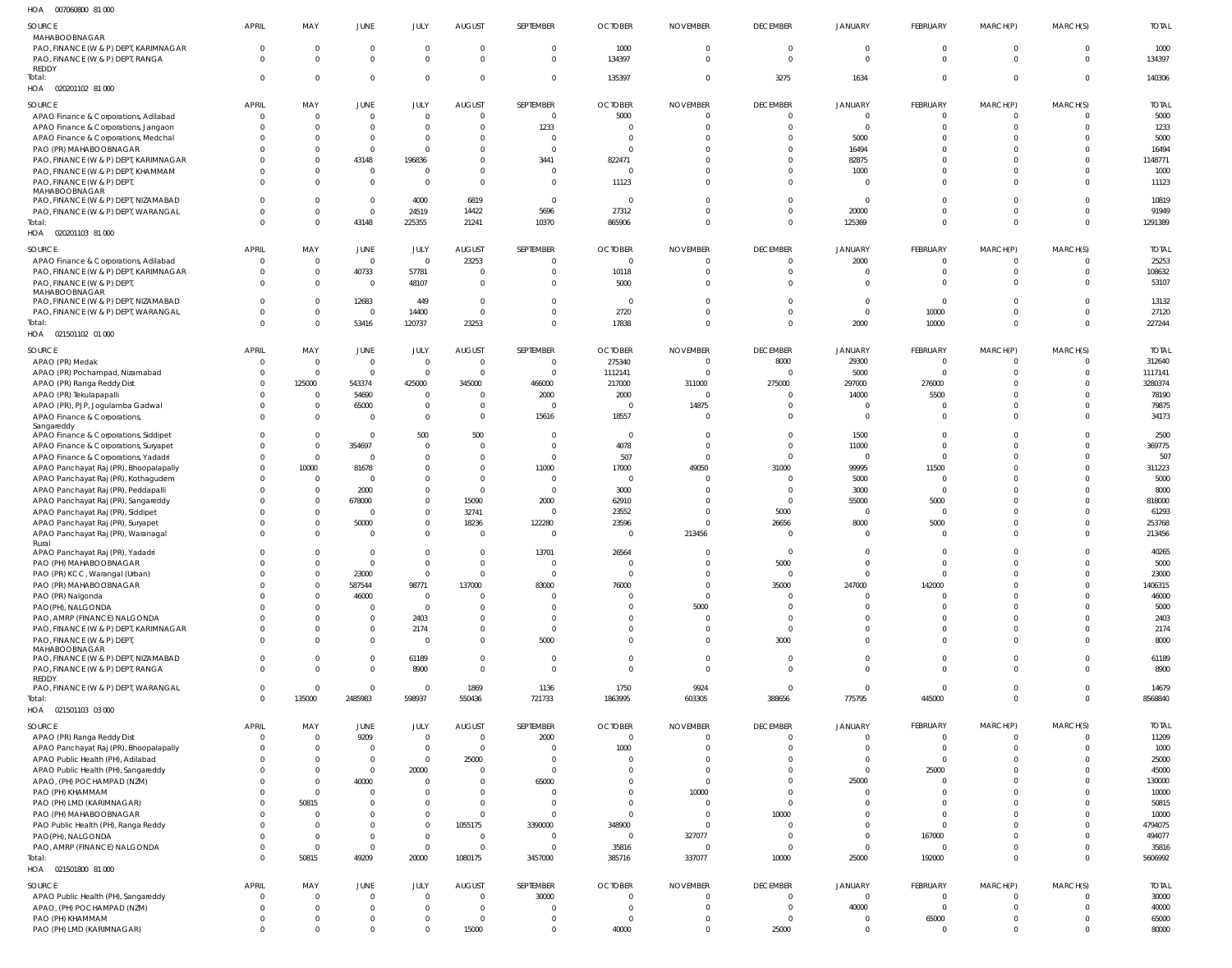HOA 007060800 81 000

| SOURCE | APRIL | MAY | JUNE | JULY | AUGUST | SEPTEMBER | OCTOBER | NOVEMBER | DECEMBER | JANUARY | FEBRUARY | MARCH(P) | MARCH(S) | TOTAL |
|---|---|---|---|---|---|---|---|---|---|---|---|---|---|---|
| MAHABOOBNAGAR | | | | | | | | | | | | | | |
| PAO, FINANCE (W & P) DEPT, KARIMNAGAR | 0 | 0 | 0 | 0 | 0 | 0 | 1000 | 0 | 0 | 0 | 0 | 0 | 0 | 1000 |
| PAO, FINANCE (W & P) DEPT, RANGA REDDY | 0 | 0 | 0 | 0 | 0 | 0 | 134397 | 0 | 0 | 0 | 0 | 0 | 0 | 134397 |
| Total: | 0 | 0 | 0 | 0 | 0 | 0 | 135397 | 0 | 3275 | 1634 | 0 | 0 | 0 | 140306 |

HOA 020201102 81 000

| SOURCE | APRIL | MAY | JUNE | JULY | AUGUST | SEPTEMBER | OCTOBER | NOVEMBER | DECEMBER | JANUARY | FEBRUARY | MARCH(P) | MARCH(S) | TOTAL |
|---|---|---|---|---|---|---|---|---|---|---|---|---|---|---|
| APAO Finance & Corporations, Adilabad | 0 | 0 | 0 | 0 | 0 | 0 | 5000 | 0 | 0 | 0 | 0 | 0 | 0 | 5000 |
| APAO Finance & Corporations, Jangaon | 0 | 0 | 0 | 0 | 0 | 1233 | 0 | 0 | 0 | 0 | 0 | 0 | 0 | 1233 |
| APAO Finance & Corporations, Medchal | 0 | 0 | 0 | 0 | 0 | 0 | 0 | 0 | 0 | 5000 | 0 | 0 | 0 | 5000 |
| PAO (PR) MAHABOOBNAGAR | 0 | 0 | 0 | 0 | 0 | 0 | 0 | 0 | 0 | 16494 | 0 | 0 | 0 | 16494 |
| PAO, FINANCE (W & P) DEPT, KARIMNAGAR | 0 | 0 | 43148 | 196836 | 0 | 3441 | 822471 | 0 | 0 | 82875 | 0 | 0 | 0 | 1148771 |
| PAO, FINANCE (W & P) DEPT, KHAMMAM | 0 | 0 | 0 | 0 | 0 | 0 | 0 | 0 | 0 | 1000 | 0 | 0 | 0 | 1000 |
| PAO, FINANCE (W & P) DEPT, MAHABOOBNAGAR | 0 | 0 | 0 | 0 | 0 | 0 | 11123 | 0 | 0 | 0 | 0 | 0 | 0 | 11123 |
| PAO, FINANCE (W & P) DEPT, NIZAMABAD | 0 | 0 | 0 | 4000 | 6819 | 0 | 0 | 0 | 0 | 0 | 0 | 0 | 0 | 10819 |
| PAO, FINANCE (W & P) DEPT, WARANGAL | 0 | 0 | 0 | 24519 | 14422 | 5696 | 27312 | 0 | 0 | 20000 | 0 | 0 | 0 | 91949 |
| Total: | 0 | 0 | 43148 | 225355 | 21241 | 10370 | 865906 | 0 | 0 | 125369 | 0 | 0 | 0 | 1291389 |

HOA 020201103 81 000

| SOURCE | APRIL | MAY | JUNE | JULY | AUGUST | SEPTEMBER | OCTOBER | NOVEMBER | DECEMBER | JANUARY | FEBRUARY | MARCH(P) | MARCH(S) | TOTAL |
|---|---|---|---|---|---|---|---|---|---|---|---|---|---|---|
| APAO Finance & Corporations, Adilabad | 0 | 0 | 0 | 0 | 23253 | 0 | 0 | 0 | 0 | 2000 | 0 | 0 | 0 | 25253 |
| PAO, FINANCE (W & P) DEPT, KARIMNAGAR | 0 | 0 | 40733 | 57781 | 0 | 0 | 10118 | 0 | 0 | 0 | 0 | 0 | 0 | 108632 |
| PAO, FINANCE (W & P) DEPT, MAHABOOBNAGAR | 0 | 0 | 0 | 48107 | 0 | 0 | 5000 | 0 | 0 | 0 | 0 | 0 | 0 | 53107 |
| PAO, FINANCE (W & P) DEPT, NIZAMABAD | 0 | 0 | 12683 | 449 | 0 | 0 | 0 | 0 | 0 | 0 | 0 | 0 | 0 | 13132 |
| PAO, FINANCE (W & P) DEPT, WARANGAL | 0 | 0 | 0 | 14400 | 0 | 0 | 2720 | 0 | 0 | 0 | 10000 | 0 | 0 | 27120 |
| Total: | 0 | 0 | 53416 | 120737 | 23253 | 0 | 17838 | 0 | 0 | 2000 | 10000 | 0 | 0 | 227244 |

HOA 021501102 01 000

| SOURCE | APRIL | MAY | JUNE | JULY | AUGUST | SEPTEMBER | OCTOBER | NOVEMBER | DECEMBER | JANUARY | FEBRUARY | MARCH(P) | MARCH(S) | TOTAL |
|---|---|---|---|---|---|---|---|---|---|---|---|---|---|---|
| APAO (PR) Medak | 0 | 0 | 0 | 0 | 0 | 0 | 275340 | 0 | 8000 | 29300 | 0 | 0 | 0 | 312640 |
| APAO (PR) Pochampad, Nizamabad | 0 | 0 | 0 | 0 | 0 | 0 | 1112141 | 0 | 0 | 5000 | 0 | 0 | 0 | 1117141 |
| APAO (PR) Ranga Reddy Dist | 0 | 125000 | 543374 | 425000 | 345000 | 466000 | 217000 | 311000 | 275000 | 297000 | 276000 | 0 | 0 | 3280374 |
| APAO (PR) Tekulapapalli | 0 | 0 | 54690 | 0 | 0 | 2000 | 2000 | 0 | 0 | 14000 | 5500 | 0 | 0 | 78190 |
| APAO (PR), PJP, Jogulamba Gadwal | 0 | 0 | 65000 | 0 | 0 | 0 | 0 | 14875 | 0 | 0 | 0 | 0 | 0 | 79875 |
| APAO Finance & Corporations, Sangareddy | 0 | 0 | 0 | 0 | 0 | 15616 | 18557 | 0 | 0 | 0 | 0 | 0 | 0 | 34173 |
| APAO Finance & Corporations, Siddipet | 0 | 0 | 0 | 500 | 500 | 0 | 0 | 0 | 0 | 1500 | 0 | 0 | 0 | 2500 |
| APAO Finance & Corporations, Suryapet | 0 | 0 | 354697 | 0 | 0 | 0 | 4078 | 0 | 0 | 11000 | 0 | 0 | 0 | 369775 |
| APAO Finance & Corporations, Yadadri | 0 | 0 | 0 | 0 | 0 | 0 | 507 | 0 | 0 | 0 | 0 | 0 | 0 | 507 |
| APAO Panchayat Raj (PR), Bhoopalapally | 0 | 10000 | 81678 | 0 | 0 | 11000 | 17000 | 49050 | 31000 | 99995 | 11500 | 0 | 0 | 311223 |
| APAO Panchayat Raj (PR), Kothagudem | 0 | 0 | 0 | 0 | 0 | 0 | 0 | 0 | 0 | 5000 | 0 | 0 | 0 | 5000 |
| APAO Panchayat Raj (PR), Peddapalli | 0 | 0 | 2000 | 0 | 0 | 0 | 3000 | 0 | 0 | 3000 | 0 | 0 | 0 | 8000 |
| APAO Panchayat Raj (PR), Sangareddy | 0 | 0 | 678000 | 0 | 15090 | 2000 | 62910 | 0 | 0 | 55000 | 5000 | 0 | 0 | 818000 |
| APAO Panchayat Raj (PR), Siddipet | 0 | 0 | 0 | 0 | 32741 | 0 | 23552 | 0 | 5000 | 0 | 0 | 0 | 0 | 61293 |
| APAO Panchayat Raj (PR), Suryapet | 0 | 0 | 50000 | 0 | 18236 | 122280 | 23596 | 0 | 26656 | 8000 | 5000 | 0 | 0 | 253768 |
| APAO Panchayat Raj (PR), Waranagal Rural | 0 | 0 | 0 | 0 | 0 | 0 | 0 | 213456 | 0 | 0 | 0 | 0 | 0 | 213456 |
| APAO Panchayat Raj (PR), Yadadri | 0 | 0 | 0 | 0 | 0 | 13701 | 26564 | 0 | 0 | 0 | 0 | 0 | 0 | 40265 |
| PAO (PH) MAHABOOBNAGAR | 0 | 0 | 0 | 0 | 0 | 0 | 0 | 0 | 5000 | 0 | 0 | 0 | 0 | 5000 |
| PAO (PR) KCC, Warangal (Urban) | 0 | 0 | 23000 | 0 | 0 | 0 | 0 | 0 | 0 | 0 | 0 | 0 | 0 | 23000 |
| PAO (PR) MAHABOOBNAGAR | 0 | 0 | 587544 | 98771 | 137000 | 83000 | 76000 | 0 | 35000 | 247000 | 142000 | 0 | 0 | 1406315 |
| PAO (PR) Nalgonda | 0 | 0 | 46000 | 0 | 0 | 0 | 0 | 0 | 0 | 0 | 0 | 0 | 0 | 46000 |
| PAO(PH), NALGONDA | 0 | 0 | 0 | 0 | 0 | 0 | 0 | 5000 | 0 | 0 | 0 | 0 | 0 | 5000 |
| PAO, AMRP (FINANCE) NALGONDA | 0 | 0 | 0 | 2403 | 0 | 0 | 0 | 0 | 0 | 0 | 0 | 0 | 0 | 2403 |
| PAO, FINANCE (W & P) DEPT, KARIMNAGAR | 0 | 0 | 0 | 2174 | 0 | 0 | 0 | 0 | 0 | 0 | 0 | 0 | 0 | 2174 |
| PAO, FINANCE (W & P) DEPT, MAHABOOBNAGAR | 0 | 0 | 0 | 0 | 0 | 5000 | 0 | 0 | 3000 | 0 | 0 | 0 | 0 | 8000 |
| PAO, FINANCE (W & P) DEPT, NIZAMABAD | 0 | 0 | 0 | 61189 | 0 | 0 | 0 | 0 | 0 | 0 | 0 | 0 | 0 | 61189 |
| PAO, FINANCE (W & P) DEPT, RANGA REDDY | 0 | 0 | 0 | 8900 | 0 | 0 | 0 | 0 | 0 | 0 | 0 | 0 | 0 | 8900 |
| PAO, FINANCE (W & P) DEPT, WARANGAL | 0 | 0 | 0 | 0 | 1869 | 1136 | 1750 | 9924 | 0 | 0 | 0 | 0 | 0 | 14679 |
| Total: | 0 | 135000 | 2485983 | 598937 | 550436 | 721733 | 1863995 | 603305 | 388656 | 775795 | 445000 | 0 | 0 | 8568840 |

HOA 021501103 03 000

| SOURCE | APRIL | MAY | JUNE | JULY | AUGUST | SEPTEMBER | OCTOBER | NOVEMBER | DECEMBER | JANUARY | FEBRUARY | MARCH(P) | MARCH(S) | TOTAL |
|---|---|---|---|---|---|---|---|---|---|---|---|---|---|---|
| APAO (PR) Ranga Reddy Dist | 0 | 0 | 9209 | 0 | 0 | 2000 | 0 | 0 | 0 | 0 | 0 | 0 | 0 | 11209 |
| APAO Panchayat Raj (PR), Bhoopalapally | 0 | 0 | 0 | 0 | 0 | 0 | 1000 | 0 | 0 | 0 | 0 | 0 | 0 | 1000 |
| APAO Public Health (PH), Adilabad | 0 | 0 | 0 | 0 | 25000 | 0 | 0 | 0 | 0 | 0 | 0 | 0 | 0 | 25000 |
| APAO Public Health (PH), Sangareddy | 0 | 0 | 0 | 20000 | 0 | 0 | 0 | 0 | 0 | 0 | 25000 | 0 | 0 | 45000 |
| APAO, (PH) POCHAMPAD (NZM) | 0 | 0 | 40000 | 0 | 0 | 65000 | 0 | 0 | 0 | 25000 | 0 | 0 | 0 | 130000 |
| PAO (PH) KHAMMAM | 0 | 0 | 0 | 0 | 0 | 0 | 0 | 10000 | 0 | 0 | 0 | 0 | 0 | 10000 |
| PAO (PH) LMD (KARIMNAGAR) | 0 | 50815 | 0 | 0 | 0 | 0 | 0 | 0 | 0 | 0 | 0 | 0 | 0 | 50815 |
| PAO (PH) MAHABOOBNAGAR | 0 | 0 | 0 | 0 | 0 | 0 | 0 | 0 | 10000 | 0 | 0 | 0 | 0 | 10000 |
| PAO Public Health (PH), Ranga Reddy | 0 | 0 | 0 | 0 | 1055175 | 3390000 | 348900 | 0 | 0 | 0 | 0 | 0 | 0 | 4794075 |
| PAO(PH), NALGONDA | 0 | 0 | 0 | 0 | 0 | 0 | 0 | 327077 | 0 | 0 | 167000 | 0 | 0 | 494077 |
| PAO, AMRP (FINANCE) NALGONDA | 0 | 0 | 0 | 0 | 0 | 0 | 35816 | 0 | 0 | 0 | 0 | 0 | 0 | 35816 |
| Total: | 0 | 50815 | 49209 | 20000 | 1080175 | 3457000 | 385716 | 337077 | 10000 | 25000 | 192000 | 0 | 0 | 5606992 |

HOA 021501800 81 000

| SOURCE | APRIL | MAY | JUNE | JULY | AUGUST | SEPTEMBER | OCTOBER | NOVEMBER | DECEMBER | JANUARY | FEBRUARY | MARCH(P) | MARCH(S) | TOTAL |
|---|---|---|---|---|---|---|---|---|---|---|---|---|---|---|
| APAO Public Health (PH), Sangareddy | 0 | 0 | 0 | 0 | 0 | 30000 | 0 | 0 | 0 | 0 | 0 | 0 | 0 | 30000 |
| APAO, (PH) POCHAMPAD (NZM) | 0 | 0 | 0 | 0 | 0 | 0 | 0 | 0 | 0 | 40000 | 0 | 0 | 0 | 40000 |
| PAO (PH) KHAMMAM | 0 | 0 | 0 | 0 | 0 | 0 | 0 | 0 | 0 | 0 | 65000 | 0 | 0 | 65000 |
| PAO (PH) LMD (KARIMNAGAR) | 0 | 0 | 0 | 0 | 15000 | 0 | 40000 | 0 | 25000 | 0 | 0 | 0 | 0 | 80000 |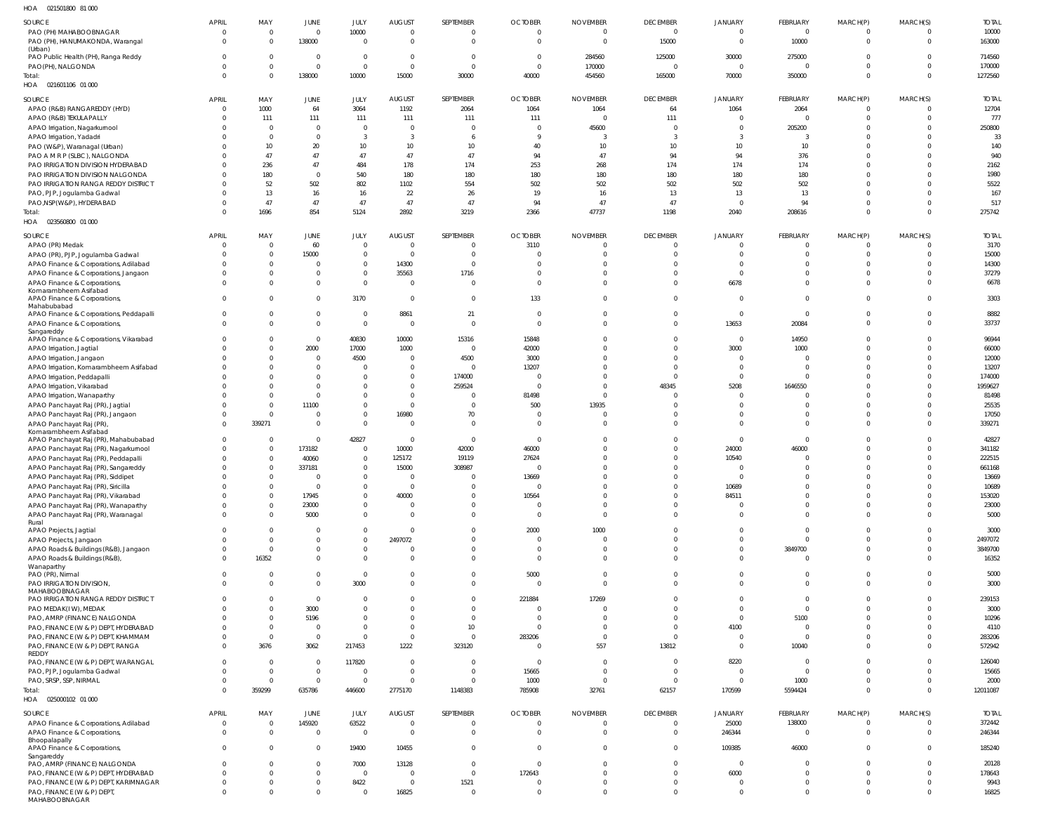HOA 021501800 81 000

| SOURCE | APRIL | MAY | JUNE | JULY | AUGUST | SEPTEMBER | OCTOBER | NOVEMBER | DECEMBER | JANUARY | FEBRUARY | MARCH(P) | MARCH(S) | TOTAL |
|---|---|---|---|---|---|---|---|---|---|---|---|---|---|---|
| PAO (PH) MAHABOOBNAGAR | 0 | 0 | 0 | 10000 | 0 | 0 | 0 | 0 | 0 | 0 | 0 | 0 | 0 | 10000 |
| PAO (PH), HANUMAKONDA, Warangal (Urban) | 0 | 0 | 138000 | 0 | 0 | 0 | 0 | 0 | 15000 | 0 | 10000 | 0 | 0 | 163000 |
| PAO Public Health (PH), Ranga Reddy | 0 | 0 | 0 | 0 | 0 | 0 | 0 | 284560 | 125000 | 30000 | 275000 | 0 | 0 | 714560 |
| PAO(PH), NALGONDA | 0 | 0 | 0 | 0 | 0 | 0 | 0 | 170000 | 0 | 0 | 0 | 0 | 0 | 170000 |
| Total: | 0 | 0 | 138000 | 10000 | 15000 | 30000 | 40000 | 454560 | 165000 | 70000 | 350000 | 0 | 0 | 1272560 |

HOA 021601106 01 000

| SOURCE | APRIL | MAY | JUNE | JULY | AUGUST | SEPTEMBER | OCTOBER | NOVEMBER | DECEMBER | JANUARY | FEBRUARY | MARCH(P) | MARCH(S) | TOTAL |
|---|---|---|---|---|---|---|---|---|---|---|---|---|---|---|
| APAO (R&B) RANGAREDDY (HYD) | 0 | 1000 | 64 | 3064 | 1192 | 2064 | 1064 | 1064 | 64 | 1064 | 2064 | 0 | 0 | 12704 |
| APAO (R&B) TEKULAPALLY | 0 | 111 | 111 | 111 | 111 | 111 | 111 | 0 | 111 | 0 | 0 | 0 | 0 | 777 |
| APAO Irrigation, Nagarkurnool | 0 | 0 | 0 | 0 | 0 | 0 | 0 | 45600 | 0 | 0 | 205200 | 0 | 0 | 250800 |
| APAO Irrigation, Yadadri | 0 | 0 | 0 | 3 | 3 | 6 | 9 | 3 | 3 | 3 | 3 | 0 | 0 | 33 |
| PAO (W&P), Waranagal (Urban) | 0 | 10 | 20 | 10 | 10 | 10 | 40 | 10 | 10 | 10 | 10 | 0 | 0 | 140 |
| PAO A M R P (SLBC), NALGONDA | 0 | 47 | 47 | 47 | 47 | 47 | 94 | 47 | 94 | 94 | 376 | 0 | 0 | 940 |
| PAO IRRIGATION DIVISION HYDERABAD | 0 | 236 | 47 | 484 | 178 | 174 | 253 | 268 | 174 | 174 | 174 | 0 | 0 | 2162 |
| PAO IRRIGATION DIVISION NALGONDA | 0 | 180 | 0 | 540 | 180 | 180 | 180 | 180 | 180 | 180 | 180 | 0 | 0 | 1980 |
| PAO IRRIGATION RANGA REDDY DISTRICT | 0 | 52 | 502 | 802 | 1102 | 554 | 502 | 502 | 502 | 502 | 502 | 0 | 0 | 5522 |
| PAO, PJP, Jogulamba Gadwal | 0 | 13 | 16 | 16 | 22 | 26 | 19 | 16 | 13 | 13 | 13 | 0 | 0 | 167 |
| PAO,NSP(W&P), HYDERABAD | 0 | 47 | 47 | 47 | 47 | 47 | 94 | 47 | 47 | 0 | 94 | 0 | 0 | 517 |
| Total: | 0 | 1696 | 854 | 5124 | 2892 | 3219 | 2366 | 47737 | 1198 | 2040 | 208616 | 0 | 0 | 275742 |

HOA 023560800 01 000

| SOURCE | APRIL | MAY | JUNE | JULY | AUGUST | SEPTEMBER | OCTOBER | NOVEMBER | DECEMBER | JANUARY | FEBRUARY | MARCH(P) | MARCH(S) | TOTAL |
|---|---|---|---|---|---|---|---|---|---|---|---|---|---|---|
| APAO (PR) Medak | 0 | 0 | 60 | 0 | 0 | 0 | 3110 | 0 | 0 | 0 | 0 | 0 | 0 | 3170 |
| APAO (PR), PJP, Jogulamba Gadwal | 0 | 0 | 15000 | 0 | 0 | 0 | 0 | 0 | 0 | 0 | 0 | 0 | 0 | 15000 |
| APAO Finance & Corporations, Adilabad | 0 | 0 | 0 | 0 | 14300 | 0 | 0 | 0 | 0 | 0 | 0 | 0 | 0 | 14300 |
| APAO Finance & Corporations, Jangaon | 0 | 0 | 0 | 0 | 35563 | 1716 | 0 | 0 | 0 | 0 | 0 | 0 | 0 | 37279 |
| APAO Finance & Corporations, Komarambheem Asifabad | 0 | 0 | 0 | 0 | 0 | 0 | 0 | 0 | 0 | 6678 | 0 | 0 | 0 | 6678 |
| APAO Finance & Corporations, Mahabubabad | 0 | 0 | 0 | 3170 | 0 | 0 | 133 | 0 | 0 | 0 | 0 | 0 | 0 | 3303 |
| APAO Finance & Corporations, Peddapalli | 0 | 0 | 0 | 0 | 8861 | 21 | 0 | 0 | 0 | 0 | 0 | 0 | 0 | 8882 |
| APAO Finance & Corporations, Sangareddy | 0 | 0 | 0 | 0 | 0 | 0 | 0 | 0 | 0 | 13653 | 20084 | 0 | 0 | 33737 |
| APAO Finance & Corporations, Vikarabad | 0 | 0 | 0 | 40830 | 10000 | 15316 | 15848 | 0 | 0 | 0 | 14950 | 0 | 0 | 96944 |
| APAO Irrigation, Jagtial | 0 | 0 | 2000 | 17000 | 1000 | 0 | 42000 | 0 | 0 | 3000 | 1000 | 0 | 0 | 66000 |
| APAO Irrigation, Jangaon | 0 | 0 | 0 | 4500 | 0 | 4500 | 3000 | 0 | 0 | 0 | 0 | 0 | 0 | 12000 |
| APAO Irrigation, Komarambheem Asifabad | 0 | 0 | 0 | 0 | 0 | 0 | 13207 | 0 | 0 | 0 | 0 | 0 | 0 | 13207 |
| APAO Irrigation, Peddapalli | 0 | 0 | 0 | 0 | 0 | 174000 | 0 | 0 | 0 | 0 | 0 | 0 | 0 | 174000 |
| APAO Irrigation, Vikarabad | 0 | 0 | 0 | 0 | 0 | 259524 | 0 | 0 | 48345 | 5208 | 1646550 | 0 | 0 | 1959627 |
| APAO Irrigation, Wanaparthy | 0 | 0 | 0 | 0 | 0 | 0 | 81498 | 0 | 0 | 0 | 0 | 0 | 0 | 81498 |
| APAO Panchayat Raj (PR), Jagtial | 0 | 0 | 11100 | 0 | 0 | 0 | 500 | 13935 | 0 | 0 | 0 | 0 | 0 | 25535 |
| APAO Panchayat Raj (PR), Jangaon | 0 | 0 | 0 | 0 | 16980 | 70 | 0 | 0 | 0 | 0 | 0 | 0 | 0 | 17050 |
| APAO Panchayat Raj (PR), Komarambheem Asifabad | 0 | 339271 | 0 | 0 | 0 | 0 | 0 | 0 | 0 | 0 | 0 | 0 | 0 | 339271 |
| APAO Panchayat Raj (PR), Mahabubabad | 0 | 0 | 0 | 42827 | 0 | 0 | 0 | 0 | 0 | 0 | 0 | 0 | 0 | 42827 |
| APAO Panchayat Raj (PR), Nagarkurnool | 0 | 0 | 173182 | 0 | 10000 | 42000 | 46000 | 0 | 0 | 24000 | 46000 | 0 | 0 | 341182 |
| APAO Panchayat Raj (PR), Peddapalli | 0 | 0 | 40060 | 0 | 125172 | 19119 | 27624 | 0 | 0 | 10540 | 0 | 0 | 0 | 222515 |
| APAO Panchayat Raj (PR), Sangareddy | 0 | 0 | 337181 | 0 | 15000 | 308987 | 0 | 0 | 0 | 0 | 0 | 0 | 0 | 661168 |
| APAO Panchayat Raj (PR), Siddipet | 0 | 0 | 0 | 0 | 0 | 0 | 13669 | 0 | 0 | 0 | 0 | 0 | 0 | 13669 |
| APAO Panchayat Raj (PR), Siricilla | 0 | 0 | 0 | 0 | 0 | 0 | 0 | 0 | 0 | 10689 | 0 | 0 | 0 | 10689 |
| APAO Panchayat Raj (PR), Vikarabad | 0 | 0 | 17945 | 0 | 40000 | 0 | 10564 | 0 | 0 | 84511 | 0 | 0 | 0 | 153020 |
| APAO Panchayat Raj (PR), Wanaparthy | 0 | 0 | 23000 | 0 | 0 | 0 | 0 | 0 | 0 | 0 | 0 | 0 | 0 | 23000 |
| APAO Panchayat Raj (PR), Waranagal Rural | 0 | 0 | 5000 | 0 | 0 | 0 | 0 | 0 | 0 | 0 | 0 | 0 | 0 | 5000 |
| APAO Projects, Jagtial | 0 | 0 | 0 | 0 | 0 | 0 | 2000 | 1000 | 0 | 0 | 0 | 0 | 0 | 3000 |
| APAO Projects, Jangaon | 0 | 0 | 0 | 0 | 2497072 | 0 | 0 | 0 | 0 | 0 | 0 | 0 | 0 | 2497072 |
| APAO Roads & Buildings (R&B), Jangaon | 0 | 0 | 0 | 0 | 0 | 0 | 0 | 0 | 0 | 0 | 3849700 | 0 | 0 | 3849700 |
| APAO Roads & Buildings (R&B), Wanaparthy | 0 | 16352 | 0 | 0 | 0 | 0 | 0 | 0 | 0 | 0 | 0 | 0 | 0 | 16352 |
| PAO (PR), Nirmal | 0 | 0 | 0 | 0 | 0 | 0 | 5000 | 0 | 0 | 0 | 0 | 0 | 0 | 5000 |
| PAO IRRIGATION DIVISION, MAHABOOBNAGAR | 0 | 0 | 0 | 3000 | 0 | 0 | 0 | 0 | 0 | 0 | 0 | 0 | 0 | 3000 |
| PAO IRRIGATION RANGA REDDY DISTRICT | 0 | 0 | 0 | 0 | 0 | 0 | 221884 | 17269 | 0 | 0 | 0 | 0 | 0 | 239153 |
| PAO MEDAK(IW), MEDAK | 0 | 0 | 3000 | 0 | 0 | 0 | 0 | 0 | 0 | 0 | 0 | 0 | 0 | 3000 |
| PAO, AMRP (FINANCE) NALGONDA | 0 | 0 | 5196 | 0 | 0 | 0 | 0 | 0 | 0 | 0 | 5100 | 0 | 0 | 10296 |
| PAO, FINANCE (W & P) DEPT, HYDERABAD | 0 | 0 | 0 | 0 | 0 | 10 | 0 | 0 | 0 | 4100 | 0 | 0 | 0 | 4110 |
| PAO, FINANCE (W & P) DEPT, KHAMMAM | 0 | 0 | 0 | 0 | 0 | 0 | 283206 | 0 | 0 | 0 | 0 | 0 | 0 | 283206 |
| PAO, FINANCE (W & P) DEPT, RANGA REDDY | 0 | 3676 | 3062 | 217453 | 1222 | 323120 | 0 | 557 | 13812 | 0 | 10040 | 0 | 0 | 572942 |
| PAO, FINANCE (W & P) DEPT, WARANGAL | 0 | 0 | 0 | 117820 | 0 | 0 | 0 | 0 | 0 | 8220 | 0 | 0 | 0 | 126040 |
| PAO, PJP, Jogulamba Gadwal | 0 | 0 | 0 | 0 | 0 | 0 | 15665 | 0 | 0 | 0 | 0 | 0 | 0 | 15665 |
| PAO, SRSP, SSP, NIRMAL | 0 | 0 | 0 | 0 | 0 | 0 | 1000 | 0 | 0 | 0 | 1000 | 0 | 0 | 2000 |
| Total: | 0 | 359299 | 635786 | 446600 | 2775170 | 1148383 | 785908 | 32761 | 62157 | 170599 | 5594424 | 0 | 0 | 12011087 |

HOA 025000102 01 000

| SOURCE | APRIL | MAY | JUNE | JULY | AUGUST | SEPTEMBER | OCTOBER | NOVEMBER | DECEMBER | JANUARY | FEBRUARY | MARCH(P) | MARCH(S) | TOTAL |
|---|---|---|---|---|---|---|---|---|---|---|---|---|---|---|
| APAO Finance & Corporations, Adilabad | 0 | 0 | 145920 | 63522 | 0 | 0 | 0 | 0 | 0 | 25000 | 138000 | 0 | 0 | 372442 |
| APAO Finance & Corporations, Bhoopalapally | 0 | 0 | 0 | 0 | 0 | 0 | 0 | 0 | 0 | 246344 | 0 | 0 | 0 | 246344 |
| APAO Finance & Corporations, Sangareddy | 0 | 0 | 0 | 19400 | 10455 | 0 | 0 | 0 | 0 | 109385 | 46000 | 0 | 0 | 185240 |
| PAO, AMRP (FINANCE) NALGONDA | 0 | 0 | 0 | 7000 | 13128 | 0 | 0 | 0 | 0 | 0 | 0 | 0 | 0 | 20128 |
| PAO, FINANCE (W & P) DEPT, HYDERABAD | 0 | 0 | 0 | 0 | 0 | 0 | 172643 | 0 | 0 | 6000 | 0 | 0 | 0 | 178643 |
| PAO, FINANCE (W & P) DEPT, KARIMNAGAR | 0 | 0 | 0 | 8422 | 0 | 1521 | 0 | 0 | 0 | 0 | 0 | 0 | 0 | 9943 |
| PAO, FINANCE (W & P) DEPT, MAHABOOBNAGAR | 0 | 0 | 0 | 0 | 16825 | 0 | 0 | 0 | 0 | 0 | 0 | 0 | 0 | 16825 |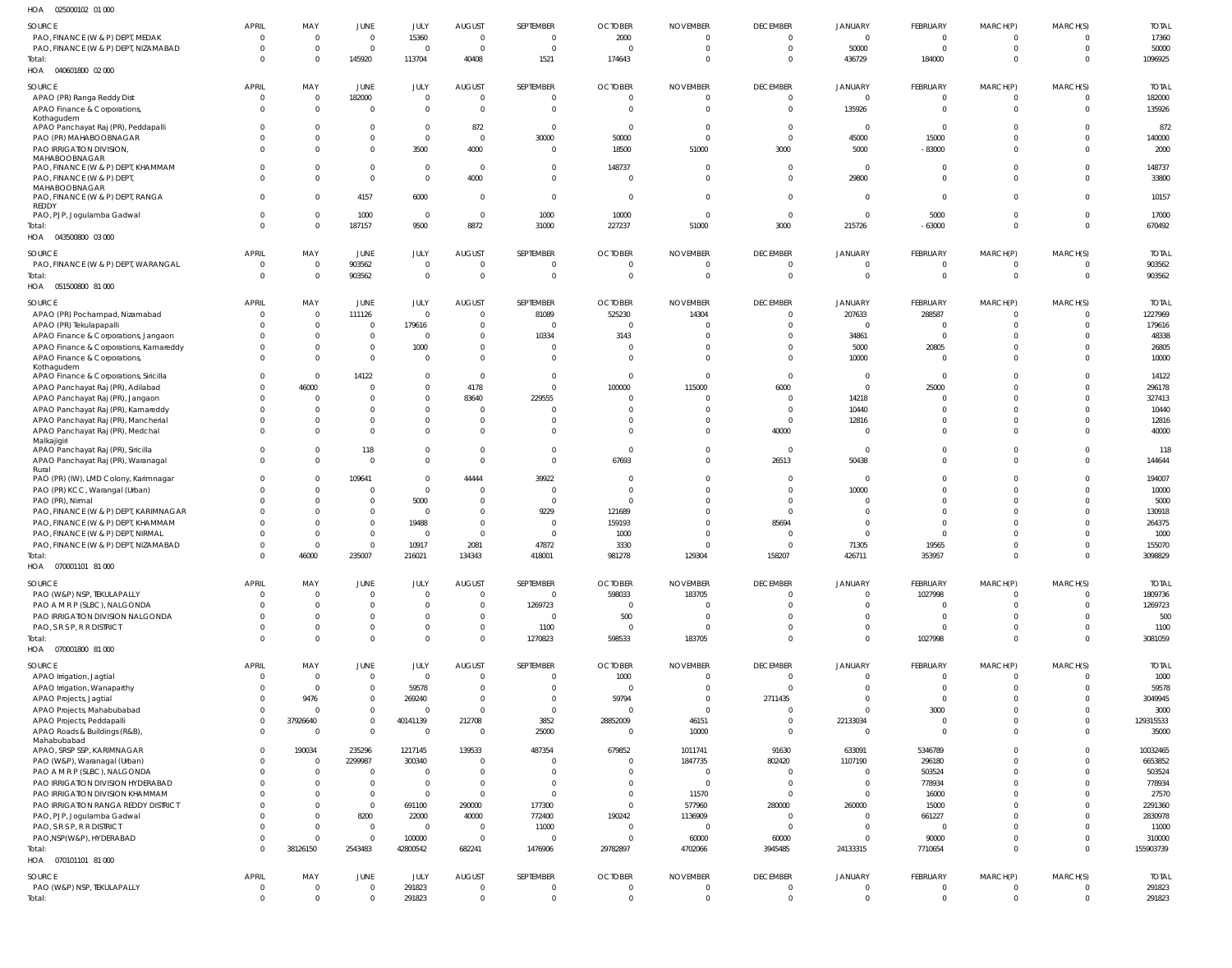HOA 025000102 01 000

| SOURCE | APRIL | MAY | JUNE | JULY | AUGUST | SEPTEMBER | OCTOBER | NOVEMBER | DECEMBER | JANUARY | FEBRUARY | MARCH(P) | MARCH(S) | TOTAL |
|---|---|---|---|---|---|---|---|---|---|---|---|---|---|---|
| PAO, FINANCE (W & P) DEPT, MEDAK | 0 | 0 | 0 | 15360 | 0 | 0 | 2000 | 0 | 0 | 0 | 0 | 0 | 0 | 17360 |
| PAO, FINANCE (W & P) DEPT, NIZAMABAD | 0 | 0 | 0 | 0 | 0 | 0 | 0 | 0 | 0 | 50000 | 0 | 0 | 0 | 50000 |
| Total: | 0 | 0 | 145920 | 113704 | 40408 | 1521 | 174643 | 0 | 0 | 436729 | 184000 | 0 | 0 | 1096925 |

HOA 040601800 02 000

| SOURCE | APRIL | MAY | JUNE | JULY | AUGUST | SEPTEMBER | OCTOBER | NOVEMBER | DECEMBER | JANUARY | FEBRUARY | MARCH(P) | MARCH(S) | TOTAL |
|---|---|---|---|---|---|---|---|---|---|---|---|---|---|---|
| APAO (PR) Ranga Reddy Dist | 0 | 0 | 182000 | 0 | 0 | 0 | 0 | 0 | 0 | 0 | 0 | 0 | 0 | 182000 |
| APAO Finance & Corporations, Kothagudem | 0 | 0 | 0 | 0 | 0 | 0 | 0 | 0 | 0 | 135926 | 0 | 0 | 0 | 135926 |
| APAO Panchayat Raj (PR), Peddapalli | 0 | 0 | 0 | 0 | 872 | 0 | 0 | 0 | 0 | 0 | 0 | 0 | 0 | 872 |
| PAO (PR) MAHABOOBNAGAR | 0 | 0 | 0 | 0 | 0 | 30000 | 50000 | 0 | 0 | 45000 | 15000 | 0 | 0 | 140000 |
| PAO IRRIGATION DIVISION, MAHABOOBNAGAR | 0 | 0 | 0 | 3500 | 4000 | 0 | 18500 | 51000 | 3000 | 5000 | -83000 | 0 | 0 | 2000 |
| PAO, FINANCE (W & P) DEPT, KHAMMAM | 0 | 0 | 0 | 0 | 0 | 0 | 148737 | 0 | 0 | 0 | 0 | 0 | 0 | 148737 |
| PAO, FINANCE (W & P) DEPT, MAHABOOBNAGAR | 0 | 0 | 0 | 0 | 4000 | 0 | 0 | 0 | 0 | 29800 | 0 | 0 | 0 | 33800 |
| PAO, FINANCE (W & P) DEPT, RANGA REDDY | 0 | 0 | 4157 | 6000 | 0 | 0 | 0 | 0 | 0 | 0 | 0 | 0 | 0 | 10157 |
| PAO, PJP, Jogulamba Gadwal | 0 | 0 | 1000 | 0 | 0 | 1000 | 10000 | 0 | 0 | 0 | 5000 | 0 | 0 | 17000 |
| Total: | 0 | 0 | 187157 | 9500 | 8872 | 31000 | 227237 | 51000 | 3000 | 215726 | -63000 | 0 | 0 | 670492 |

HOA 043500800 03 000

| SOURCE | APRIL | MAY | JUNE | JULY | AUGUST | SEPTEMBER | OCTOBER | NOVEMBER | DECEMBER | JANUARY | FEBRUARY | MARCH(P) | MARCH(S) | TOTAL |
|---|---|---|---|---|---|---|---|---|---|---|---|---|---|---|
| PAO, FINANCE (W & P) DEPT, WARANGAL | 0 | 0 | 903562 | 0 | 0 | 0 | 0 | 0 | 0 | 0 | 0 | 0 | 0 | 903562 |
| Total: | 0 | 0 | 903562 | 0 | 0 | 0 | 0 | 0 | 0 | 0 | 0 | 0 | 0 | 903562 |

HOA 051500800 81 000

| SOURCE | APRIL | MAY | JUNE | JULY | AUGUST | SEPTEMBER | OCTOBER | NOVEMBER | DECEMBER | JANUARY | FEBRUARY | MARCH(P) | MARCH(S) | TOTAL |
|---|---|---|---|---|---|---|---|---|---|---|---|---|---|---|
| APAO (PR) Pochampad, Nizamabad | 0 | 0 | 111126 | 0 | 0 | 81089 | 525230 | 14304 | 0 | 207633 | 288587 | 0 | 0 | 1227969 |
| APAO (PR) Tekulapapalli | 0 | 0 | 0 | 179616 | 0 | 0 | 0 | 0 | 0 | 0 | 0 | 0 | 0 | 179616 |
| APAO Finance & Corporations, Jangaon | 0 | 0 | 0 | 0 | 0 | 10334 | 3143 | 0 | 0 | 34861 | 0 | 0 | 0 | 48338 |
| APAO Finance & Corporations, Kamareddy | 0 | 0 | 0 | 1000 | 0 | 0 | 0 | 0 | 0 | 5000 | 20805 | 0 | 0 | 26805 |
| APAO Finance & Corporations, Kothagudem | 0 | 0 | 0 | 0 | 0 | 0 | 0 | 0 | 0 | 10000 | 0 | 0 | 0 | 10000 |
| APAO Finance & Corporations, Siricilla | 0 | 0 | 14122 | 0 | 0 | 0 | 0 | 0 | 0 | 0 | 0 | 0 | 0 | 14122 |
| APAO Panchayat Raj (PR), Adilabad | 0 | 46000 | 0 | 0 | 4178 | 0 | 100000 | 115000 | 6000 | 0 | 25000 | 0 | 0 | 296178 |
| APAO Panchayat Raj (PR), Jangaon | 0 | 0 | 0 | 0 | 83640 | 229555 | 0 | 0 | 0 | 14218 | 0 | 0 | 0 | 327413 |
| APAO Panchayat Raj (PR), Kamareddy | 0 | 0 | 0 | 0 | 0 | 0 | 0 | 0 | 0 | 10440 | 0 | 0 | 0 | 10440 |
| APAO Panchayat Raj (PR), Mancherial | 0 | 0 | 0 | 0 | 0 | 0 | 0 | 0 | 0 | 12816 | 0 | 0 | 0 | 12816 |
| APAO Panchayat Raj (PR), Medchal Malkajigiri | 0 | 0 | 0 | 0 | 0 | 0 | 0 | 0 | 40000 | 0 | 0 | 0 | 0 | 40000 |
| APAO Panchayat Raj (PR), Siricilla | 0 | 0 | 118 | 0 | 0 | 0 | 0 | 0 | 0 | 0 | 0 | 0 | 0 | 118 |
| APAO Panchayat Raj (PR), Waranagal Rural | 0 | 0 | 0 | 0 | 0 | 0 | 67693 | 0 | 26513 | 50438 | 0 | 0 | 0 | 144644 |
| PAO (PR) (IW), LMD Colony, Karimnagar | 0 | 0 | 109641 | 0 | 44444 | 39922 | 0 | 0 | 0 | 0 | 0 | 0 | 0 | 194007 |
| PAO (PR) KCC, Warangal (Urban) | 0 | 0 | 0 | 0 | 0 | 0 | 0 | 0 | 0 | 10000 | 0 | 0 | 0 | 10000 |
| PAO (PR), Nirmal | 0 | 0 | 0 | 5000 | 0 | 0 | 0 | 0 | 0 | 0 | 0 | 0 | 0 | 5000 |
| PAO, FINANCE (W & P) DEPT, KARIMNAGAR | 0 | 0 | 0 | 0 | 0 | 9229 | 121689 | 0 | 0 | 0 | 0 | 0 | 0 | 130918 |
| PAO, FINANCE (W & P) DEPT, KHAMMAM | 0 | 0 | 0 | 19488 | 0 | 0 | 159193 | 0 | 85694 | 0 | 0 | 0 | 0 | 264375 |
| PAO, FINANCE (W & P) DEPT, NIRMAL | 0 | 0 | 0 | 0 | 0 | 0 | 1000 | 0 | 0 | 0 | 0 | 0 | 0 | 1000 |
| PAO, FINANCE (W & P) DEPT, NIZAMABAD | 0 | 0 | 0 | 10917 | 2081 | 47872 | 3330 | 0 | 0 | 71305 | 19565 | 0 | 0 | 155070 |
| Total: | 0 | 46000 | 235007 | 216021 | 134343 | 418001 | 981278 | 129304 | 158207 | 426711 | 353957 | 0 | 0 | 3098829 |

HOA 070001101 81 000

| SOURCE | APRIL | MAY | JUNE | JULY | AUGUST | SEPTEMBER | OCTOBER | NOVEMBER | DECEMBER | JANUARY | FEBRUARY | MARCH(P) | MARCH(S) | TOTAL |
|---|---|---|---|---|---|---|---|---|---|---|---|---|---|---|
| PAO (W&P) NSP, TEKULAPALLY | 0 | 0 | 0 | 0 | 0 | 0 | 598033 | 183705 | 0 | 0 | 1027998 | 0 | 0 | 1809736 |
| PAO A M R P (SLBC), NALGONDA | 0 | 0 | 0 | 0 | 0 | 1269723 | 0 | 0 | 0 | 0 | 0 | 0 | 0 | 1269723 |
| PAO IRRIGATION DIVISION NALGONDA | 0 | 0 | 0 | 0 | 0 | 0 | 500 | 0 | 0 | 0 | 0 | 0 | 0 | 500 |
| PAO, S R S P, R R DISTRICT | 0 | 0 | 0 | 0 | 0 | 1100 | 0 | 0 | 0 | 0 | 0 | 0 | 0 | 1100 |
| Total: | 0 | 0 | 0 | 0 | 0 | 1270823 | 598533 | 183705 | 0 | 0 | 1027998 | 0 | 0 | 3081059 |

HOA 070001800 81 000

| SOURCE | APRIL | MAY | JUNE | JULY | AUGUST | SEPTEMBER | OCTOBER | NOVEMBER | DECEMBER | JANUARY | FEBRUARY | MARCH(P) | MARCH(S) | TOTAL |
|---|---|---|---|---|---|---|---|---|---|---|---|---|---|---|
| APAO Irrigation, Jagtial | 0 | 0 | 0 | 0 | 0 | 0 | 1000 | 0 | 0 | 0 | 0 | 0 | 0 | 1000 |
| APAO Irrigation, Wanaparthy | 0 | 0 | 0 | 59578 | 0 | 0 | 0 | 0 | 0 | 0 | 0 | 0 | 0 | 59578 |
| APAO Projects, Jagtial | 0 | 9476 | 0 | 269240 | 0 | 0 | 59794 | 0 | 2711435 | 0 | 0 | 0 | 0 | 3049945 |
| APAO Projects, Mahabubabad | 0 | 0 | 0 | 0 | 0 | 0 | 0 | 0 | 0 | 0 | 3000 | 0 | 0 | 3000 |
| APAO Projects, Peddapalli | 0 | 37926640 | 0 | 40141139 | 212708 | 3852 | 28852009 | 46151 | 0 | 22133034 | 0 | 0 | 0 | 129315533 |
| APAO Roads & Buildings (R&B), Mahabubabad | 0 | 0 | 0 | 0 | 0 | 25000 | 0 | 10000 | 0 | 0 | 0 | 0 | 0 | 35000 |
| APAO, SRSP SSP, KARIMNAGAR | 0 | 190034 | 235296 | 1217145 | 139533 | 487354 | 679852 | 1011741 | 91630 | 633091 | 5346789 | 0 | 0 | 10032465 |
| PAO (W&P), Waranagal (Urban) | 0 | 0 | 2299987 | 300340 | 0 | 0 | 0 | 1847735 | 802420 | 1107190 | 296180 | 0 | 0 | 6653852 |
| PAO A M R P (SLBC), NALGONDA | 0 | 0 | 0 | 0 | 0 | 0 | 0 | 0 | 0 | 0 | 503524 | 0 | 0 | 503524 |
| PAO IRRIGATION DIVISION HYDERABAD | 0 | 0 | 0 | 0 | 0 | 0 | 0 | 0 | 0 | 0 | 778934 | 0 | 0 | 778934 |
| PAO IRRIGATION DIVISION KHAMMAM | 0 | 0 | 0 | 0 | 0 | 0 | 0 | 11570 | 0 | 0 | 16000 | 0 | 0 | 27570 |
| PAO IRRIGATION RANGA REDDY DISTRICT | 0 | 0 | 0 | 691100 | 290000 | 177300 | 0 | 577960 | 280000 | 260000 | 15000 | 0 | 0 | 2291360 |
| PAO, PJP, Jogulamba Gadwal | 0 | 0 | 8200 | 22000 | 40000 | 772400 | 190242 | 1136909 | 0 | 0 | 661227 | 0 | 0 | 2830978 |
| PAO, S R S P, R R DISTRICT | 0 | 0 | 0 | 0 | 0 | 11000 | 0 | 0 | 0 | 0 | 0 | 0 | 0 | 11000 |
| PAO,NSP(W&P), HYDERABAD | 0 | 0 | 0 | 100000 | 0 | 0 | 0 | 60000 | 60000 | 0 | 90000 | 0 | 0 | 310000 |
| Total: | 0 | 38126150 | 2543483 | 42800542 | 682241 | 1476906 | 29782897 | 4702066 | 3945485 | 24133315 | 7710654 | 0 | 0 | 155903739 |

HOA 070101101 81 000

| SOURCE | APRIL | MAY | JUNE | JULY | AUGUST | SEPTEMBER | OCTOBER | NOVEMBER | DECEMBER | JANUARY | FEBRUARY | MARCH(P) | MARCH(S) | TOTAL |
|---|---|---|---|---|---|---|---|---|---|---|---|---|---|---|
| PAO (W&P) NSP, TEKULAPALLY | 0 | 0 | 0 | 291823 | 0 | 0 | 0 | 0 | 0 | 0 | 0 | 0 | 0 | 291823 |
| Total: | 0 | 0 | 0 | 291823 | 0 | 0 | 0 | 0 | 0 | 0 | 0 | 0 | 0 | 291823 |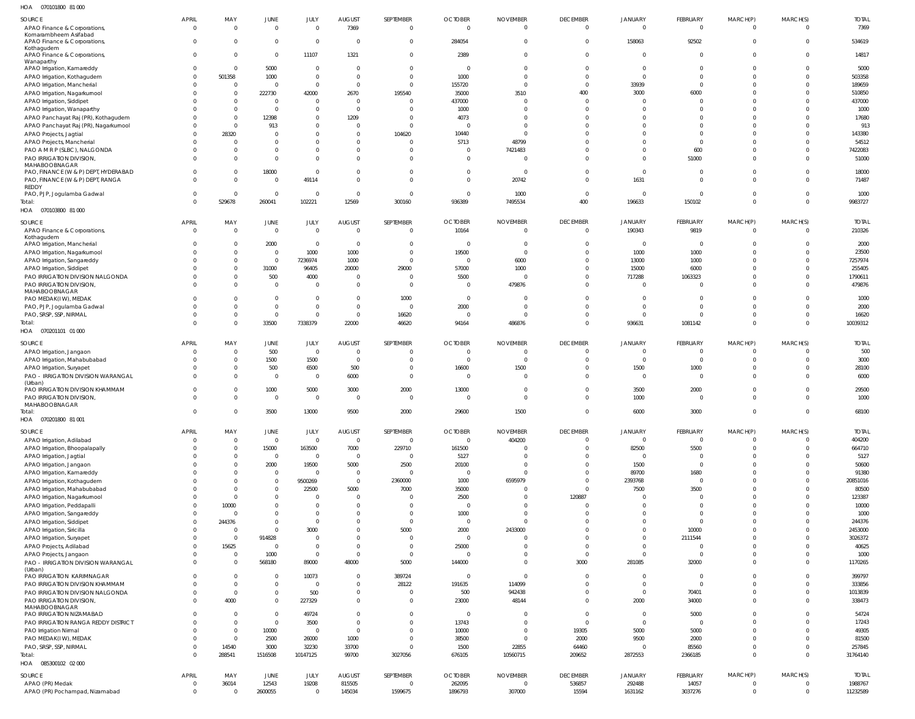HOA 070101800 81 000

| SOURCE | APRIL | MAY | JUNE | JULY | AUGUST | SEPTEMBER | OCTOBER | NOVEMBER | DECEMBER | JANUARY | FEBRUARY | MARCH(P) | MARCH(S) | TOTAL |
|---|---|---|---|---|---|---|---|---|---|---|---|---|---|---|
| APAO Finance & Corporations, Komarambheem Asifabad | 0 | 0 | 0 | 0 | 7369 | 0 | 0 | 0 | 0 | 0 | 0 | 0 | 0 | 7369 |
| APAO Finance & Corporations, Kothagudem | 0 | 0 | 0 | 0 | 0 | 0 | 284054 | 0 | 0 | 158063 | 92502 | 0 | 0 | 534619 |
| APAO Finance & Corporations, Wanaparthy | 0 | 0 | 0 | 11107 | 1321 | 0 | 2389 | 0 | 0 | 0 | 0 | 0 | 0 | 14817 |
| APAO Irrigation, Kamareddy | 0 | 0 | 5000 | 0 | 0 | 0 | 0 | 0 | 0 | 0 | 0 | 0 | 0 | 5000 |
| APAO Irrigation, Kothagudem | 0 | 501358 | 1000 | 0 | 0 | 0 | 1000 | 0 | 0 | 0 | 0 | 0 | 0 | 503358 |
| APAO Irrigation, Mancherial | 0 | 0 | 0 | 0 | 0 | 0 | 155720 | 0 | 0 | 33939 | 0 | 0 | 0 | 189659 |
| APAO Irrigation, Nagarkurnool | 0 | 0 | 222730 | 42000 | 2670 | 195540 | 35000 | 3510 | 400 | 3000 | 6000 | 0 | 0 | 510850 |
| APAO Irrigation, Siddipet | 0 | 0 | 0 | 0 | 0 | 0 | 437000 | 0 | 0 | 0 | 0 | 0 | 0 | 437000 |
| APAO Irrigation, Wanaparthy | 0 | 0 | 0 | 0 | 0 | 0 | 1000 | 0 | 0 | 0 | 0 | 0 | 0 | 1000 |
| APAO Panchayat Raj (PR), Kothagudem | 0 | 0 | 12398 | 0 | 1209 | 0 | 4073 | 0 | 0 | 0 | 0 | 0 | 0 | 17680 |
| APAO Panchayat Raj (PR), Nagarkurnool | 0 | 0 | 913 | 0 | 0 | 0 | 0 | 0 | 0 | 0 | 0 | 0 | 0 | 913 |
| APAO Projects, Jagtial | 0 | 28320 | 0 | 0 | 0 | 104620 | 10440 | 0 | 0 | 0 | 0 | 0 | 0 | 143380 |
| APAO Projects, Mancherial | 0 | 0 | 0 | 0 | 0 | 0 | 5713 | 48799 | 0 | 0 | 0 | 0 | 0 | 54512 |
| PAO A M R P (SLBC), NALGONDA | 0 | 0 | 0 | 0 | 0 | 0 | 0 | 7421483 | 0 | 0 | 600 | 0 | 0 | 7422083 |
| PAO IRRIGATION DIVISION, MAHABOOBNAGAR | 0 | 0 | 0 | 0 | 0 | 0 | 0 | 0 | 0 | 0 | 51000 | 0 | 0 | 51000 |
| PAO, FINANCE (W & P) DEPT, HYDERABAD | 0 | 0 | 18000 | 0 | 0 | 0 | 0 | 0 | 0 | 0 | 0 | 0 | 0 | 18000 |
| PAO, FINANCE (W & P) DEPT, RANGA REDDY | 0 | 0 | 0 | 49114 | 0 | 0 | 0 | 20742 | 0 | 1631 | 0 | 0 | 0 | 71487 |
| PAO, PJP, Jogulamba Gadwal | 0 | 0 | 0 | 0 | 0 | 0 | 0 | 1000 | 0 | 0 | 0 | 0 | 0 | 1000 |
| Total: | 0 | 529678 | 260041 | 102221 | 12569 | 300160 | 936389 | 7495534 | 400 | 196633 | 150102 | 0 | 0 | 9983727 |

HOA 070103800 81 000

| SOURCE | APRIL | MAY | JUNE | JULY | AUGUST | SEPTEMBER | OCTOBER | NOVEMBER | DECEMBER | JANUARY | FEBRUARY | MARCH(P) | MARCH(S) | TOTAL |
|---|---|---|---|---|---|---|---|---|---|---|---|---|---|---|
| APAO Finance & Corporations, Kothagudem | 0 | 0 | 0 | 0 | 0 | 0 | 10164 | 0 | 0 | 190343 | 9819 | 0 | 0 | 210326 |
| APAO Irrigation, Mancherial | 0 | 0 | 2000 | 0 | 0 | 0 | 0 | 0 | 0 | 0 | 0 | 0 | 0 | 2000 |
| APAO Irrigation, Nagarkurnool | 0 | 0 | 0 | 1000 | 1000 | 0 | 19500 | 0 | 0 | 1000 | 1000 | 0 | 0 | 23500 |
| APAO Irrigation, Sangareddy | 0 | 0 | 0 | 7236974 | 1000 | 0 | 0 | 6000 | 0 | 13000 | 1000 | 0 | 0 | 7257974 |
| APAO Irrigation, Siddipet | 0 | 0 | 31000 | 96405 | 20000 | 29000 | 57000 | 1000 | 0 | 15000 | 6000 | 0 | 0 | 255405 |
| PAO IRRIGATION DIVISION NALGONDA | 0 | 0 | 500 | 4000 | 0 | 0 | 5500 | 0 | 0 | 717288 | 1063323 | 0 | 0 | 1790611 |
| PAO IRRIGATION DIVISION, MAHABOOBNAGAR | 0 | 0 | 0 | 0 | 0 | 0 | 0 | 479876 | 0 | 0 | 0 | 0 | 0 | 479876 |
| PAO MEDAK(IW), MEDAK | 0 | 0 | 0 | 0 | 0 | 1000 | 0 | 0 | 0 | 0 | 0 | 0 | 0 | 1000 |
| PAO, PJP, Jogulamba Gadwal | 0 | 0 | 0 | 0 | 0 | 0 | 2000 | 0 | 0 | 0 | 0 | 0 | 0 | 2000 |
| PAO, SRSP, SSP, NIRMAL | 0 | 0 | 0 | 0 | 0 | 16620 | 0 | 0 | 0 | 0 | 0 | 0 | 0 | 16620 |
| Total: | 0 | 0 | 33500 | 7338379 | 22000 | 46620 | 94164 | 486876 | 0 | 936631 | 1081142 | 0 | 0 | 10039312 |

HOA 070201101 01 000

| SOURCE | APRIL | MAY | JUNE | JULY | AUGUST | SEPTEMBER | OCTOBER | NOVEMBER | DECEMBER | JANUARY | FEBRUARY | MARCH(P) | MARCH(S) | TOTAL |
|---|---|---|---|---|---|---|---|---|---|---|---|---|---|---|
| APAO Irrigation, Jangaon | 0 | 0 | 500 | 0 | 0 | 0 | 0 | 0 | 0 | 0 | 0 | 0 | 0 | 500 |
| APAO Irrigation, Mahabubabad | 0 | 0 | 1500 | 1500 | 0 | 0 | 0 | 0 | 0 | 0 | 0 | 0 | 0 | 3000 |
| APAO Irrigation, Suryapet | 0 | 0 | 500 | 6500 | 500 | 0 | 16600 | 1500 | 0 | 1500 | 1000 | 0 | 0 | 28100 |
| PAO - IRRIGATION DIVISION WARANGAL (Urban) | 0 | 0 | 0 | 0 | 6000 | 0 | 0 | 0 | 0 | 0 | 0 | 0 | 0 | 6000 |
| PAO IRRIGATION DIVISION KHAMMAM | 0 | 0 | 1000 | 5000 | 3000 | 2000 | 13000 | 0 | 0 | 3500 | 2000 | 0 | 0 | 29500 |
| PAO IRRIGATION DIVISION, MAHABOOBNAGAR | 0 | 0 | 0 | 0 | 0 | 0 | 0 | 0 | 0 | 1000 | 0 | 0 | 0 | 1000 |
| Total: | 0 | 0 | 3500 | 13000 | 9500 | 2000 | 29600 | 1500 | 0 | 6000 | 3000 | 0 | 0 | 68100 |

HOA 070201800 81 001

| SOURCE | APRIL | MAY | JUNE | JULY | AUGUST | SEPTEMBER | OCTOBER | NOVEMBER | DECEMBER | JANUARY | FEBRUARY | MARCH(P) | MARCH(S) | TOTAL |
|---|---|---|---|---|---|---|---|---|---|---|---|---|---|---|
| APAO Irrigation, Adilabad | 0 | 0 | 0 | 0 | 0 | 0 | 0 | 404200 | 0 | 0 | 0 | 0 | 0 | 404200 |
| APAO Irrigation, Bhoopalapally | 0 | 0 | 15000 | 163500 | 7000 | 229710 | 161500 | 0 | 0 | 82500 | 5500 | 0 | 0 | 664710 |
| APAO Irrigation, Jagtial | 0 | 0 | 0 | 0 | 0 | 0 | 5127 | 0 | 0 | 0 | 0 | 0 | 0 | 5127 |
| APAO Irrigation, Jangaon | 0 | 0 | 2000 | 19500 | 5000 | 2500 | 20100 | 0 | 0 | 1500 | 0 | 0 | 0 | 50600 |
| APAO Irrigation, Kamareddy | 0 | 0 | 0 | 0 | 0 | 0 | 0 | 0 | 0 | 89700 | 1680 | 0 | 0 | 91380 |
| APAO Irrigation, Kothagudem | 0 | 0 | 0 | 9500269 | 0 | 2360000 | 1000 | 6595979 | 0 | 2393768 | 0 | 0 | 0 | 20851016 |
| APAO Irrigation, Mahabubabad | 0 | 0 | 0 | 22500 | 5000 | 7000 | 35000 | 0 | 0 | 7500 | 3500 | 0 | 0 | 80500 |
| APAO Irrigation, Nagarkurnool | 0 | 0 | 0 | 0 | 0 | 0 | 2500 | 0 | 120887 | 0 | 0 | 0 | 0 | 123387 |
| APAO Irrigation, Peddapalli | 0 | 10000 | 0 | 0 | 0 | 0 | 0 | 0 | 0 | 0 | 0 | 0 | 0 | 10000 |
| APAO Irrigation, Sangareddy | 0 | 0 | 0 | 0 | 0 | 0 | 1000 | 0 | 0 | 0 | 0 | 0 | 0 | 1000 |
| APAO Irrigation, Siddipet | 0 | 244376 | 0 | 0 | 0 | 0 | 0 | 0 | 0 | 0 | 0 | 0 | 0 | 244376 |
| APAO Irrigation, Siricilla | 0 | 0 | 0 | 3000 | 0 | 5000 | 2000 | 2433000 | 0 | 0 | 10000 | 0 | 0 | 2453000 |
| APAO Irrigation, Suryapet | 0 | 0 | 914828 | 0 | 0 | 0 | 0 | 0 | 0 | 0 | 2111544 | 0 | 0 | 3026372 |
| APAO Projects, Adilabad | 0 | 15625 | 0 | 0 | 0 | 0 | 25000 | 0 | 0 | 0 | 0 | 0 | 0 | 40625 |
| APAO Projects, Jangaon | 0 | 0 | 1000 | 0 | 0 | 0 | 0 | 0 | 0 | 0 | 0 | 0 | 0 | 1000 |
| PAO - IRRIGATION DIVISION WARANGAL (Urban) | 0 | 0 | 568180 | 89000 | 48000 | 5000 | 144000 | 0 | 3000 | 281085 | 32000 | 0 | 0 | 1170265 |
| PAO IRRIGATION KARIMNAGAR | 0 | 0 | 0 | 10073 | 0 | 389724 | 0 | 0 | 0 | 0 | 0 | 0 | 0 | 399797 |
| PAO IRRIGATION DIVISION KHAMMAM | 0 | 0 | 0 | 0 | 0 | 28122 | 191635 | 114099 | 0 | 0 | 0 | 0 | 0 | 333856 |
| PAO IRRIGATION DIVISION NALGONDA | 0 | 0 | 0 | 500 | 0 | 0 | 500 | 942438 | 0 | 0 | 70401 | 0 | 0 | 1013839 |
| PAO IRRIGATION DIVISION, MAHABOOBNAGAR | 0 | 4000 | 0 | 227329 | 0 | 0 | 23000 | 48144 | 0 | 2000 | 34000 | 0 | 0 | 338473 |
| PAO IRRIGATION NIZAMABAD | 0 | 0 | 0 | 49724 | 0 | 0 | 0 | 0 | 0 | 0 | 5000 | 0 | 0 | 54724 |
| PAO IRRIGATION RANGA REDDY DISTRICT | 0 | 0 | 0 | 3500 | 0 | 0 | 13743 | 0 | 0 | 0 | 0 | 0 | 0 | 17243 |
| PAO Irrigation Nirmal | 0 | 0 | 10000 | 0 | 0 | 0 | 10000 | 0 | 19305 | 5000 | 5000 | 0 | 0 | 49305 |
| PAO MEDAK(IW), MEDAK | 0 | 0 | 2500 | 26000 | 1000 | 0 | 38500 | 0 | 2000 | 9500 | 2000 | 0 | 0 | 81500 |
| PAO, SRSP, SSP, NIRMAL | 0 | 14540 | 3000 | 32230 | 33700 | 0 | 1500 | 22855 | 64460 | 0 | 85560 | 0 | 0 | 257845 |
| Total: | 0 | 288541 | 1516508 | 10147125 | 99700 | 3027056 | 676105 | 10560715 | 209652 | 2872553 | 2366185 | 0 | 0 | 31764140 |

HOA 085300102 02 000

| SOURCE | APRIL | MAY | JUNE | JULY | AUGUST | SEPTEMBER | OCTOBER | NOVEMBER | DECEMBER | JANUARY | FEBRUARY | MARCH(P) | MARCH(S) | TOTAL |
|---|---|---|---|---|---|---|---|---|---|---|---|---|---|---|
| APAO (PR) Medak | 0 | 36014 | 12543 | 19208 | 815505 | 0 | 262095 | 0 | 536857 | 292488 | 14057 | 0 | 0 | 1988767 |
| APAO (PR) Pochampad, Nizamabad | 0 | 0 | 2600055 | 0 | 145034 | 1599675 | 1896793 | 307000 | 15594 | 1631162 | 3037276 | 0 | 0 | 11232589 |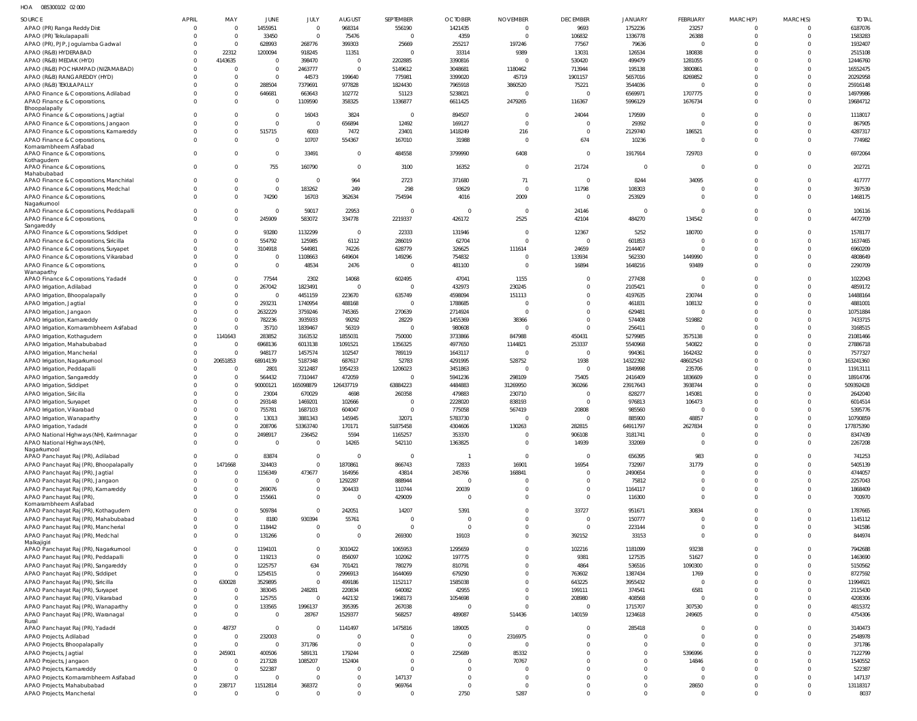HOA 085300102 02 000

| SOURCE | APRIL | MAY | JUNE | JULY | AUGUST | SEPTEMBER | OCTOBER | NOVEMBER | DECEMBER | JANUARY | FEBRUARY | MARCH(P) | MARCH(S) | TOTAL |
|---|---|---|---|---|---|---|---|---|---|---|---|---|---|---|
| APAO (PR) Ranga Reddy Dist | 0 | 0 | 1455951 | 0 | 968314 | 556190 | 1421435 | 0 | 9693 | 1752236 | 23257 | 0 | 0 | 6187076 |
| APAO (PR) Tekulapapalli | 0 | 0 | 33450 | 0 | 75476 | 0 | 4359 | 0 | 106832 | 1336778 | 26388 | 0 | 0 | 1583283 |
| APAO (PR), PJP, Jogulamba Gadwal | 0 | 0 | 628993 | 268776 | 399303 | 25669 | 255217 | 197246 | 77567 | 79636 | 0 | 0 | 0 | 1932407 |
| APAO (R&B) HYDERABAD | 0 | 22312 | 1200094 | 918245 | 11351 | 0 | 33314 | 9389 | 13031 | 126534 | 180838 | 0 | 0 | 2515108 |
| APAO (R&B) MEDAK (HYD) | 0 | 4143635 | 0 | 398470 | 0 | 2202885 | 3390816 | 0 | 530420 | 499479 | 1281055 | 0 | 0 | 12446760 |
| APAO (R&B) POCHAMPAD (NIZAMABAD) | 0 | 0 | 0 | 2463777 | 0 | 5149612 | 3048681 | 1180462 | 713944 | 195138 | 3800861 | 0 | 0 | 16552475 |
| APAO (R&B) RANGAREDDY (HYD) | 0 | 0 | 0 | 44573 | 199640 | 775981 | 3399020 | 45719 | 1901157 | 5657016 | 8269852 | 0 | 0 | 20292958 |
| APAO (R&B) TEKULAPALLY | 0 | 0 | 288504 | 7379691 | 977828 | 1824430 | 7965918 | 3860520 | 75221 | 3544036 | 0 | 0 | 0 | 25916148 |
| APAO Finance & Corporations, Adilabad | 0 | 0 | 646681 | 663643 | 102772 | 51123 | 5238021 | 0 | 0 | 6569971 | 1707775 | 0 | 0 | 14979986 |
| APAO Finance & Corporations, Bhoopalapally | 0 | 0 | 0 | 1109590 | 358325 | 1336877 | 6611425 | 2479265 | 116367 | 5996129 | 1676734 | 0 | 0 | 19684712 |
| APAO Finance & Corporations, Jagtial | 0 | 0 | 0 | 16043 | 3824 | 0 | 894507 | 0 | 24044 | 179599 | 0 | 0 | 0 | 1118017 |
| APAO Finance & Corporations, Jangaon | 0 | 0 | 0 | 0 | 656894 | 12492 | 169127 | 0 | 0 | 29392 | 0 | 0 | 0 | 867905 |
| APAO Finance & Corporations, Kamareddy | 0 | 0 | 515715 | 6003 | 7472 | 23401 | 1418249 | 216 | 0 | 2129740 | 186521 | 0 | 0 | 4287317 |
| APAO Finance & Corporations, Komarambheem Asifabad | 0 | 0 | 0 | 10707 | 554367 | 167010 | 31988 | 0 | 674 | 10236 | 0 | 0 | 0 | 774982 |
| APAO Finance & Corporations, Kothagudem | 0 | 0 | 0 | 33491 | 0 | 484558 | 3799990 | 6408 | 0 | 1917914 | 729703 | 0 | 0 | 6972064 |
| APAO Finance & Corporations, Mahabubabad | 0 | 0 | 755 | 160790 | 0 | 3100 | 16352 | 0 | 21724 | 0 | 0 | 0 | 0 | 202721 |
| APAO Finance & Corporations, Manchirial | 0 | 0 | 0 | 0 | 964 | 2723 | 371680 | 71 | 0 | 8244 | 34095 | 0 | 0 | 417777 |
| APAO Finance & Corporations, Medchal | 0 | 0 | 0 | 183262 | 249 | 298 | 93629 | 0 | 11798 | 108303 | 0 | 0 | 0 | 397539 |
| APAO Finance & Corporations, Nagarkurnool | 0 | 0 | 74290 | 16703 | 362634 | 754594 | 4016 | 2009 | 0 | 253929 | 0 | 0 | 0 | 1468175 |
| APAO Finance & Corporations, Peddapalli | 0 | 0 | 0 | 59017 | 22953 | 0 | 0 | 0 | 24146 | 0 | 0 | 0 | 0 | 106116 |
| APAO Finance & Corporations, Sangareddy | 0 | 0 | 245909 | 583072 | 334778 | 2219337 | 426172 | 2525 | 42104 | 484270 | 134542 | 0 | 0 | 4472709 |
| APAO Finance & Corporations, Siddipet | 0 | 0 | 93280 | 1132299 | 0 | 22333 | 131946 | 0 | 12367 | 5252 | 180700 | 0 | 0 | 1578177 |
| APAO Finance & Corporations, Siricilla | 0 | 0 | 554792 | 125985 | 6112 | 286019 | 62704 | 0 | 0 | 601853 | 0 | 0 | 0 | 1637465 |
| APAO Finance & Corporations, Suryapet | 0 | 0 | 3104918 | 544981 | 74226 | 628779 | 326625 | 111614 | 24659 | 2144407 | 0 | 0 | 0 | 6960209 |
| APAO Finance & Corporations, Vikarabad | 0 | 0 | 0 | 1108663 | 649604 | 149296 | 754832 | 0 | 133934 | 562330 | 1449990 | 0 | 0 | 4808649 |
| APAO Finance & Corporations, Wanaparthy | 0 | 0 | 0 | 48534 | 2476 | 0 | 481100 | 0 | 16894 | 1648216 | 93489 | 0 | 0 | 2290709 |
| APAO Finance & Corporations, Yadadri | 0 | 0 | 77544 | 2302 | 14068 | 602495 | 47041 | 1155 | 0 | 277438 | 0 | 0 | 0 | 1022043 |
| APAO Irrigation, Adilabad | 0 | 0 | 267042 | 1823491 | 0 | 0 | 432973 | 230245 | 0 | 2105421 | 0 | 0 | 0 | 4859172 |
| APAO Irrigation, Bhoopalapally | 0 | 0 | 0 | 4451159 | 223670 | 635749 | 4598094 | 151113 | 0 | 4197635 | 230744 | 0 | 0 | 14488164 |
| APAO Irrigation, Jagtial | 0 | 0 | 293231 | 1740954 | 488168 | 0 | 1788685 | 0 | 0 | 461831 | 108132 | 0 | 0 | 4881001 |
| APAO Irrigation, Jangaon | 0 | 0 | 2632229 | 3759246 | 745365 | 270639 | 2714924 | 0 | 0 | 629481 | 0 | 0 | 0 | 10751884 |
| APAO Irrigation, Kamareddy | 0 | 0 | 782236 | 3935933 | 99292 | 28229 | 1455369 | 38366 | 0 | 574408 | 519882 | 0 | 0 | 7433715 |
| APAO Irrigation, Komarambheem Asifabad | 0 | 0 | 35710 | 1839467 | 56319 | 0 | 980608 | 0 | 0 | 256411 | 0 | 0 | 0 | 3168515 |
| APAO Irrigation, Kothagudem | 0 | 1141643 | 283852 | 3163532 | 1855031 | 750000 | 3733866 | 847988 | 450431 | 5279985 | 3575138 | 0 | 0 | 21081466 |
| APAO Irrigation, Mahabubabad | 0 | 0 | 6968136 | 6013138 | 1091521 | 1356325 | 4977650 | 1144821 | 253337 | 5540968 | 540822 | 0 | 0 | 27886718 |
| APAO Irrigation, Mancherial | 0 | 0 | 948177 | 1457574 | 102547 | 789119 | 1643117 | 0 | 0 | 994361 | 1642432 | 0 | 0 | 7577327 |
| APAO Irrigation, Nagarkurnool | 0 | 20651853 | 68914139 | 5187348 | 687617 | 52783 | 4291995 | 528752 | 1938 | 14322392 | 48602543 | 0 | 0 | 163241360 |
| APAO Irrigation, Peddapalli | 0 | 0 | 2801 | 3212487 | 1954233 | 1206023 | 3451863 | 0 | 0 | 1849998 | 235706 | 0 | 0 | 11913111 |
| APAO Irrigation, Sangareddy | 0 | 0 | 564432 | 7310447 | 472059 | 0 | 5941236 | 298109 | 75405 | 2416409 | 1836609 | 0 | 0 | 18914706 |
| APAO Irrigation, Siddipet | 0 | 0 | 90000121 | 165098879 | 126437719 | 63884223 | 4484883 | 31269950 | 360266 | 23917643 | 3938744 | 0 | 0 | 509392428 |
| APAO Irrigation, Siricilla | 0 | 0 | 23004 | 670029 | 4698 | 260358 | 479883 | 230710 | 0 | 828277 | 145081 | 0 | 0 | 2642040 |
| APAO Irrigation, Suryapet | 0 | 0 | 293148 | 1469201 | 102666 | 0 | 2228020 | 838193 | 0 | 976813 | 106473 | 0 | 0 | 6014514 |
| APAO Irrigation, Vikarabad | 0 | 0 | 755781 | 1687103 | 604047 | 0 | 775058 | 567419 | 20808 | 985560 | 0 | 0 | 0 | 5395776 |
| APAO Irrigation, Wanaparthy | 0 | 0 | 13013 | 3881343 | 145945 | 32071 | 5783730 | 0 | 0 | 885900 | 48857 | 0 | 0 | 10790859 |
| APAO Irrigation, Yadadri | 0 | 0 | 208706 | 53363740 | 170171 | 51875458 | 4304606 | 130263 | 282815 | 64911797 | 2627834 | 0 | 0 | 177875390 |
| APAO National Highways (NH), Karimnagar | 0 | 0 | 2498917 | 236452 | 5594 | 1165257 | 353370 | 0 | 906108 | 3181741 | 0 | 0 | 0 | 8347439 |
| APAO National Highways (NH), Nagarkurnool | 0 | 0 | 0 | 0 | 14265 | 542110 | 1363825 | 0 | 14939 | 332069 | 0 | 0 | 0 | 2267208 |
| APAO Panchayat Raj (PR), Adilabad | 0 | 0 | 83874 | 0 | 0 | 0 | 1 | 0 | 0 | 656395 | 983 | 0 | 0 | 741253 |
| APAO Panchayat Raj (PR), Bhoopalapally | 0 | 1471668 | 324403 | 0 | 1870861 | 866743 | 72833 | 16901 | 16954 | 732997 | 31779 | 0 | 0 | 5405139 |
| APAO Panchayat Raj (PR), Jagtial | 0 | 0 | 1156349 | 473677 | 164956 | 43814 | 245766 | 168841 | 0 | 2490654 | 0 | 0 | 0 | 4744057 |
| APAO Panchayat Raj (PR), Jangaon | 0 | 0 | 0 | 0 | 1292287 | 888944 | 0 | 0 | 0 | 75812 | 0 | 0 | 0 | 2257043 |
| APAO Panchayat Raj (PR), Kamareddy | 0 | 0 | 269076 | 0 | 304433 | 110744 | 20039 | 0 | 0 | 1164117 | 0 | 0 | 0 | 1868409 |
| APAO Panchayat Raj (PR), Komarambheem Asifabad | 0 | 0 | 155661 | 0 | 0 | 429009 | 0 | 0 | 0 | 116300 | 0 | 0 | 0 | 700970 |
| APAO Panchayat Raj (PR), Kothagudem | 0 | 0 | 509784 | 0 | 242051 | 14207 | 5391 | 0 | 33727 | 951671 | 30834 | 0 | 0 | 1787665 |
| APAO Panchayat Raj (PR), Mahabubabad | 0 | 0 | 8180 | 930394 | 55761 | 0 | 0 | 0 | 0 | 150777 | 0 | 0 | 0 | 1145112 |
| APAO Panchayat Raj (PR), Mancherial | 0 | 0 | 118442 | 0 | 0 | 0 | 0 | 0 | 0 | 223144 | 0 | 0 | 0 | 341586 |
| APAO Panchayat Raj (PR), Medchal Malkajigiri | 0 | 0 | 131266 | 0 | 0 | 269300 | 19103 | 0 | 392152 | 33153 | 0 | 0 | 0 | 844974 |
| APAO Panchayat Raj (PR), Nagarkurnool | 0 | 0 | 1194101 | 0 | 3010422 | 1065953 | 1295659 | 0 | 102216 | 1181099 | 93238 | 0 | 0 | 7942688 |
| APAO Panchayat Raj (PR), Peddapalli | 0 | 0 | 119213 | 0 | 856097 | 102062 | 197775 | 0 | 9381 | 127535 | 51627 | 0 | 0 | 1463690 |
| APAO Panchayat Raj (PR), Sangareddy | 0 | 0 | 1225757 | 634 | 701421 | 780279 | 810791 | 0 | 4864 | 536516 | 1090300 | 0 | 0 | 5150562 |
| APAO Panchayat Raj (PR), Siddipet | 0 | 0 | 1254515 | 0 | 2996913 | 1644069 | 679290 | 0 | 763602 | 1387434 | 1769 | 0 | 0 | 8727592 |
| APAO Panchayat Raj (PR), Siricilla | 0 | 630028 | 3529895 | 0 | 499186 | 1152117 | 1585038 | 0 | 643225 | 3955432 | 0 | 0 | 0 | 11994921 |
| APAO Panchayat Raj (PR), Suryapet | 0 | 0 | 383045 | 248281 | 220834 | 640082 | 42955 | 0 | 199111 | 374541 | 6581 | 0 | 0 | 2115430 |
| APAO Panchayat Raj (PR), Vikarabad | 0 | 0 | 125755 | 0 | 442132 | 1968173 | 1054698 | 0 | 208980 | 408568 | 0 | 0 | 0 | 4208306 |
| APAO Panchayat Raj (PR), Wanaparthy | 0 | 0 | 133565 | 1996137 | 395395 | 267038 | 0 | 0 | 0 | 1715707 | 307530 | 0 | 0 | 4815372 |
| APAO Panchayat Raj (PR), Waranagal Rural | 0 | 0 | 0 | 28767 | 1529377 | 568257 | 489087 | 514436 | 140159 | 1234618 | 249605 | 0 | 0 | 4754306 |
| APAO Panchayat Raj (PR), Yadadri | 0 | 48737 | 0 | 0 | 1141497 | 1475816 | 189005 | 0 | 0 | 285418 | 0 | 0 | 0 | 3140473 |
| APAO Projects, Adilabad | 0 | 0 | 232003 | 0 | 0 | 0 | 0 | 2316975 | 0 | 0 | 0 | 0 | 0 | 2548978 |
| APAO Projects, Bhoopalapally | 0 | 0 | 0 | 371786 | 0 | 0 | 0 | 0 | 0 | 0 | 0 | 0 | 0 | 371786 |
| APAO Projects, Jagtial | 0 | 245901 | 400506 | 589131 | 179244 | 0 | 225689 | 85332 | 0 | 0 | 5396996 | 0 | 0 | 7122799 |
| APAO Projects, Jangaon | 0 | 0 | 217328 | 1085207 | 152404 | 0 | 0 | 70767 | 0 | 0 | 14846 | 0 | 0 | 1540552 |
| APAO Projects, Kamareddy | 0 | 0 | 522387 | 0 | 0 | 0 | 0 | 0 | 0 | 0 | 0 | 0 | 0 | 522387 |
| APAO Projects, Komarambheem Asifabad | 0 | 0 | 0 | 0 | 0 | 147137 | 0 | 0 | 0 | 0 | 0 | 0 | 0 | 147137 |
| APAO Projects, Mahabubabad | 0 | 238717 | 11512814 | 368372 | 0 | 969764 | 0 | 0 | 0 | 0 | 28650 | 0 | 0 | 13118317 |
| APAO Projects, Mancherial | 0 | 0 | 0 | 0 | 0 | 0 | 2750 | 5287 | 0 | 0 | 0 | 0 | 0 | 8037 |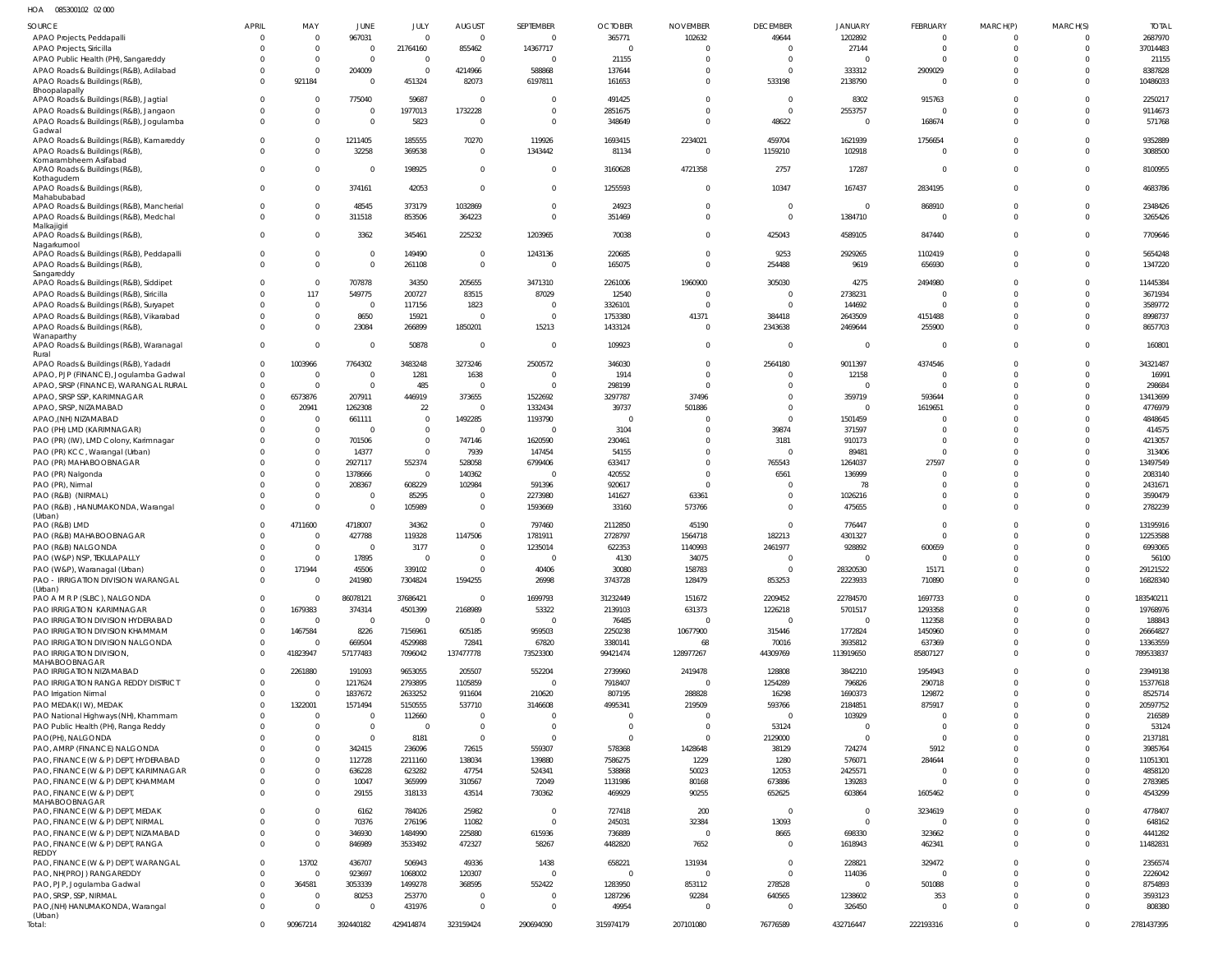HOA 085300102 02 000

| SOURCE | APRIL | MAY | JUNE | JULY | AUGUST | SEPTEMBER | OCTOBER | NOVEMBER | DECEMBER | JANUARY | FEBRUARY | MARCH(P) | MARCH(S) | TOTAL |
|---|---|---|---|---|---|---|---|---|---|---|---|---|---|---|
| APAO Projects, Peddapalli | 0 | 0 | 967031 | 0 | 0 | 0 | 365771 | 102632 | 49644 | 1202892 | 0 | 0 | 0 | 2687970 |
| APAO Projects, Siricilla | 0 | 0 | 0 | 21764160 | 855462 | 14367717 | 0 | 0 | 0 | 27144 | 0 | 0 | 0 | 37014483 |
| APAO Public Health (PH), Sangareddy | 0 | 0 | 0 | 0 | 0 | 0 | 21155 | 0 | 0 | 0 | 0 | 0 | 0 | 21155 |
| APAO Roads & Buildings (R&B), Adilabad | 0 | 0 | 204009 | 0 | 4214966 | 588868 | 137644 | 0 | 0 | 333312 | 2909029 | 0 | 0 | 8387828 |
| APAO Roads & Buildings (R&B), Bhoopalapally | 0 | 921184 | 0 | 451324 | 82073 | 6197811 | 161653 | 0 | 533198 | 2138790 | 0 | 0 | 0 | 10486033 |
| APAO Roads & Buildings (R&B), Jagtial | 0 | 0 | 775040 | 59687 | 0 | 0 | 491425 | 0 | 0 | 8302 | 915763 | 0 | 0 | 2250217 |
| APAO Roads & Buildings (R&B), Jangaon | 0 | 0 | 0 | 1977013 | 1732228 | 0 | 2851675 | 0 | 0 | 2553757 | 0 | 0 | 0 | 9114673 |
| APAO Roads & Buildings (R&B), Jogulamba Gadwal | 0 | 0 | 0 | 5823 | 0 | 0 | 348649 | 0 | 48622 | 0 | 168674 | 0 | 0 | 571768 |
| APAO Roads & Buildings (R&B), Kamareddy | 0 | 0 | 1211405 | 185555 | 70270 | 119926 | 1693415 | 2234021 | 459704 | 1621939 | 1756654 | 0 | 0 | 9352889 |
| APAO Roads & Buildings (R&B), Komarambheem Asifabad | 0 | 0 | 32258 | 369538 | 0 | 1343442 | 81134 | 0 | 1159210 | 102918 | 0 | 0 | 0 | 3088500 |
| APAO Roads & Buildings (R&B), Kothagudem | 0 | 0 | 0 | 198925 | 0 | 0 | 3160628 | 4721358 | 2757 | 17287 | 0 | 0 | 0 | 8100955 |
| APAO Roads & Buildings (R&B), Mahabubabad | 0 | 0 | 374161 | 42053 | 0 | 0 | 1255593 | 0 | 10347 | 167437 | 2834195 | 0 | 0 | 4683786 |
| APAO Roads & Buildings (R&B), Mancherial | 0 | 0 | 48545 | 373179 | 1032869 | 0 | 24923 | 0 | 0 | 0 | 868910 | 0 | 0 | 2348426 |
| APAO Roads & Buildings (R&B), Medchal Malkajigiri | 0 | 0 | 311518 | 853506 | 364223 | 0 | 351469 | 0 | 0 | 1384710 | 0 | 0 | 0 | 3265426 |
| APAO Roads & Buildings (R&B), Nagarkurnool | 0 | 0 | 3362 | 345461 | 225232 | 1203965 | 70038 | 0 | 425043 | 4589105 | 847440 | 0 | 0 | 7709646 |
| APAO Roads & Buildings (R&B), Peddapalli | 0 | 0 | 0 | 149490 | 0 | 1243136 | 220685 | 0 | 9253 | 2929265 | 1102419 | 0 | 0 | 5654248 |
| APAO Roads & Buildings (R&B), Sangareddy | 0 | 0 | 0 | 261108 | 0 | 0 | 165075 | 0 | 254488 | 9619 | 656930 | 0 | 0 | 1347220 |
| APAO Roads & Buildings (R&B), Siddipet | 0 | 0 | 707878 | 34350 | 205655 | 3471310 | 2261006 | 1960900 | 305030 | 4275 | 2494980 | 0 | 0 | 11445384 |
| APAO Roads & Buildings (R&B), Siricilla | 0 | 117 | 549775 | 200727 | 83515 | 87029 | 12540 | 0 | 0 | 2738231 | 0 | 0 | 0 | 3671934 |
| APAO Roads & Buildings (R&B), Suryapet | 0 | 0 | 0 | 117156 | 1823 | 0 | 3326101 | 0 | 0 | 144692 | 0 | 0 | 0 | 3589772 |
| APAO Roads & Buildings (R&B), Vikarabad | 0 | 0 | 8650 | 15921 | 0 | 0 | 1753380 | 41371 | 384418 | 2643509 | 4151488 | 0 | 0 | 8998737 |
| APAO Roads & Buildings (R&B), Wanaparthy | 0 | 0 | 23084 | 266899 | 1850201 | 15213 | 1433124 | 0 | 2343638 | 2469644 | 255900 | 0 | 0 | 8657703 |
| APAO Roads & Buildings (R&B), Waranagal Rural | 0 | 0 | 0 | 50878 | 0 | 0 | 109923 | 0 | 0 | 0 | 0 | 0 | 0 | 160801 |
| APAO Roads & Buildings (R&B), Yadadri | 0 | 1003966 | 7764302 | 3483248 | 3273246 | 2500572 | 346030 | 0 | 2564180 | 9011397 | 4374546 | 0 | 0 | 34321487 |
| APAO, PJP (FINANCE), Jogulamba Gadwal | 0 | 0 | 0 | 1281 | 1638 | 0 | 1914 | 0 | 0 | 12158 | 0 | 0 | 0 | 16991 |
| APAO, SRSP (FINANCE), WARANGAL RURAL | 0 | 0 | 0 | 485 | 0 | 0 | 298199 | 0 | 0 | 0 | 0 | 0 | 0 | 298684 |
| APAO, SRSP SSP, KARIMNAGAR | 0 | 6573876 | 207911 | 446919 | 373655 | 1522692 | 3297787 | 37496 | 0 | 359719 | 593644 | 0 | 0 | 13413699 |
| APAO, SRSP, NIZAMABAD | 0 | 20941 | 1262308 | 22 | 0 | 1332434 | 39737 | 501886 | 0 | 0 | 1619651 | 0 | 0 | 4776979 |
| APAO,(NH) NIZAMABAD | 0 | 0 | 661111 | 0 | 1492285 | 1193790 | 0 | 0 | 0 | 1501459 | 0 | 0 | 0 | 4848645 |
| PAO (PH) LMD (KARIMNAGAR) | 0 | 0 | 0 | 0 | 0 | 0 | 3104 | 0 | 39874 | 371597 | 0 | 0 | 0 | 414575 |
| PAO (PR) (IW), LMD Colony, Karimnagar | 0 | 0 | 701506 | 0 | 747146 | 1620590 | 230461 | 0 | 3181 | 910173 | 0 | 0 | 0 | 4213057 |
| PAO (PR) KCC, Warangal (Urban) | 0 | 0 | 14377 | 0 | 7939 | 147454 | 54155 | 0 | 0 | 89481 | 0 | 0 | 0 | 313406 |
| PAO (PR) MAHABOOBNAGAR | 0 | 0 | 2927117 | 552374 | 528058 | 6799406 | 633417 | 0 | 765543 | 1264037 | 27597 | 0 | 0 | 13497549 |
| PAO (PR) Nalgonda | 0 | 0 | 1378666 | 0 | 140362 | 0 | 420552 | 0 | 6561 | 136999 | 0 | 0 | 0 | 2083140 |
| PAO (PR), Nirmal | 0 | 0 | 208367 | 608229 | 102984 | 591396 | 920617 | 0 | 0 | 78 | 0 | 0 | 0 | 2431671 |
| PAO (R&B) (NIRMAL) | 0 | 0 | 0 | 85295 | 0 | 2273980 | 141627 | 63361 | 0 | 1026216 | 0 | 0 | 0 | 3590479 |
| PAO (R&B), HANUMAKONDA, Warangal (Urban) | 0 | 0 | 0 | 105989 | 0 | 1593669 | 33160 | 573766 | 0 | 475655 | 0 | 0 | 0 | 2782239 |
| PAO (R&B) LMD | 0 | 4711600 | 4718007 | 34362 | 0 | 797460 | 2112850 | 45190 | 0 | 776447 | 0 | 0 | 0 | 13195916 |
| PAO (R&B) MAHABOOBNAGAR | 0 | 0 | 427788 | 119328 | 1147506 | 1781911 | 2728797 | 1564718 | 182213 | 4301327 | 0 | 0 | 0 | 12253588 |
| PAO (R&B) NALGONDA | 0 | 0 | 0 | 3177 | 0 | 1235014 | 622353 | 1140993 | 2461977 | 928892 | 600659 | 0 | 0 | 6993065 |
| PAO (W&P) NSP, TEKULAPALLY | 0 | 0 | 17895 | 0 | 0 | 0 | 4130 | 34075 | 0 | 0 | 0 | 0 | 0 | 56100 |
| PAO (W&P), Waranagal (Urban) | 0 | 171944 | 45506 | 339102 | 0 | 40406 | 30080 | 158783 | 0 | 28320530 | 15171 | 0 | 0 | 29121522 |
| PAO - IRRIGATION DIVISION WARANGAL (Urban) | 0 | 0 | 241980 | 7304824 | 1594255 | 26998 | 3743728 | 128479 | 853253 | 2223933 | 710890 | 0 | 0 | 16828340 |
| PAO A M R P (SLBC), NALGONDA | 0 | 0 | 86078121 | 37686421 | 0 | 1699793 | 31232449 | 151672 | 2209452 | 22784570 | 1697733 | 0 | 0 | 183540211 |
| PAO IRRIGATION KARIMNAGAR | 0 | 1679383 | 374314 | 4501399 | 2168989 | 53322 | 2139103 | 631373 | 1226218 | 5701517 | 1293358 | 0 | 0 | 19768976 |
| PAO IRRIGATION DIVISION HYDERABAD | 0 | 0 | 0 | 0 | 0 | 0 | 76485 | 0 | 0 | 0 | 112358 | 0 | 0 | 188843 |
| PAO IRRIGATION DIVISION KHAMMAM | 0 | 1467584 | 8226 | 7156961 | 605185 | 959503 | 2250238 | 10677900 | 315446 | 1772824 | 1450960 | 0 | 0 | 26664827 |
| PAO IRRIGATION DIVISION NALGONDA | 0 | 0 | 669504 | 4529988 | 72841 | 67820 | 3380141 | 68 | 70016 | 3935812 | 637369 | 0 | 0 | 13363559 |
| PAO IRRIGATION DIVISION, MAHABOOBNAGAR | 0 | 41823947 | 57177483 | 7096042 | 137477778 | 73523300 | 99421474 | 128977267 | 44309769 | 113919650 | 85807127 | 0 | 0 | 789533837 |
| PAO IRRIGATION NIZAMABAD | 0 | 2261880 | 191093 | 9653055 | 205507 | 552204 | 2739960 | 2419478 | 128808 | 3842210 | 1954943 | 0 | 0 | 23949138 |
| PAO IRRIGATION RANGA REDDY DISTRICT | 0 | 0 | 1217624 | 2793895 | 1105859 | 0 | 7918407 | 0 | 1254289 | 796826 | 290718 | 0 | 0 | 15377618 |
| PAO Irrigation Nirmal | 0 | 0 | 1837672 | 2633252 | 911604 | 210620 | 807195 | 288828 | 16298 | 1690373 | 129872 | 0 | 0 | 8525714 |
| PAO MEDAK(IW), MEDAK | 0 | 1322001 | 1571494 | 5150555 | 537710 | 3146608 | 4995341 | 219509 | 593766 | 2184851 | 875917 | 0 | 0 | 20597752 |
| PAO National Highways (NH), Khammam | 0 | 0 | 0 | 112660 | 0 | 0 | 0 | 0 | 0 | 103929 | 0 | 0 | 0 | 216589 |
| PAO Public Health (PH), Ranga Reddy | 0 | 0 | 0 | 0 | 0 | 0 | 0 | 0 | 53124 | 0 | 0 | 0 | 0 | 53124 |
| PAO(PH), NALGONDA | 0 | 0 | 0 | 8181 | 0 | 0 | 0 | 0 | 2129000 | 0 | 0 | 0 | 0 | 2137181 |
| PAO, AMRP (FINANCE) NALGONDA | 0 | 0 | 342415 | 236096 | 72615 | 559307 | 578368 | 1428648 | 38129 | 724274 | 5912 | 0 | 0 | 3985764 |
| PAO, FINANCE (W & P) DEPT, HYDERABAD | 0 | 0 | 112728 | 2211160 | 138034 | 139880 | 7586275 | 1229 | 1280 | 576071 | 284644 | 0 | 0 | 11051301 |
| PAO, FINANCE (W & P) DEPT, KARIMNAGAR | 0 | 0 | 636228 | 623282 | 47754 | 524341 | 538868 | 50023 | 12053 | 2425571 | 0 | 0 | 0 | 4858120 |
| PAO, FINANCE (W & P) DEPT, KHAMMAM | 0 | 0 | 10047 | 365599 | 310567 | 72049 | 1131986 | 80168 | 673886 | 139283 | 0 | 0 | 0 | 2783585 |
| PAO, FINANCE (W & P) DEPT, MAHABOOBNAGAR | 0 | 0 | 29155 | 318133 | 43514 | 730362 | 469929 | 90255 | 652625 | 603864 | 1605462 | 0 | 0 | 4543299 |
| PAO, FINANCE (W & P) DEPT, MEDAK | 0 | 0 | 6162 | 784026 | 25982 | 0 | 727418 | 200 | 0 | 0 | 3234619 | 0 | 0 | 4778407 |
| PAO, FINANCE (W & P) DEPT, NIRMAL | 0 | 0 | 70376 | 276196 | 11082 | 0 | 245031 | 32384 | 13093 | 0 | 0 | 0 | 0 | 648162 |
| PAO, FINANCE (W & P) DEPT, NIZAMABAD | 0 | 0 | 346930 | 1484990 | 225880 | 615936 | 736889 | 0 | 8665 | 698330 | 323662 | 0 | 0 | 4441282 |
| PAO, FINANCE (W & P) DEPT, RANGA REDDY | 0 | 0 | 846989 | 3533492 | 472327 | 58267 | 4482820 | 7652 | 0 | 1618943 | 462341 | 0 | 0 | 11482831 |
| PAO, FINANCE (W & P) DEPT, WARANGAL | 0 | 13702 | 436707 | 506943 | 49336 | 1438 | 658221 | 131934 | 0 | 228821 | 329472 | 0 | 0 | 2356574 |
| PAO, NH(PROJ) RANGAREDDY | 0 | 0 | 923697 | 1068002 | 120307 | 0 | 0 | 0 | 0 | 114036 | 0 | 0 | 0 | 2226042 |
| PAO, PJP, Jogulamba Gadwal | 0 | 364581 | 3053339 | 1499278 | 368595 | 552422 | 1283950 | 853112 | 278528 | 0 | 501088 | 0 | 0 | 8754893 |
| PAO, SRSP, SSP, NIRMAL | 0 | 0 | 80253 | 253770 | 0 | 0 | 1287296 | 92284 | 640565 | 1238602 | 353 | 0 | 0 | 3593123 |
| PAO,(NH) HANUMAKONDA, Warangal (Urban) | 0 | 0 | 0 | 431976 | 0 | 0 | 49954 | 0 | 0 | 326450 | 0 | 0 | 0 | 808380 |
| Total: | 0 | 90967214 | 392440182 | 429414874 | 323159424 | 290694090 | 315974179 | 207101080 | 76776589 | 432716447 | 222193316 | 0 | 0 | 2781437395 |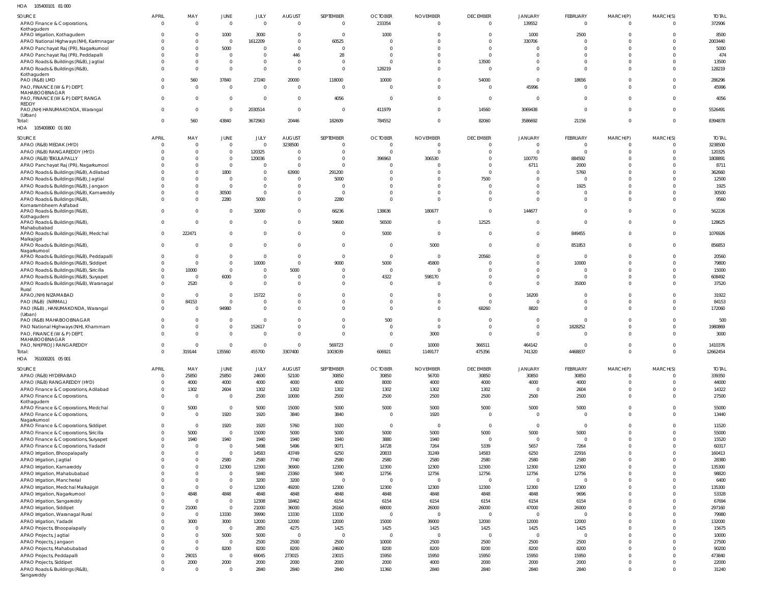HOA 105400101 81 000

| SOURCE | APRIL | MAY | JUNE | JULY | AUGUST | SEPTEMBER | OCTOBER | NOVEMBER | DECEMBER | JANUARY | FEBRUARY | MARCH(P) | MARCH(S) | TOTAL |
|---|---|---|---|---|---|---|---|---|---|---|---|---|---|---|
| APAO Finance & Corporations, Kothagudem | 0 | 0 | 0 | 0 | 0 | 0 | 233354 | 0 | 0 | 139552 | 0 | 0 | 0 | 372906 |
| APAO Irrigation, Kothagudem | 0 | 0 | 1000 | 3000 | 0 | 0 | 1000 | 0 | 0 | 1000 | 2500 | 0 | 0 | 8500 |
| APAO National Highways (NH), Karimnagar | 0 | 0 | 0 | 1612209 | 0 | 60525 | 0 | 0 | 0 | 330706 | 0 | 0 | 0 | 2003440 |
| APAO Panchayat Raj (PR), Nagarkurnool | 0 | 0 | 5000 | 0 | 0 | 0 | 0 | 0 | 0 | 0 | 0 | 0 | 0 | 5000 |
| APAO Panchayat Raj (PR), Peddapalli | 0 | 0 | 0 | 0 | 446 | 28 | 0 | 0 | 0 | 0 | 0 | 0 | 0 | 474 |
| APAO Roads & Buildings (R&B), Jagtial | 0 | 0 | 0 | 0 | 0 | 0 | 0 | 0 | 13500 | 0 | 0 | 0 | 0 | 13500 |
| APAO Roads & Buildings (R&B), Kothagudem | 0 | 0 | 0 | 0 | 0 | 0 | 128219 | 0 | 0 | 0 | 0 | 0 | 0 | 128219 |
| PAO (R&B) LMD | 0 | 560 | 37840 | 27240 | 20000 | 118000 | 10000 | 0 | 54000 | 0 | 18656 | 0 | 0 | 286296 |
| PAO, FINANCE (W & P) DEPT, MAHABOOBNAGAR | 0 | 0 | 0 | 0 | 0 | 0 | 0 | 0 | 0 | 45996 | 0 | 0 | 0 | 45996 |
| PAO, FINANCE (W & P) DEPT, RANGA REDDY | 0 | 0 | 0 | 0 | 0 | 4056 | 0 | 0 | 0 | 0 | 0 | 0 | 0 | 4056 |
| PAO,(NH) HANUMAKONDA, Warangal (Urban) | 0 | 0 | 0 | 2030514 | 0 | 0 | 411979 | 0 | 14560 | 3069438 | 0 | 0 | 0 | 5526491 |
| Total: | 0 | 560 | 43840 | 3672963 | 20446 | 182609 | 784552 | 0 | 82060 | 3586692 | 21156 | 0 | 0 | 8394878 |

HOA 105400800 01 000

| SOURCE | APRIL | MAY | JUNE | JULY | AUGUST | SEPTEMBER | OCTOBER | NOVEMBER | DECEMBER | JANUARY | FEBRUARY | MARCH(P) | MARCH(S) | TOTAL |
|---|---|---|---|---|---|---|---|---|---|---|---|---|---|---|
| APAO (R&B) MEDAK (HYD) | 0 | 0 | 0 | 0 | 3238500 | 0 | 0 | 0 | 0 | 0 | 0 | 0 | 0 | 3238500 |
| APAO (R&B) RANGAREDDY (HYD) | 0 | 0 | 0 | 120325 | 0 | 0 | 0 | 0 | 0 | 0 | 0 | 0 | 0 | 120325 |
| APAO (R&B) TEKULAPALLY | 0 | 0 | 0 | 120036 | 0 | 0 | 396963 | 306530 | 0 | 100770 | 884592 | 0 | 0 | 1808891 |
| APAO Panchayat Raj (PR), Nagarkurnool | 0 | 0 | 0 | 0 | 0 | 0 | 0 | 0 | 0 | 6711 | 2000 | 0 | 0 | 8711 |
| APAO Roads & Buildings (R&B), Adilabad | 0 | 0 | 1800 | 0 | 63900 | 291200 | 0 | 0 | 0 | 0 | 5760 | 0 | 0 | 362660 |
| APAO Roads & Buildings (R&B), Jagtial | 0 | 0 | 0 | 0 | 0 | 5000 | 0 | 0 | 7500 | 0 | 0 | 0 | 0 | 12500 |
| APAO Roads & Buildings (R&B), Jangaon | 0 | 0 | 0 | 0 | 0 | 0 | 0 | 0 | 0 | 0 | 1925 | 0 | 0 | 1925 |
| APAO Roads & Buildings (R&B), Kamareddy | 0 | 0 | 30500 | 0 | 0 | 0 | 0 | 0 | 0 | 0 | 0 | 0 | 0 | 30500 |
| APAO Roads & Buildings (R&B), Komarambheem Asifabad | 0 | 0 | 2280 | 5000 | 0 | 2280 | 0 | 0 | 0 | 0 | 0 | 0 | 0 | 9560 |
| APAO Roads & Buildings (R&B), Kothagudem | 0 | 0 | 0 | 32000 | 0 | 66236 | 138636 | 180677 | 0 | 144677 | 0 | 0 | 0 | 562226 |
| APAO Roads & Buildings (R&B), Mahabubabad | 0 | 0 | 0 | 0 | 0 | 59600 | 56500 | 0 | 12525 | 0 | 0 | 0 | 0 | 128625 |
| APAO Roads & Buildings (R&B), Medchal Malkajigiri | 0 | 222471 | 0 | 0 | 0 | 0 | 5000 | 0 | 0 | 0 | 849455 | 0 | 0 | 1076926 |
| APAO Roads & Buildings (R&B), Nagarkurnool | 0 | 0 | 0 | 0 | 0 | 0 | 0 | 5000 | 0 | 0 | 851853 | 0 | 0 | 856853 |
| APAO Roads & Buildings (R&B), Peddapalli | 0 | 0 | 0 | 0 | 0 | 0 | 0 | 0 | 20560 | 0 | 0 | 0 | 0 | 20560 |
| APAO Roads & Buildings (R&B), Siddipet | 0 | 0 | 0 | 10000 | 0 | 9000 | 5000 | 45800 | 0 | 0 | 10000 | 0 | 0 | 79800 |
| APAO Roads & Buildings (R&B), Siricilla | 0 | 10000 | 0 | 0 | 5000 | 0 | 0 | 0 | 0 | 0 | 0 | 0 | 0 | 15000 |
| APAO Roads & Buildings (R&B), Suryapet | 0 | 0 | 6000 | 0 | 0 | 0 | 4322 | 598170 | 0 | 0 | 0 | 0 | 0 | 608492 |
| APAO Roads & Buildings (R&B), Waranagal Rural | 0 | 2520 | 0 | 0 | 0 | 0 | 0 | 0 | 0 | 0 | 35000 | 0 | 0 | 37520 |
| APAO,(NH) NIZAMABAD | 0 | 0 | 0 | 15722 | 0 | 0 | 0 | 0 | 0 | 16200 | 0 | 0 | 0 | 31922 |
| PAO (R&B) (NIRMAL) | 0 | 84153 | 0 | 0 | 0 | 0 | 0 | 0 | 0 | 0 | 0 | 0 | 0 | 84153 |
| PAO (R&B) , HANUMAKONDA, Warangal (Urban) | 0 | 0 | 94980 | 0 | 0 | 0 | 0 | 0 | 68260 | 8820 | 0 | 0 | 0 | 172060 |
| PAO (R&B) MAHABOOBNAGAR | 0 | 0 | 0 | 0 | 0 | 0 | 500 | 0 | 0 | 0 | 0 | 0 | 0 | 500 |
| PAO National Highways (NH), Khammam | 0 | 0 | 0 | 152617 | 0 | 0 | 0 | 0 | 0 | 0 | 1828252 | 0 | 0 | 1980869 |
| PAO, FINANCE (W & P) DEPT, MAHABOOBNAGAR | 0 | 0 | 0 | 0 | 0 | 0 | 0 | 3000 | 0 | 0 | 0 | 0 | 0 | 3000 |
| PAO, NH(PROJ) RANGAREDDY | 0 | 0 | 0 | 0 | 0 | 569723 | 0 | 10000 | 366511 | 464142 | 0 | 0 | 0 | 1410376 |
| Total: | 0 | 319144 | 135560 | 455700 | 3307400 | 1003039 | 606921 | 1149177 | 475356 | 741320 | 4468837 | 0 | 0 | 12662454 |

HOA 761000201 05 001

| SOURCE | APRIL | MAY | JUNE | JULY | AUGUST | SEPTEMBER | OCTOBER | NOVEMBER | DECEMBER | JANUARY | FEBRUARY | MARCH(P) | MARCH(S) | TOTAL |
|---|---|---|---|---|---|---|---|---|---|---|---|---|---|---|
| APAO (R&B) HYDERABAD | 0 | 25850 | 25850 | 24600 | 52100 | 30850 | 30850 | 56700 | 30850 | 30850 | 30850 | 0 | 0 | 339350 |
| APAO (R&B) RANGAREDDY (HYD) | 0 | 4000 | 4000 | 4000 | 4000 | 4000 | 8000 | 4000 | 4000 | 4000 | 4000 | 0 | 0 | 44000 |
| APAO Finance & Corporations, Adilabad | 0 | 1302 | 2604 | 1302 | 1302 | 1302 | 1302 | 1302 | 1302 | 0 | 2604 | 0 | 0 | 14322 |
| APAO Finance & Corporations, Kothagudem | 0 | 0 | 0 | 2500 | 10000 | 2500 | 2500 | 2500 | 2500 | 2500 | 2500 | 0 | 0 | 27500 |
| APAO Finance & Corporations, Medchal | 0 | 5000 | 0 | 5000 | 15000 | 5000 | 5000 | 5000 | 5000 | 5000 | 5000 | 0 | 0 | 55000 |
| APAO Finance & Corporations, Nagarkurnool | 0 | 0 | 1920 | 1920 | 3840 | 3840 | 0 | 1920 | 0 | 0 | 0 | 0 | 0 | 13440 |
| APAO Finance & Corporations, Siddipet | 0 | 0 | 1920 | 1920 | 5760 | 1920 | 0 | 0 | 0 | 0 | 0 | 0 | 0 | 11520 |
| APAO Finance & Corporations, Siricilla | 0 | 5000 | 0 | 15000 | 5000 | 5000 | 5000 | 5000 | 5000 | 5000 | 5000 | 0 | 0 | 55000 |
| APAO Finance & Corporations, Suryapet | 0 | 1940 | 1940 | 1940 | 1940 | 1940 | 3880 | 1940 | 0 | 0 | 0 | 0 | 0 | 15520 |
| APAO Finance & Corporations, Yadadri | 0 | 0 | 0 | 5498 | 5496 | 9071 | 14728 | 7264 | 5339 | 5657 | 7264 | 0 | 0 | 60317 |
| APAO Irrigation, Bhoopalapally | 0 | 0 | 0 | 14583 | 43749 | 6250 | 20833 | 31249 | 14583 | 6250 | 22916 | 0 | 0 | 160413 |
| APAO Irrigation, Jagtial | 0 | 0 | 2580 | 2580 | 7740 | 2580 | 2580 | 2580 | 2580 | 2580 | 2580 | 0 | 0 | 28380 |
| APAO Irrigation, Kamareddy | 0 | 0 | 12300 | 12300 | 36900 | 12300 | 12300 | 12300 | 12300 | 12300 | 12300 | 0 | 0 | 135300 |
| APAO Irrigation, Mahabubabad | 0 | 0 | 0 | 5840 | 23360 | 5840 | 12756 | 12756 | 12756 | 12756 | 12756 | 0 | 0 | 98820 |
| APAO Irrigation, Mancherial | 0 | 0 | 0 | 3200 | 3200 | 0 | 0 | 0 | 0 | 0 | 0 | 0 | 0 | 6400 |
| APAO Irrigation, Medchal Malkajigiri | 0 | 0 | 0 | 12300 | 49200 | 12300 | 12300 | 12300 | 12300 | 12300 | 12300 | 0 | 0 | 135300 |
| APAO Irrigation, Nagarkurnool | 0 | 4848 | 4848 | 4848 | 4848 | 4848 | 4848 | 4848 | 4848 | 4848 | 9696 | 0 | 0 | 53328 |
| APAO Irrigation, Sangareddy | 0 | 0 | 0 | 12308 | 18462 | 6154 | 6154 | 6154 | 6154 | 6154 | 6154 | 0 | 0 | 67694 |
| APAO Irrigation, Siddipet | 0 | 21000 | 0 | 21000 | 36000 | 26160 | 68000 | 26000 | 26000 | 47000 | 26000 | 0 | 0 | 297160 |
| APAO Irrigation, Waranagal Rural | 0 | 0 | 13330 | 39990 | 13330 | 13330 | 0 | 0 | 0 | 0 | 0 | 0 | 0 | 79980 |
| APAO Irrigation, Yadadri | 0 | 3000 | 3000 | 12000 | 12000 | 12000 | 15000 | 39000 | 12000 | 12000 | 12000 | 0 | 0 | 132000 |
| APAO Projects, Bhoopalapally | 0 | 0 | 0 | 2850 | 4275 | 1425 | 1425 | 1425 | 1425 | 1425 | 1425 | 0 | 0 | 15675 |
| APAO Projects, Jagtial | 0 | 0 | 5000 | 5000 | 0 | 0 | 0 | 0 | 0 | 0 | 0 | 0 | 0 | 10000 |
| APAO Projects, Jangaon | 0 | 0 | 0 | 2500 | 2500 | 2500 | 10000 | 2500 | 2500 | 2500 | 2500 | 0 | 0 | 27500 |
| APAO Projects, Mahabubabad | 0 | 0 | 8200 | 8200 | 8200 | 24600 | 8200 | 8200 | 8200 | 8200 | 8200 | 0 | 0 | 90200 |
| APAO Projects, Peddapalli | 0 | 29015 | 0 | 69045 | 273015 | 23015 | 15950 | 15950 | 15950 | 15950 | 15950 | 0 | 0 | 473840 |
| APAO Projects, Siddipet | 0 | 2000 | 2000 | 2000 | 2000 | 2000 | 2000 | 4000 | 2000 | 2000 | 2000 | 0 | 0 | 22000 |
| APAO Roads & Buildings (R&B), Sangareddy | 0 | 0 | 0 | 2840 | 2840 | 2840 | 11360 | 2840 | 2840 | 2840 | 2840 | 0 | 0 | 31240 |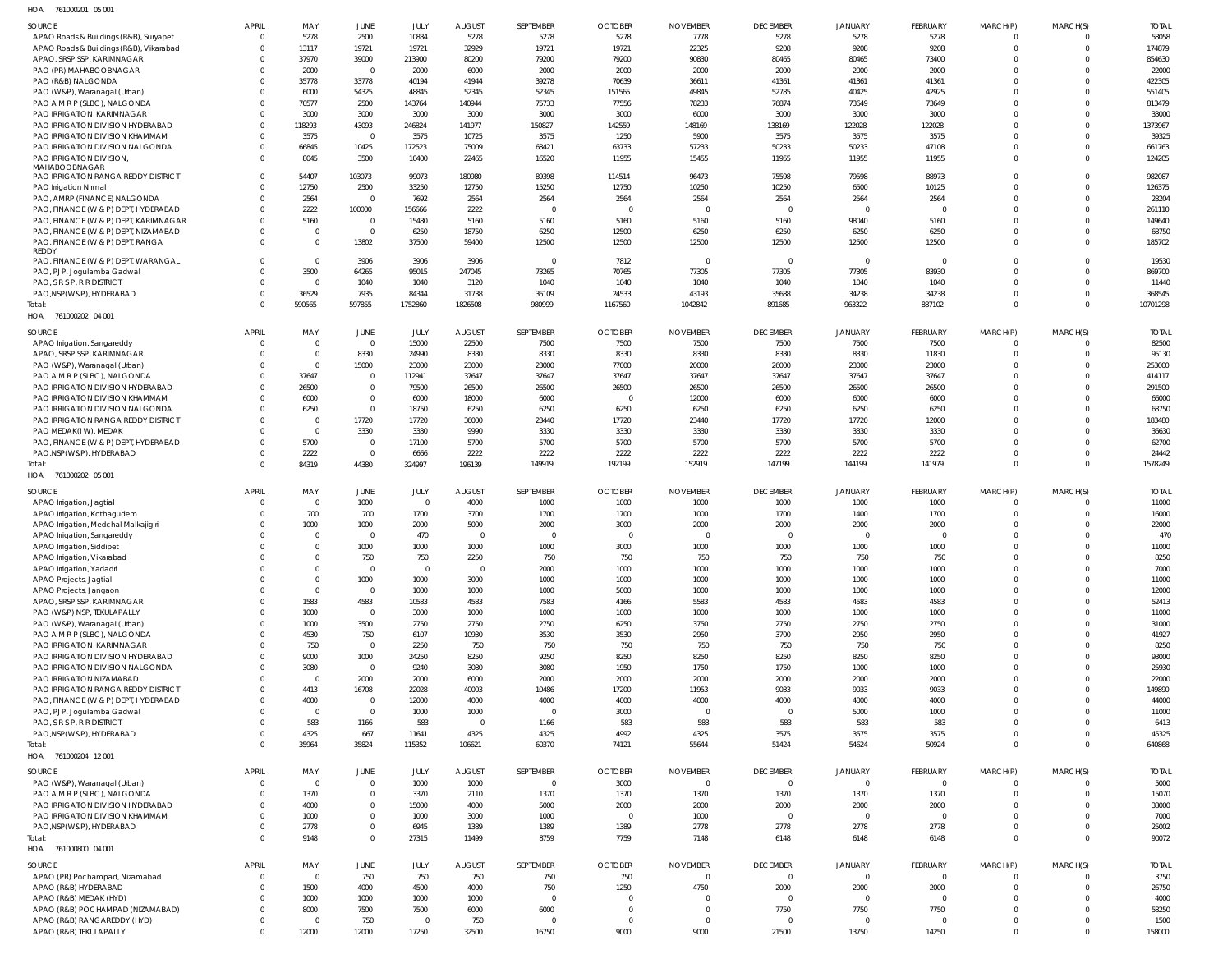HOA 761000201 05 001

| SOURCE | APRIL | MAY | JUNE | JULY | AUGUST | SEPTEMBER | OCTOBER | NOVEMBER | DECEMBER | JANUARY | FEBRUARY | MARCH(P) | MARCH(S) | TOTAL |
|---|---|---|---|---|---|---|---|---|---|---|---|---|---|---|
| APAO Roads & Buildings (R&B), Suryapet | 0 | 5278 | 2500 | 10834 | 5278 | 5278 | 5278 | 7778 | 5278 | 5278 | 5278 | 0 | 0 | 58058 |
| APAO Roads & Buildings (R&B), Vikarabad | 0 | 13117 | 19721 | 19721 | 32929 | 19721 | 19721 | 22325 | 9208 | 9208 | 9208 | 0 | 0 | 174879 |
| APAO, SRSP SSP, KARIMNAGAR | 0 | 37970 | 39000 | 213900 | 80200 | 79200 | 79200 | 90830 | 80465 | 80465 | 73400 | 0 | 0 | 854630 |
| PAO (PR) MAHABOOBNAGAR | 0 | 2000 | 0 | 2000 | 6000 | 2000 | 2000 | 2000 | 2000 | 2000 | 2000 | 0 | 0 | 22000 |
| PAO (R&B) NALGONDA | 0 | 35778 | 33778 | 40194 | 41944 | 39278 | 70639 | 36611 | 41361 | 41361 | 41361 | 0 | 0 | 422305 |
| PAO (W&P), Waranagal (Urban) | 0 | 6000 | 54325 | 48845 | 52345 | 52345 | 151565 | 49845 | 52785 | 40425 | 42925 | 0 | 0 | 551405 |
| PAO A M R P (SLBC), NALGONDA | 0 | 70577 | 2500 | 143764 | 140944 | 75733 | 77556 | 78233 | 76874 | 73649 | 73649 | 0 | 0 | 813479 |
| PAO IRRIGATION KARIMNAGAR | 0 | 3000 | 3000 | 3000 | 3000 | 3000 | 3000 | 6000 | 3000 | 3000 | 3000 | 0 | 0 | 33000 |
| PAO IRRIGATION DIVISION HYDERABAD | 0 | 118293 | 43093 | 246824 | 141977 | 150827 | 142559 | 148169 | 138169 | 122028 | 122028 | 0 | 0 | 1373967 |
| PAO IRRIGATION DIVISION KHAMMAM | 0 | 3575 | 0 | 3575 | 10725 | 3575 | 1250 | 5900 | 3575 | 3575 | 3575 | 0 | 0 | 39325 |
| PAO IRRIGATION DIVISION NALGONDA | 0 | 66845 | 10425 | 172523 | 75009 | 68421 | 63733 | 57233 | 50233 | 50233 | 47108 | 0 | 0 | 661763 |
| PAO IRRIGATION DIVISION, MAHABOOBNAGAR | 0 | 8045 | 3500 | 10400 | 22465 | 16520 | 11955 | 15455 | 11955 | 11955 | 11955 | 0 | 0 | 124205 |
| PAO IRRIGATION RANGA REDDY DISTRICT | 0 | 54407 | 103073 | 99073 | 180980 | 89398 | 114514 | 96473 | 75598 | 79598 | 88973 | 0 | 0 | 982087 |
| PAO Irrigation Nirmal | 0 | 12750 | 2500 | 33250 | 12750 | 15250 | 12750 | 10250 | 10250 | 6500 | 10125 | 0 | 0 | 126375 |
| PAO, AMRP (FINANCE) NALGONDA | 0 | 2564 | 0 | 7692 | 2564 | 2564 | 2564 | 2564 | 2564 | 2564 | 2564 | 0 | 0 | 28204 |
| PAO, FINANCE (W & P) DEPT, HYDERABAD | 0 | 2222 | 100000 | 156666 | 2222 | 0 | 0 | 0 | 0 | 0 | 0 | 0 | 0 | 261110 |
| PAO, FINANCE (W & P) DEPT, KARIMNAGAR | 0 | 5160 | 0 | 15480 | 5160 | 5160 | 5160 | 5160 | 5160 | 98040 | 5160 | 0 | 0 | 149640 |
| PAO, FINANCE (W & P) DEPT, NIZAMABAD | 0 | 0 | 0 | 6250 | 18750 | 6250 | 12500 | 6250 | 6250 | 6250 | 6250 | 0 | 0 | 68750 |
| PAO, FINANCE (W & P) DEPT, RANGA REDDY | 0 | 0 | 13802 | 37500 | 59400 | 12500 | 12500 | 12500 | 12500 | 12500 | 12500 | 0 | 0 | 185702 |
| PAO, FINANCE (W & P) DEPT, WARANGAL | 0 | 0 | 3906 | 3906 | 3906 | 0 | 7812 | 0 | 0 | 0 | 0 | 0 | 0 | 19530 |
| PAO, PJP, Jogulamba Gadwal | 0 | 3500 | 64265 | 95015 | 247045 | 73265 | 70765 | 77305 | 77305 | 77305 | 83930 | 0 | 0 | 869700 |
| PAO, S R S P, R R DISTRICT | 0 | 0 | 1040 | 1040 | 3120 | 1040 | 1040 | 1040 | 1040 | 1040 | 1040 | 0 | 0 | 11440 |
| PAO,NSP(W&P), HYDERABAD | 0 | 36529 | 7935 | 84344 | 31738 | 36109 | 24533 | 43193 | 35688 | 34238 | 34238 | 0 | 0 | 368545 |
| Total: | 0 | 590565 | 597855 | 1752860 | 1826508 | 980999 | 1167560 | 1042842 | 891685 | 963322 | 887102 | 0 | 0 | 10701298 |

HOA 761000202 04 001

| SOURCE | APRIL | MAY | JUNE | JULY | AUGUST | SEPTEMBER | OCTOBER | NOVEMBER | DECEMBER | JANUARY | FEBRUARY | MARCH(P) | MARCH(S) | TOTAL |
|---|---|---|---|---|---|---|---|---|---|---|---|---|---|---|
| APAO Irrigation, Sangareddy | 0 | 0 | 0 | 15000 | 22500 | 7500 | 7500 | 7500 | 7500 | 7500 | 7500 | 0 | 0 | 82500 |
| APAO, SRSP SSP, KARIMNAGAR | 0 | 0 | 8330 | 24990 | 8330 | 8330 | 8330 | 8330 | 8330 | 8330 | 11830 | 0 | 0 | 95130 |
| PAO (W&P), Waranagal (Urban) | 0 | 0 | 15000 | 23000 | 23000 | 23000 | 77000 | 20000 | 26000 | 23000 | 23000 | 0 | 0 | 253000 |
| PAO A M R P (SLBC), NALGONDA | 0 | 37647 | 0 | 112941 | 37647 | 37647 | 37647 | 37647 | 37647 | 37647 | 37647 | 0 | 0 | 414117 |
| PAO IRRIGATION DIVISION HYDERABAD | 0 | 26500 | 0 | 79500 | 26500 | 26500 | 26500 | 26500 | 26500 | 26500 | 26500 | 0 | 0 | 291500 |
| PAO IRRIGATION DIVISION KHAMMAM | 0 | 6000 | 0 | 6000 | 18000 | 6000 | 0 | 12000 | 6000 | 6000 | 6000 | 0 | 0 | 66000 |
| PAO IRRIGATION DIVISION NALGONDA | 0 | 6250 | 0 | 18750 | 6250 | 6250 | 6250 | 6250 | 6250 | 6250 | 6250 | 0 | 0 | 68750 |
| PAO IRRIGATION RANGA REDDY DISTRICT | 0 | 0 | 17720 | 17720 | 36000 | 23440 | 17720 | 23440 | 17720 | 17720 | 12000 | 0 | 0 | 183480 |
| PAO MEDAK(IW), MEDAK | 0 | 0 | 3330 | 3330 | 9990 | 3330 | 3330 | 3330 | 3330 | 3330 | 3330 | 0 | 0 | 36630 |
| PAO, FINANCE (W & P) DEPT, HYDERABAD | 0 | 5700 | 0 | 17100 | 5700 | 5700 | 5700 | 5700 | 5700 | 5700 | 5700 | 0 | 0 | 62700 |
| PAO,NSP(W&P), HYDERABAD | 0 | 2222 | 0 | 6666 | 2222 | 2222 | 2222 | 2222 | 2222 | 2222 | 2222 | 0 | 0 | 24442 |
| Total: | 0 | 84319 | 44380 | 324997 | 196139 | 149919 | 192199 | 152919 | 147199 | 144199 | 141979 | 0 | 0 | 1578249 |

HOA 761000202 05 001

| SOURCE | APRIL | MAY | JUNE | JULY | AUGUST | SEPTEMBER | OCTOBER | NOVEMBER | DECEMBER | JANUARY | FEBRUARY | MARCH(P) | MARCH(S) | TOTAL |
|---|---|---|---|---|---|---|---|---|---|---|---|---|---|---|
| APAO Irrigation, Jagtial | 0 | 0 | 1000 | 0 | 4000 | 1000 | 1000 | 1000 | 1000 | 1000 | 1000 | 0 | 0 | 11000 |
| APAO Irrigation, Kothagudem | 0 | 700 | 700 | 1700 | 3700 | 1700 | 1700 | 1000 | 1700 | 1400 | 1700 | 0 | 0 | 16000 |
| APAO Irrigation, Medchal Malkajigiri | 0 | 1000 | 1000 | 2000 | 5000 | 2000 | 3000 | 2000 | 2000 | 2000 | 2000 | 0 | 0 | 22000 |
| APAO Irrigation, Sangareddy | 0 | 0 | 0 | 470 | 0 | 0 | 0 | 0 | 0 | 0 | 0 | 0 | 0 | 470 |
| APAO Irrigation, Siddipet | 0 | 0 | 1000 | 1000 | 1000 | 1000 | 3000 | 1000 | 1000 | 1000 | 1000 | 0 | 0 | 11000 |
| APAO Irrigation, Vikarabad | 0 | 0 | 750 | 750 | 2250 | 750 | 750 | 750 | 750 | 750 | 750 | 0 | 0 | 8250 |
| APAO Irrigation, Yadadri | 0 | 0 | 0 | 0 | 0 | 2000 | 1000 | 1000 | 1000 | 1000 | 1000 | 0 | 0 | 7000 |
| APAO Projects, Jagtial | 0 | 0 | 1000 | 1000 | 3000 | 1000 | 1000 | 1000 | 1000 | 1000 | 1000 | 0 | 0 | 11000 |
| APAO Projects, Jangaon | 0 | 0 | 0 | 1000 | 1000 | 1000 | 5000 | 1000 | 1000 | 1000 | 1000 | 0 | 0 | 12000 |
| APAO, SRSP SSP, KARIMNAGAR | 0 | 1583 | 4583 | 10583 | 4583 | 7583 | 4166 | 5583 | 4583 | 4583 | 4583 | 0 | 0 | 52413 |
| PAO (W&P) NSP, TEKULAPALLY | 0 | 1000 | 0 | 3000 | 1000 | 1000 | 1000 | 1000 | 1000 | 1000 | 1000 | 0 | 0 | 11000 |
| PAO (W&P), Waranagal (Urban) | 0 | 1000 | 3500 | 2750 | 2750 | 2750 | 6250 | 3750 | 2750 | 2750 | 2750 | 0 | 0 | 31000 |
| PAO A M R P (SLBC), NALGONDA | 0 | 4530 | 750 | 6107 | 10930 | 3530 | 3530 | 2950 | 3700 | 2950 | 2950 | 0 | 0 | 41927 |
| PAO IRRIGATION KARIMNAGAR | 0 | 750 | 0 | 2250 | 750 | 750 | 750 | 750 | 750 | 750 | 750 | 0 | 0 | 8250 |
| PAO IRRIGATION DIVISION HYDERABAD | 0 | 9000 | 1000 | 24250 | 8250 | 9250 | 8250 | 8250 | 8250 | 8250 | 8250 | 0 | 0 | 93000 |
| PAO IRRIGATION DIVISION NALGONDA | 0 | 3080 | 0 | 9240 | 3080 | 3080 | 1950 | 1750 | 1750 | 1000 | 1000 | 0 | 0 | 25930 |
| PAO IRRIGATION NIZAMABAD | 0 | 0 | 2000 | 2000 | 6000 | 2000 | 2000 | 2000 | 2000 | 2000 | 2000 | 0 | 0 | 22000 |
| PAO IRRIGATION RANGA REDDY DISTRICT | 0 | 4413 | 16708 | 22028 | 40003 | 10486 | 17200 | 11953 | 9033 | 9033 | 9033 | 0 | 0 | 149890 |
| PAO, FINANCE (W & P) DEPT, HYDERABAD | 0 | 4000 | 0 | 12000 | 4000 | 4000 | 4000 | 4000 | 4000 | 4000 | 4000 | 0 | 0 | 44000 |
| PAO, PJP, Jogulamba Gadwal | 0 | 0 | 0 | 1000 | 1000 | 0 | 3000 | 0 | 0 | 5000 | 1000 | 0 | 0 | 11000 |
| PAO, S R S P, R R DISTRICT | 0 | 583 | 1166 | 583 | 0 | 1166 | 583 | 583 | 583 | 583 | 583 | 0 | 0 | 6413 |
| PAO,NSP(W&P), HYDERABAD | 0 | 4325 | 667 | 11641 | 4325 | 4325 | 4992 | 4325 | 3575 | 3575 | 3575 | 0 | 0 | 45325 |
| Total: | 0 | 35964 | 35824 | 115352 | 106621 | 60370 | 74121 | 55644 | 51424 | 54624 | 50924 | 0 | 0 | 640868 |

HOA 761000204 12 001

| SOURCE | APRIL | MAY | JUNE | JULY | AUGUST | SEPTEMBER | OCTOBER | NOVEMBER | DECEMBER | JANUARY | FEBRUARY | MARCH(P) | MARCH(S) | TOTAL |
|---|---|---|---|---|---|---|---|---|---|---|---|---|---|---|
| PAO (W&P), Waranagal (Urban) | 0 | 0 | 0 | 1000 | 1000 | 0 | 3000 | 0 | 0 | 0 | 0 | 0 | 0 | 5000 |
| PAO A M R P (SLBC), NALGONDA | 0 | 1370 | 0 | 3370 | 2110 | 1370 | 1370 | 1370 | 1370 | 1370 | 1370 | 0 | 0 | 15070 |
| PAO IRRIGATION DIVISION HYDERABAD | 0 | 4000 | 0 | 15000 | 4000 | 5000 | 2000 | 2000 | 2000 | 2000 | 2000 | 0 | 0 | 38000 |
| PAO IRRIGATION DIVISION KHAMMAM | 0 | 1000 | 0 | 1000 | 3000 | 1000 | 0 | 1000 | 0 | 0 | 0 | 0 | 0 | 7000 |
| PAO,NSP(W&P), HYDERABAD | 0 | 2778 | 0 | 6945 | 1389 | 1389 | 1389 | 2778 | 2778 | 2778 | 2778 | 0 | 0 | 25002 |
| Total: | 0 | 9148 | 0 | 27315 | 11499 | 8759 | 7759 | 7148 | 6148 | 6148 | 6148 | 0 | 0 | 90072 |

HOA 761000800 04 001

| SOURCE | APRIL | MAY | JUNE | JULY | AUGUST | SEPTEMBER | OCTOBER | NOVEMBER | DECEMBER | JANUARY | FEBRUARY | MARCH(P) | MARCH(S) | TOTAL |
|---|---|---|---|---|---|---|---|---|---|---|---|---|---|---|
| APAO (PR) Pochampad, Nizamabad | 0 | 0 | 750 | 750 | 750 | 750 | 750 | 0 | 0 | 0 | 0 | 0 | 0 | 3750 |
| APAO (R&B) HYDERABAD | 0 | 1500 | 4000 | 4500 | 4000 | 750 | 1250 | 4750 | 2000 | 2000 | 2000 | 0 | 0 | 26750 |
| APAO (R&B) MEDAK (HYD) | 0 | 1000 | 1000 | 1000 | 1000 | 0 | 0 | 0 | 0 | 0 | 0 | 0 | 0 | 4000 |
| APAO (R&B) POCHAMPAD (NIZAMABAD) | 0 | 8000 | 7500 | 7500 | 6000 | 6000 | 0 | 0 | 7750 | 7750 | 7750 | 0 | 0 | 58250 |
| APAO (R&B) RANGAREDDY (HYD) | 0 | 0 | 750 | 0 | 750 | 0 | 0 | 0 | 0 | 0 | 0 | 0 | 0 | 1500 |
| APAO (R&B) TEKULAPALLY | 0 | 12000 | 12000 | 17250 | 32500 | 16750 | 9000 | 9000 | 21500 | 13750 | 14250 | 0 | 0 | 158000 |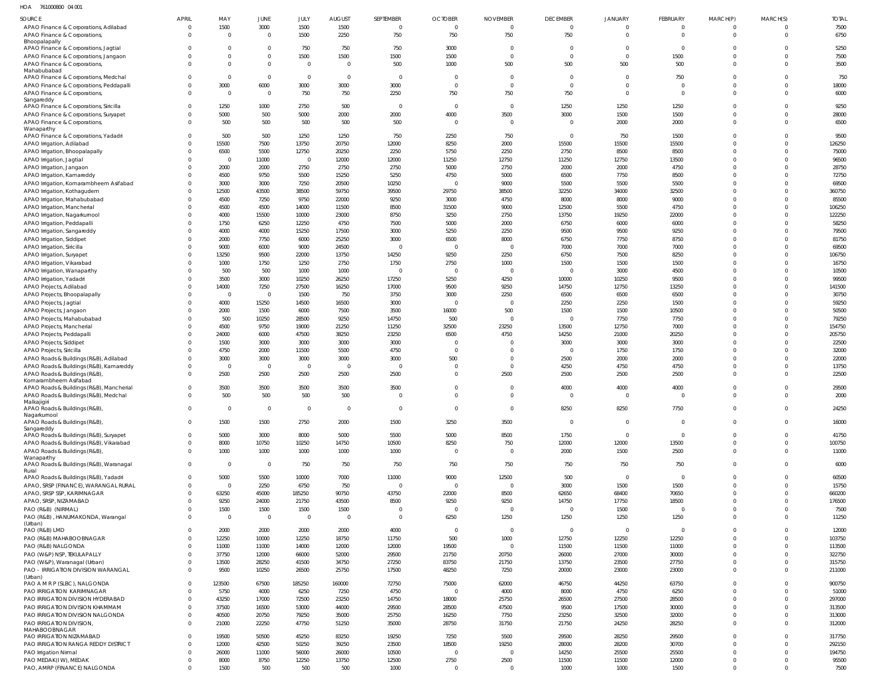HOA 761000800 04 001

| SOURCE | APRIL | MAY | JUNE | JULY | AUGUST | SEPTEMBER | OCTOBER | NOVEMBER | DECEMBER | JANUARY | FEBRUARY | MARCH(P) | MARCH(S) | TOTAL |
|---|---|---|---|---|---|---|---|---|---|---|---|---|---|---|
| APAO Finance & Corporations, Adilabad | 0 | 1500 | 3000 | 1500 | 1500 | 0 | 0 | 0 | 0 | 0 | 0 | 0 | 0 | 7500 |
| APAO Finance & Corporations, Bhoopalapally | 0 | 0 | 0 | 1500 | 2250 | 750 | 750 | 750 | 750 | 0 | 0 | 0 | 0 | 6750 |
| APAO Finance & Corporations, Jagtial | 0 | 0 | 0 | 750 | 750 | 750 | 3000 | 0 | 0 | 0 | 0 | 0 | 0 | 5250 |
| APAO Finance & Corporations, Jangaon | 0 | 0 | 0 | 1500 | 1500 | 1500 | 1500 | 0 | 0 | 0 | 1500 | 0 | 0 | 7500 |
| APAO Finance & Corporations, Mahabubabad | 0 | 0 | 0 | 0 | 0 | 500 | 1000 | 500 | 500 | 500 | 500 | 0 | 0 | 3500 |
| APAO Finance & Corporations, Medchal | 0 | 0 | 0 | 0 | 0 | 0 | 0 | 0 | 0 | 0 | 750 | 0 | 0 | 750 |
| APAO Finance & Corporations, Peddapalli | 0 | 3000 | 6000 | 3000 | 3000 | 3000 | 0 | 0 | 0 | 0 | 0 | 0 | 0 | 18000 |
| APAO Finance & Corporations, Sangareddy | 0 | 0 | 0 | 750 | 750 | 2250 | 750 | 750 | 750 | 0 | 0 | 0 | 0 | 6000 |
| APAO Finance & Corporations, Siricilla | 0 | 1250 | 1000 | 2750 | 500 | 0 | 0 | 0 | 1250 | 1250 | 1250 | 0 | 0 | 9250 |
| APAO Finance & Corporations, Suryapet | 0 | 5000 | 500 | 5000 | 2000 | 2000 | 4000 | 3500 | 3000 | 1500 | 1500 | 0 | 0 | 28000 |
| APAO Finance & Corporations, Wanaparthy | 0 | 500 | 500 | 500 | 500 | 500 | 0 | 0 | 0 | 2000 | 2000 | 0 | 0 | 6500 |
| APAO Finance & Corporations, Yadadri | 0 | 500 | 500 | 1250 | 1250 | 750 | 2250 | 750 | 0 | 750 | 1500 | 0 | 0 | 9500 |
| APAO Irrigation, Adilabad | 0 | 15500 | 7500 | 13750 | 20750 | 12000 | 8250 | 2000 | 15500 | 15500 | 15500 | 0 | 0 | 126250 |
| APAO Irrigation, Bhoopalapally | 0 | 6500 | 5500 | 12750 | 20250 | 2250 | 5750 | 2250 | 2750 | 8500 | 8500 | 0 | 0 | 75000 |
| APAO Irrigation, Jagtial | 0 | 0 | 11000 | 0 | 12000 | 12000 | 11250 | 12750 | 11250 | 12750 | 13500 | 0 | 0 | 96500 |
| APAO Irrigation, Jangaon | 0 | 2000 | 2000 | 2750 | 2750 | 2750 | 5000 | 2750 | 2000 | 2000 | 4750 | 0 | 0 | 28750 |
| APAO Irrigation, Kamareddy | 0 | 4500 | 9750 | 5500 | 15250 | 5250 | 4750 | 5000 | 6500 | 7750 | 8500 | 0 | 0 | 72750 |
| APAO Irrigation, Komarambheem Asifabad | 0 | 3000 | 3000 | 7250 | 20500 | 10250 | 0 | 9000 | 5500 | 5500 | 5500 | 0 | 0 | 69500 |
| APAO Irrigation, Kothagudem | 0 | 12500 | 43500 | 38500 | 59750 | 39500 | 29750 | 38500 | 32250 | 34000 | 32500 | 0 | 0 | 360750 |
| APAO Irrigation, Mahabubabad | 0 | 4500 | 7250 | 9750 | 22000 | 9250 | 3000 | 4750 | 8000 | 8000 | 9000 | 0 | 0 | 85500 |
| APAO Irrigation, Mancherial | 0 | 4500 | 4500 | 14000 | 11500 | 8500 | 31500 | 9000 | 12500 | 5500 | 4750 | 0 | 0 | 106250 |
| APAO Irrigation, Nagarkurnool | 0 | 4000 | 15500 | 10000 | 23000 | 8750 | 3250 | 2750 | 13750 | 19250 | 22000 | 0 | 0 | 122250 |
| APAO Irrigation, Peddapalli | 0 | 1750 | 6250 | 12250 | 4750 | 7500 | 5000 | 2000 | 6750 | 6000 | 6000 | 0 | 0 | 58250 |
| APAO Irrigation, Sangareddy | 0 | 4000 | 4000 | 15250 | 17500 | 3000 | 5250 | 2250 | 9500 | 9500 | 9250 | 0 | 0 | 79500 |
| APAO Irrigation, Siddipet | 0 | 2000 | 7750 | 6000 | 25250 | 3000 | 6500 | 8000 | 6750 | 7750 | 8750 | 0 | 0 | 81750 |
| APAO Irrigation, Siricilla | 0 | 9000 | 6000 | 9000 | 24500 | 0 | 0 | 0 | 7000 | 7000 | 7000 | 0 | 0 | 69500 |
| APAO Irrigation, Suryapet | 0 | 13250 | 9500 | 22000 | 13750 | 14250 | 9250 | 2250 | 6750 | 7500 | 8250 | 0 | 0 | 106750 |
| APAO Irrigation, Vikarabad | 0 | 1000 | 1750 | 1250 | 2750 | 1750 | 2750 | 1000 | 1500 | 1500 | 1500 | 0 | 0 | 16750 |
| APAO Irrigation, Wanaparthy | 0 | 500 | 500 | 1000 | 1000 | 0 | 0 | 0 | 0 | 3000 | 4500 | 0 | 0 | 10500 |
| APAO Irrigation, Yadadri | 0 | 3500 | 3000 | 10250 | 26250 | 17250 | 5250 | 4250 | 10000 | 10250 | 9500 | 0 | 0 | 99500 |
| APAO Projects, Adilabad | 0 | 14000 | 7250 | 27500 | 16250 | 17000 | 9500 | 9250 | 14750 | 12750 | 13250 | 0 | 0 | 141500 |
| APAO Projects, Bhoopalapally | 0 | 0 | 0 | 1500 | 750 | 3750 | 3000 | 2250 | 6500 | 6500 | 6500 | 0 | 0 | 30750 |
| APAO Projects, Jagtial | 0 | 4000 | 15250 | 14500 | 16500 | 3000 | 0 | 0 | 2250 | 2250 | 1500 | 0 | 0 | 59250 |
| APAO Projects, Jangaon | 0 | 2000 | 1500 | 6000 | 7500 | 3500 | 16000 | 500 | 1500 | 1500 | 10500 | 0 | 0 | 50500 |
| APAO Projects, Mahabubabad | 0 | 500 | 10250 | 28500 | 9250 | 14750 | 500 | 0 | 0 | 7750 | 7750 | 0 | 0 | 79250 |
| APAO Projects, Mancherial | 0 | 4500 | 9750 | 19000 | 21250 | 11250 | 32500 | 23250 | 13500 | 12750 | 7000 | 0 | 0 | 154750 |
| APAO Projects, Peddapalli | 0 | 24000 | 6000 | 47500 | 38250 | 23250 | 6500 | 4750 | 14250 | 21000 | 20250 | 0 | 0 | 205750 |
| APAO Projects, Siddipet | 0 | 1500 | 3000 | 3000 | 3000 | 3000 | 0 | 0 | 3000 | 3000 | 3000 | 0 | 0 | 22500 |
| APAO Projects, Siricilla | 0 | 4750 | 2000 | 11500 | 5500 | 4750 | 0 | 0 | 0 | 1750 | 1750 | 0 | 0 | 32000 |
| APAO Roads & Buildings (R&B), Adilabad | 0 | 3000 | 3000 | 3000 | 3000 | 3000 | 500 | 0 | 2500 | 2000 | 2000 | 0 | 0 | 22000 |
| APAO Roads & Buildings (R&B), Kamareddy | 0 | 0 | 0 | 0 | 0 | 0 | 0 | 0 | 4250 | 4750 | 4750 | 0 | 0 | 13750 |
| APAO Roads & Buildings (R&B), Komarambheem Asifabad | 0 | 2500 | 2500 | 2500 | 2500 | 2500 | 0 | 2500 | 2500 | 2500 | 2500 | 0 | 0 | 22500 |
| APAO Roads & Buildings (R&B), Mancherial | 0 | 3500 | 3500 | 3500 | 3500 | 3500 | 0 | 0 | 4000 | 4000 | 4000 | 0 | 0 | 29500 |
| APAO Roads & Buildings (R&B), Medchal Malkajigiri | 0 | 500 | 500 | 500 | 500 | 0 | 0 | 0 | 0 | 0 | 0 | 0 | 0 | 2000 |
| APAO Roads & Buildings (R&B), Nagarkurnool | 0 | 0 | 0 | 0 | 0 | 0 | 0 | 0 | 8250 | 8250 | 7750 | 0 | 0 | 24250 |
| APAO Roads & Buildings (R&B), Sangareddy | 0 | 1500 | 1500 | 2750 | 2000 | 1500 | 3250 | 3500 | 0 | 0 | 0 | 0 | 0 | 16000 |
| APAO Roads & Buildings (R&B), Suryapet | 0 | 5000 | 3000 | 8000 | 5000 | 5500 | 5000 | 8500 | 1750 | 0 | 0 | 0 | 0 | 41750 |
| APAO Roads & Buildings (R&B), Vikarabad | 0 | 8000 | 10750 | 10250 | 14750 | 10500 | 8250 | 750 | 12000 | 12000 | 13500 | 0 | 0 | 100750 |
| APAO Roads & Buildings (R&B), Wanaparthy | 0 | 1000 | 1000 | 1000 | 1000 | 1000 | 0 | 0 | 2000 | 1500 | 2500 | 0 | 0 | 11000 |
| APAO Roads & Buildings (R&B), Waranagal Rural | 0 | 0 | 0 | 750 | 750 | 750 | 750 | 750 | 750 | 750 | 750 | 0 | 0 | 6000 |
| APAO Roads & Buildings (R&B), Yadadri | 0 | 5000 | 5500 | 10000 | 7000 | 11000 | 9000 | 12500 | 500 | 0 | 0 | 0 | 0 | 60500 |
| APAO, SRSP (FINANCE), WARANGAL RURAL | 0 | 0 | 2250 | 6750 | 750 | 0 | 0 | 0 | 3000 | 1500 | 1500 | 0 | 0 | 15750 |
| APAO, SRSP SSP, KARIMNAGAR | 0 | 63250 | 45000 | 185250 | 90750 | 43750 | 22000 | 8500 | 62650 | 68400 | 70650 | 0 | 0 | 660200 |
| APAO, SRSP, NIZAMABAD | 0 | 9250 | 24000 | 21750 | 43500 | 8500 | 9250 | 9250 | 14750 | 17750 | 18500 | 0 | 0 | 176500 |
| PAO (R&B) (NIRMAL) | 0 | 1500 | 1500 | 1500 | 1500 | 0 | 0 | 0 | 0 | 1500 | 0 | 0 | 0 | 7500 |
| PAO (R&B) , HANUMAKONDA, Warangal (Urban) | 0 | 0 | 0 | 0 | 0 | 0 | 6250 | 1250 | 1250 | 1250 | 1250 | 0 | 0 | 11250 |
| PAO (R&B) LMD | 0 | 2000 | 2000 | 2000 | 2000 | 4000 | 0 | 0 | 0 | 0 | 0 | 0 | 0 | 12000 |
| PAO (R&B) MAHABOOBNAGAR | 0 | 12250 | 10000 | 12250 | 18750 | 11750 | 500 | 1000 | 12750 | 12250 | 12250 | 0 | 0 | 103750 |
| PAO (R&B) NALGONDA | 0 | 11000 | 11000 | 14000 | 12000 | 12000 | 19500 | 0 | 11500 | 11500 | 11000 | 0 | 0 | 113500 |
| PAO (W&P) NSP, TEKULAPALLY | 0 | 37750 | 12000 | 66000 | 52000 | 29500 | 21750 | 20750 | 26000 | 27000 | 30000 | 0 | 0 | 322750 |
| PAO (W&P), Waranagal (Urban) | 0 | 13500 | 28250 | 41500 | 34750 | 27250 | 83750 | 21750 | 13750 | 23500 | 27750 | 0 | 0 | 315750 |
| PAO - IRRIGATION DIVISION WARANGAL (Urban) | 0 | 9500 | 10250 | 26500 | 25750 | 17500 | 48250 | 7250 | 20000 | 23000 | 23000 | 0 | 0 | 211000 |
| PAO A M R P (SLBC), NALGONDA | 0 | 123500 | 67500 | 185250 | 160000 | 72750 | 75000 | 62000 | 46750 | 44250 | 63750 | 0 | 0 | 900750 |
| PAO IRRIGATION KARIMNAGAR | 0 | 5750 | 4000 | 6250 | 7250 | 4750 | 0 | 4000 | 8000 | 4750 | 6250 | 0 | 0 | 51000 |
| PAO IRRIGATION DIVISION HYDERABAD | 0 | 43250 | 17000 | 72500 | 23250 | 14750 | 18000 | 25750 | 26500 | 27500 | 28500 | 0 | 0 | 297000 |
| PAO IRRIGATION DIVISION KHAMMAM | 0 | 37500 | 16500 | 53000 | 44000 | 29500 | 28500 | 47500 | 9500 | 17500 | 30000 | 0 | 0 | 313500 |
| PAO IRRIGATION DIVISION NALGONDA | 0 | 40500 | 20750 | 79250 | 35000 | 25750 | 16250 | 7750 | 23250 | 32500 | 32000 | 0 | 0 | 313000 |
| PAO IRRIGATION DIVISION, MAHABOOBNAGAR | 0 | 21000 | 22250 | 47750 | 51250 | 35000 | 28750 | 31750 | 21750 | 24250 | 28250 | 0 | 0 | 312000 |
| PAO IRRIGATION NIZAMABAD | 0 | 19500 | 50500 | 45250 | 83250 | 19250 | 7250 | 5500 | 29500 | 28250 | 29500 | 0 | 0 | 317750 |
| PAO IRRIGATION RANGA REDDY DISTRICT | 0 | 12000 | 42500 | 50250 | 39250 | 23500 | 18500 | 19250 | 28000 | 28200 | 30700 | 0 | 0 | 292150 |
| PAO Irrigation Nirmal | 0 | 26000 | 11000 | 56000 | 26000 | 10500 | 0 | 0 | 14250 | 25500 | 25500 | 0 | 0 | 194750 |
| PAO MEDAK(IW), MEDAK | 0 | 8000 | 8750 | 12250 | 13750 | 12500 | 2750 | 2500 | 11500 | 11500 | 12000 | 0 | 0 | 95500 |
| PAO, AMRP (FINANCE) NALGONDA | 0 | 1500 | 500 | 500 | 500 | 1000 | 0 | 0 | 1000 | 1000 | 1500 | 0 | 0 | 7500 |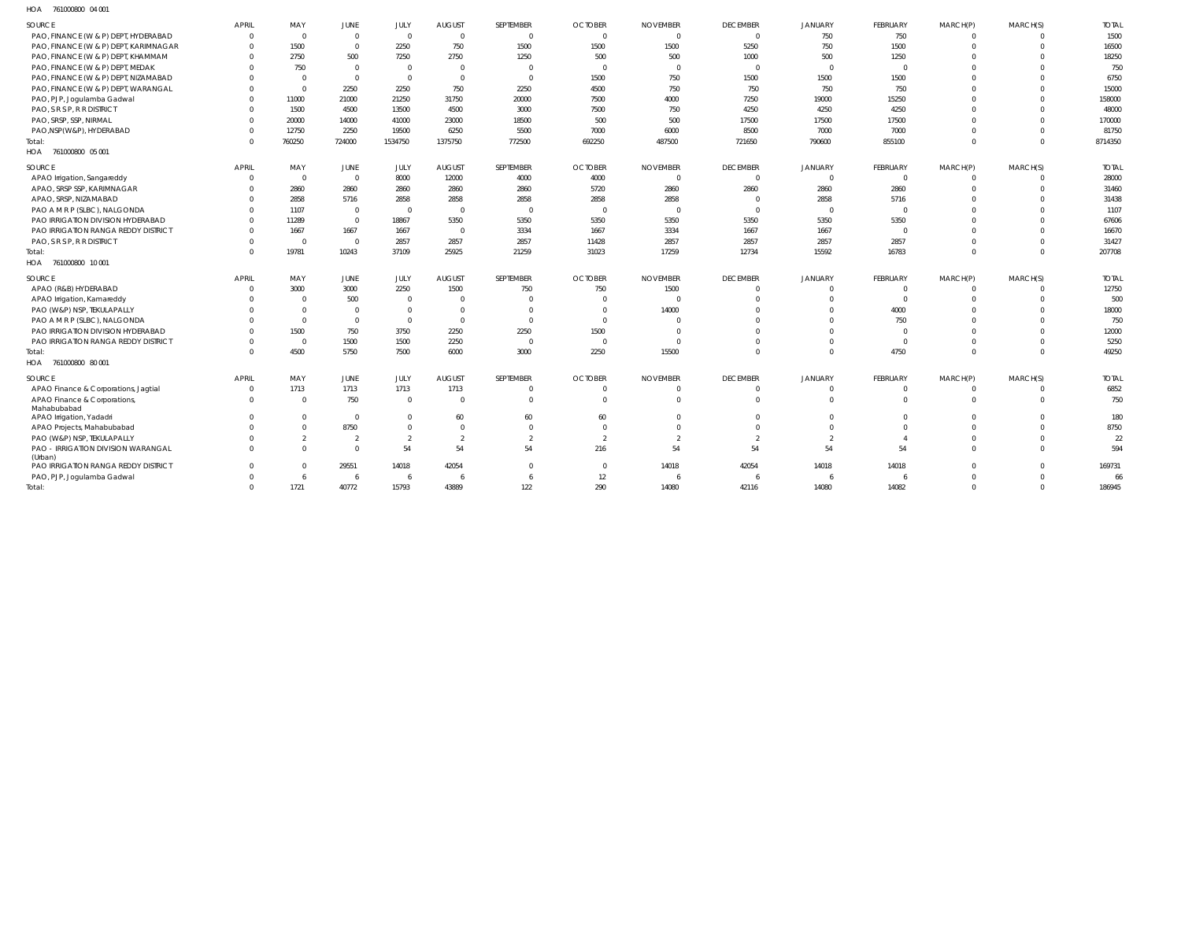HOA 761000800 04 001

| SOURCE | APRIL | MAY | JUNE | JULY | AUGUST | SEPTEMBER | OCTOBER | NOVEMBER | DECEMBER | JANUARY | FEBRUARY | MARCH(P) | MARCH(S) | TOTAL |
|---|---|---|---|---|---|---|---|---|---|---|---|---|---|---|
| PAO, FINANCE (W & P) DEPT, HYDERABAD | 0 | 0 | 0 | 0 | 0 | 0 | 0 | 0 | 0 | 750 | 750 | 0 | 0 | 1500 |
| PAO, FINANCE (W & P) DEPT, KARIMNAGAR | 0 | 1500 | 0 | 2250 | 750 | 1500 | 1500 | 1500 | 5250 | 750 | 1500 | 0 | 0 | 16500 |
| PAO, FINANCE (W & P) DEPT, KHAMMAM | 0 | 2750 | 500 | 7250 | 2750 | 1250 | 500 | 500 | 1000 | 500 | 1250 | 0 | 0 | 18250 |
| PAO, FINANCE (W & P) DEPT, MEDAK | 0 | 750 | 0 | 0 | 0 | 0 | 0 | 0 | 0 | 0 | 0 | 0 | 0 | 750 |
| PAO, FINANCE (W & P) DEPT, NIZAMABAD | 0 | 0 | 0 | 0 | 0 | 0 | 1500 | 750 | 1500 | 1500 | 1500 | 0 | 0 | 6750 |
| PAO, FINANCE (W & P) DEPT, WARANGAL | 0 | 0 | 2250 | 2250 | 750 | 2250 | 4500 | 750 | 750 | 750 | 750 | 0 | 0 | 15000 |
| PAO, PJP, Jogulamba Gadwal | 0 | 11000 | 21000 | 21250 | 31750 | 20000 | 7500 | 4000 | 7250 | 19000 | 15250 | 0 | 0 | 158000 |
| PAO, S R S P, R R DISTRICT | 0 | 1500 | 4500 | 13500 | 4500 | 3000 | 7500 | 750 | 4250 | 4250 | 4250 | 0 | 0 | 48000 |
| PAO, SRSP, SSP, NIRMAL | 0 | 20000 | 14000 | 41000 | 23000 | 18500 | 500 | 500 | 17500 | 17500 | 17500 | 0 | 0 | 170000 |
| PAO,NSP(W&P), HYDERABAD | 0 | 12750 | 2250 | 19500 | 6250 | 5500 | 7000 | 6000 | 8500 | 7000 | 7000 | 0 | 0 | 81750 |
| Total: | 0 | 760250 | 724000 | 1534750 | 1375750 | 772500 | 692250 | 487500 | 721650 | 790600 | 855100 | 0 | 0 | 8714350 |

HOA 761000800 05 001

| SOURCE | APRIL | MAY | JUNE | JULY | AUGUST | SEPTEMBER | OCTOBER | NOVEMBER | DECEMBER | JANUARY | FEBRUARY | MARCH(P) | MARCH(S) | TOTAL |
|---|---|---|---|---|---|---|---|---|---|---|---|---|---|---|
| APAO Irrigation, Sangareddy | 0 | 0 | 0 | 8000 | 12000 | 4000 | 4000 | 0 | 0 | 0 | 0 | 0 | 0 | 28000 |
| APAO, SRSP SSP, KARIMNAGAR | 0 | 2860 | 2860 | 2860 | 2860 | 2860 | 5720 | 2860 | 2860 | 2860 | 2860 | 0 | 0 | 31460 |
| APAO, SRSP, NIZAMABAD | 0 | 2858 | 5716 | 2858 | 2858 | 2858 | 2858 | 2858 | 0 | 2858 | 5716 | 0 | 0 | 31438 |
| PAO A M R P (SLBC), NALGONDA | 0 | 1107 | 0 | 0 | 0 | 0 | 0 | 0 | 0 | 0 | 0 | 0 | 0 | 1107 |
| PAO IRRIGATION DIVISION HYDERABAD | 0 | 11289 | 0 | 18867 | 5350 | 5350 | 5350 | 5350 | 5350 | 5350 | 5350 | 0 | 0 | 67606 |
| PAO IRRIGATION RANGA REDDY DISTRICT | 0 | 1667 | 1667 | 1667 | 0 | 3334 | 1667 | 3334 | 1667 | 1667 | 0 | 0 | 0 | 16670 |
| PAO, S R S P, R R DISTRICT | 0 | 0 | 0 | 2857 | 2857 | 2857 | 11428 | 2857 | 2857 | 2857 | 2857 | 0 | 0 | 31427 |
| Total: | 0 | 19781 | 10243 | 37109 | 25925 | 21259 | 31023 | 17259 | 12734 | 15592 | 16783 | 0 | 0 | 207708 |

HOA 761000800 10 001

| SOURCE | APRIL | MAY | JUNE | JULY | AUGUST | SEPTEMBER | OCTOBER | NOVEMBER | DECEMBER | JANUARY | FEBRUARY | MARCH(P) | MARCH(S) | TOTAL |
|---|---|---|---|---|---|---|---|---|---|---|---|---|---|---|
| APAO (R&B) HYDERABAD | 0 | 3000 | 3000 | 2250 | 1500 | 750 | 750 | 1500 | 0 | 0 | 0 | 0 | 0 | 12750 |
| APAO Irrigation, Kamareddy | 0 | 0 | 500 | 0 | 0 | 0 | 0 | 0 | 0 | 0 | 0 | 0 | 0 | 500 |
| PAO (W&P) NSP, TEKULAPALLY | 0 | 0 | 0 | 0 | 0 | 0 | 0 | 14000 | 0 | 0 | 4000 | 0 | 0 | 18000 |
| PAO A M R P (SLBC), NALGONDA | 0 | 0 | 0 | 0 | 0 | 0 | 0 | 0 | 0 | 0 | 750 | 0 | 0 | 750 |
| PAO IRRIGATION DIVISION HYDERABAD | 0 | 1500 | 750 | 3750 | 2250 | 2250 | 1500 | 0 | 0 | 0 | 0 | 0 | 0 | 12000 |
| PAO IRRIGATION RANGA REDDY DISTRICT | 0 | 0 | 1500 | 1500 | 2250 | 0 | 0 | 0 | 0 | 0 | 0 | 0 | 0 | 5250 |
| Total: | 0 | 4500 | 5750 | 7500 | 6000 | 3000 | 2250 | 15500 | 0 | 0 | 4750 | 0 | 0 | 49250 |

HOA 761000800 80 001

| SOURCE | APRIL | MAY | JUNE | JULY | AUGUST | SEPTEMBER | OCTOBER | NOVEMBER | DECEMBER | JANUARY | FEBRUARY | MARCH(P) | MARCH(S) | TOTAL |
|---|---|---|---|---|---|---|---|---|---|---|---|---|---|---|
| APAO Finance & Corporations, Jagtial | 0 | 1713 | 1713 | 1713 | 1713 | 0 | 0 | 0 | 0 | 0 | 0 | 0 | 0 | 6852 |
| APAO Finance & Corporations, Mahabubabad | 0 | 0 | 750 | 0 | 0 | 0 | 0 | 0 | 0 | 0 | 0 | 0 | 0 | 750 |
| APAO Irrigation, Yadadri | 0 | 0 | 0 | 0 | 60 | 60 | 60 | 0 | 0 | 0 | 0 | 0 | 0 | 180 |
| APAO Projects, Mahabubabad | 0 | 0 | 8750 | 0 | 0 | 0 | 0 | 0 | 0 | 0 | 0 | 0 | 0 | 8750 |
| PAO (W&P) NSP, TEKULAPALLY | 0 | 2 | 2 | 2 | 2 | 2 | 2 | 2 | 2 | 2 | 4 | 0 | 0 | 22 |
| PAO - IRRIGATION DIVISION WARANGAL (Urban) | 0 | 0 | 0 | 54 | 54 | 54 | 216 | 54 | 54 | 54 | 54 | 0 | 0 | 594 |
| PAO IRRIGATION RANGA REDDY DISTRICT | 0 | 0 | 29551 | 14018 | 42054 | 0 | 0 | 14018 | 42054 | 14018 | 14018 | 0 | 0 | 169731 |
| PAO, PJP, Jogulamba Gadwal | 0 | 6 | 6 | 6 | 6 | 6 | 12 | 6 | 6 | 6 | 6 | 0 | 0 | 66 |
| Total: | 0 | 1721 | 40772 | 15793 | 43889 | 122 | 290 | 14080 | 42116 | 14080 | 14082 | 0 | 0 | 186945 |